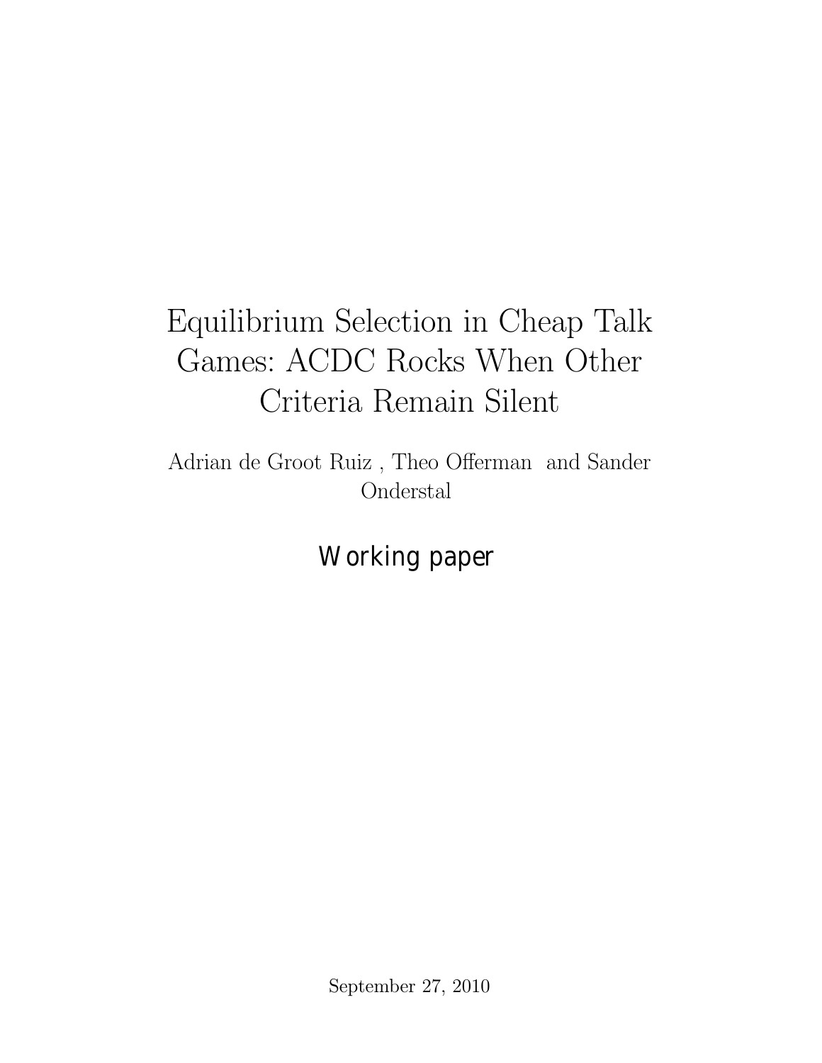# Equilibrium Selection in Cheap Talk Games: ACDC Rocks When Other Criteria Remain Silent

Adrian de Groot Ruiz , Theo Offerman and Sander Onderstal

Working paper

September 27, 2010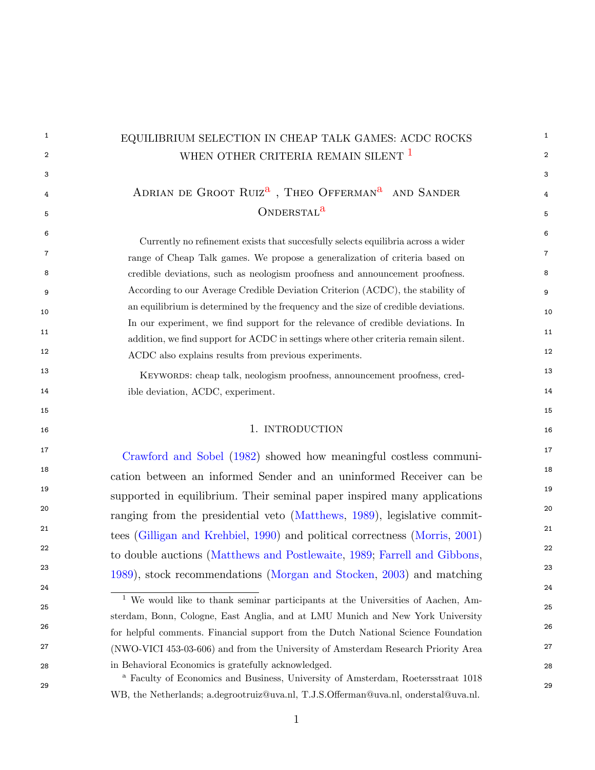# EQUILIBRIUM SELECTION IN CHEAP TALK GAMES: ACDC ROCKS WHEN OTHER CRITERIA REMAIN SILENT [1]

Adrian de Groot Ruiz[a], Theo Offerman[a] and Sander Onderstal[a]

Currently no refinement exists that succesfully selects equilibria across a wider range of Cheap Talk games. We propose a generalization of criteria based on credible deviations, such as neologism proofness and announcement proofness. According to our Average Credible Deviation Criterion (ACDC), the stability of an equilibrium is determined by the frequency and the size of credible deviations. In our experiment, we find support for the relevance of credible deviations. In addition, we find support for ACDC in settings where other criteria remain silent. ACDC also explains results from previous experiments.

KEYWORDS: cheap talk, neologism proofness, announcement proofness, credible deviation, ACDC, experiment.

## 1. INTRODUCTION

Crawford and Sobel (1982) showed how meaningful costless communication between an informed Sender and an uninformed Receiver can be supported in equilibrium. Their seminal paper inspired many applications ranging from the presidential veto (Matthews, 1989), legislative committees (Gilligan and Krehbiel, 1990) and political correctness (Morris, 2001) to double auctions (Matthews and Postlewaite, 1989; Farrell and Gibbons, 1989), stock recommendations (Morgan and Stocken, 2003) and matching

[1] We would like to thank seminar participants at the Universities of Aachen, Amsterdam, Bonn, Cologne, East Anglia, and at LMU Munich and New York University for helpful comments. Financial support from the Dutch National Science Foundation (NWO-VICI 453-03-606) and from the University of Amsterdam Research Priority Area in Behavioral Economics is gratefully acknowledged.

[a] Faculty of Economics and Business, University of Amsterdam, Roetersstraat 1018 WB, the Netherlands; a.degrootruiz@uva.nl, T.J.S.Offerman@uva.nl, onderstal@uva.nl.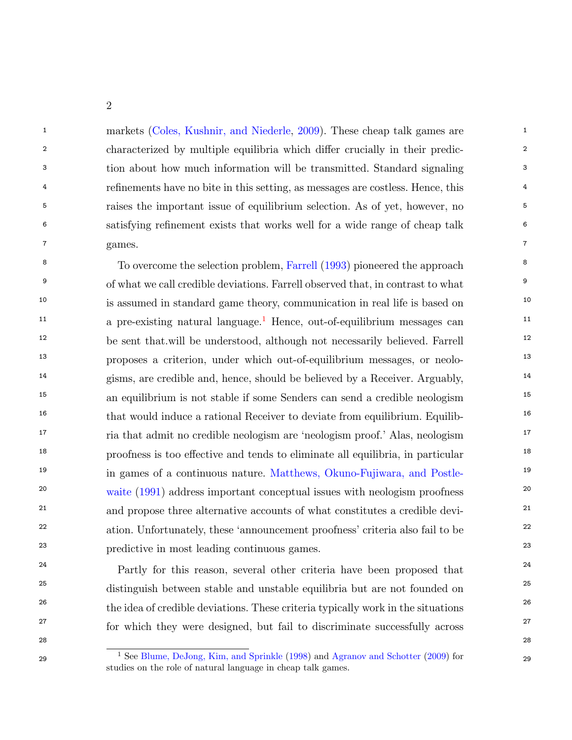markets (Coles, Kushnir, and Niederle, 2009). These cheap talk games are characterized by multiple equilibria which differ crucially in their prediction about how much information will be transmitted. Standard signaling refinements have no bite in this setting, as messages are costless. Hence, this raises the important issue of equilibrium selection. As of yet, however, no satisfying refinement exists that works well for a wide range of cheap talk games.

To overcome the selection problem, Farrell (1993) pioneered the approach of what we call credible deviations. Farrell observed that, in contrast to what is assumed in standard game theory, communication in real life is based on a pre-existing natural language.[1] Hence, out-of-equilibrium messages can be sent that.will be understood, although not necessarily believed. Farrell proposes a criterion, under which out-of-equilibrium messages, or neologisms, are credible and, hence, should be believed by a Receiver. Arguably, an equilibrium is not stable if some Senders can send a credible neologism that would induce a rational Receiver to deviate from equilibrium. Equilibria that admit no credible neologism are 'neologism proof.' Alas, neologism proofness is too effective and tends to eliminate all equilibria, in particular in games of a continuous nature. Matthews, Okuno-Fujiwara, and Postlewaite (1991) address important conceptual issues with neologism proofness and propose three alternative accounts of what constitutes a credible deviation. Unfortunately, these 'announcement proofness' criteria also fail to be predictive in most leading continuous games.

Partly for this reason, several other criteria have been proposed that distinguish between stable and unstable equilibria but are not founded on the idea of credible deviations. These criteria typically work in the situations for which they were designed, but fail to discriminate successfully across

[1] See Blume, DeJong, Kim, and Sprinkle (1998) and Agranov and Schotter (2009) for studies on the role of natural language in cheap talk games.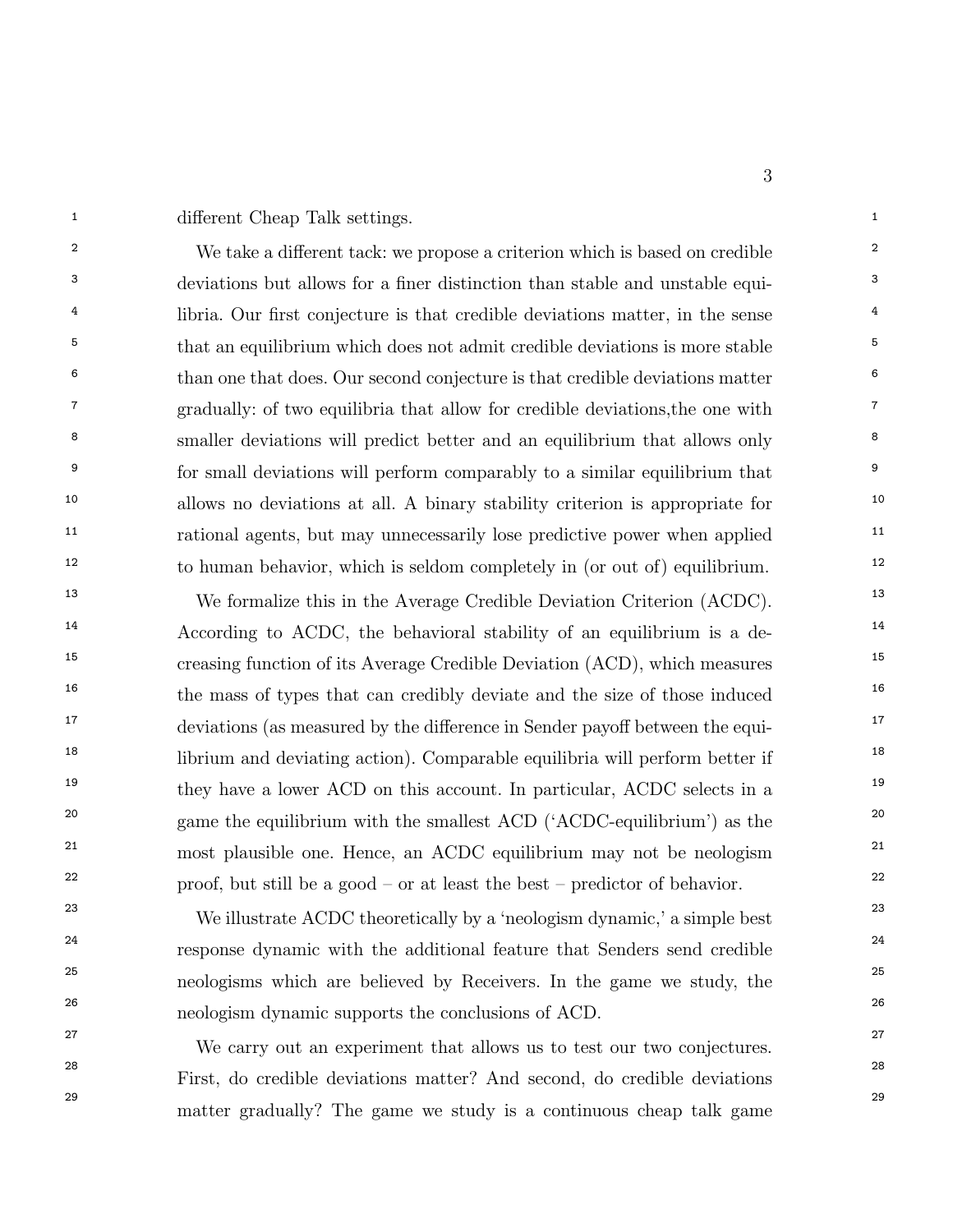different Cheap Talk settings.

We take a different tack: we propose a criterion which is based on credible deviations but allows for a finer distinction than stable and unstable equilibria. Our first conjecture is that credible deviations matter, in the sense that an equilibrium which does not admit credible deviations is more stable than one that does. Our second conjecture is that credible deviations matter gradually: of two equilibria that allow for credible deviations,the one with smaller deviations will predict better and an equilibrium that allows only for small deviations will perform comparably to a similar equilibrium that allows no deviations at all. A binary stability criterion is appropriate for rational agents, but may unnecessarily lose predictive power when applied to human behavior, which is seldom completely in (or out of) equilibrium.

We formalize this in the Average Credible Deviation Criterion (ACDC). According to ACDC, the behavioral stability of an equilibrium is a decreasing function of its Average Credible Deviation (ACD), which measures the mass of types that can credibly deviate and the size of those induced deviations (as measured by the difference in Sender payoff between the equilibrium and deviating action). Comparable equilibria will perform better if they have a lower ACD on this account. In particular, ACDC selects in a game the equilibrium with the smallest ACD ('ACDC-equilibrium') as the most plausible one. Hence, an ACDC equilibrium may not be neologism proof, but still be a good – or at least the best – predictor of behavior.

We illustrate ACDC theoretically by a 'neologism dynamic,' a simple best response dynamic with the additional feature that Senders send credible neologisms which are believed by Receivers. In the game we study, the neologism dynamic supports the conclusions of ACD.

We carry out an experiment that allows us to test our two conjectures. First, do credible deviations matter? And second, do credible deviations matter gradually? The game we study is a continuous cheap talk game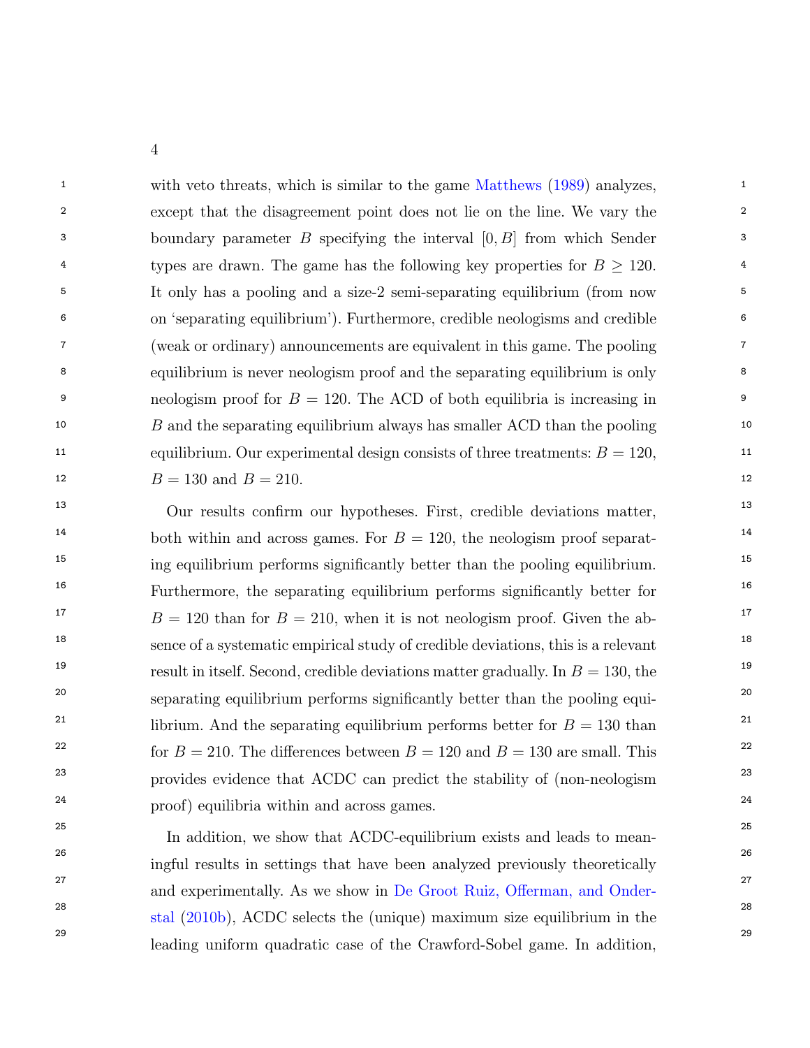with veto threats, which is similar to the game Matthews (1989) analyzes, except that the disagreement point does not lie on the line. We vary the boundary parameter $B$ specifying the interval $[0, B]$ from which Sender types are drawn. The game has the following key properties for $B \geq 120$. It only has a pooling and a size-2 semi-separating equilibrium (from now on 'separating equilibrium'). Furthermore, credible neologisms and credible (weak or ordinary) announcements are equivalent in this game. The pooling equilibrium is never neologism proof and the separating equilibrium is only neologism proof for $B = 120$. The ACD of both equilibria is increasing in $B$ and the separating equilibrium always has smaller ACD than the pooling equilibrium. Our experimental design consists of three treatments: $B = 120$, $B = 130$ and $B = 210$.

Our results confirm our hypotheses. First, credible deviations matter, both within and across games. For $B = 120$, the neologism proof separating equilibrium performs significantly better than the pooling equilibrium. Furthermore, the separating equilibrium performs significantly better for $B = 120$ than for $B = 210$, when it is not neologism proof. Given the absence of a systematic empirical study of credible deviations, this is a relevant result in itself. Second, credible deviations matter gradually. In $B = 130$, the separating equilibrium performs significantly better than the pooling equilibrium. And the separating equilibrium performs better for $B = 130$ than for $B = 210$. The differences between $B = 120$ and $B = 130$ are small. This provides evidence that ACDC can predict the stability of (non-neologism proof) equilibria within and across games.

In addition, we show that ACDC-equilibrium exists and leads to meaningful results in settings that have been analyzed previously theoretically and experimentally. As we show in De Groot Ruiz, Offerman, and Onderstal (2010b), ACDC selects the (unique) maximum size equilibrium in the leading uniform quadratic case of the Crawford-Sobel game. In addition,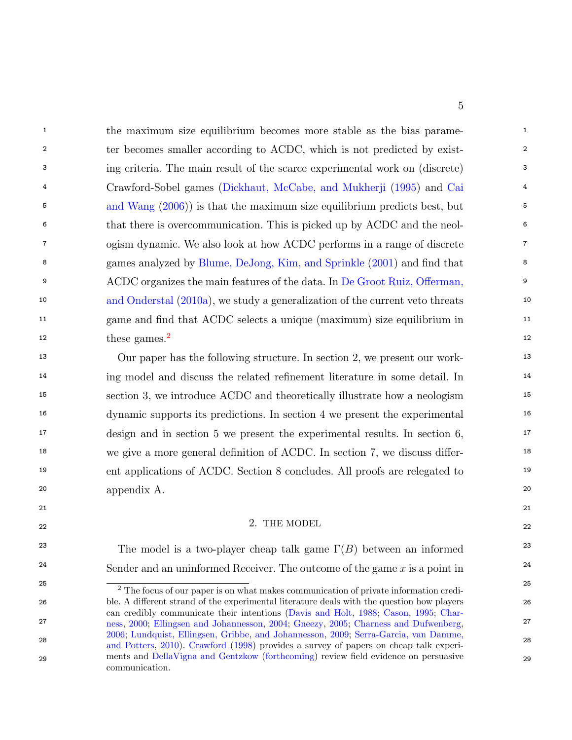the maximum size equilibrium becomes more stable as the bias parameter becomes smaller according to ACDC, which is not predicted by existing criteria. The main result of the scarce experimental work on (discrete) Crawford-Sobel games (Dickhaut, McCabe, and Mukherji (1995) and Cai and Wang (2006)) is that the maximum size equilibrium predicts best, but that there is overcommunication. This is picked up by ACDC and the neologism dynamic. We also look at how ACDC performs in a range of discrete games analyzed by Blume, DeJong, Kim, and Sprinkle (2001) and find that ACDC organizes the main features of the data. In De Groot Ruiz, Offerman, and Onderstal (2010a), we study a generalization of the current veto threats game and find that ACDC selects a unique (maximum) size equilibrium in these games.[2]

Our paper has the following structure. In section 2, we present our working model and discuss the related refinement literature in some detail. In section 3, we introduce ACDC and theoretically illustrate how a neologism dynamic supports its predictions. In section 4 we present the experimental design and in section 5 we present the experimental results. In section 6, we give a more general definition of ACDC. In section 7, we discuss different applications of ACDC. Section 8 concludes. All proofs are relegated to appendix A.

## 2. THE MODEL

The model is a two-player cheap talk game $\Gamma(B)$ between an informed Sender and an uninformed Receiver. The outcome of the game $x$ is a point in

[2] The focus of our paper is on what makes communication of private information credible. A different strand of the experimental literature deals with the question how players can credibly communicate their intentions (Davis and Holt, 1988; Cason, 1995; Charness, 2000; Ellingsen and Johannesson, 2004; Gneezy, 2005; Charness and Dufwenberg, 2006; Lundquist, Ellingsen, Gribbe, and Johannesson, 2009; Serra-Garcia, van Damme, and Potters, 2010). Crawford (1998) provides a survey of papers on cheap talk experiments and DellaVigna and Gentzkow (forthcoming) review field evidence on persuasive communication.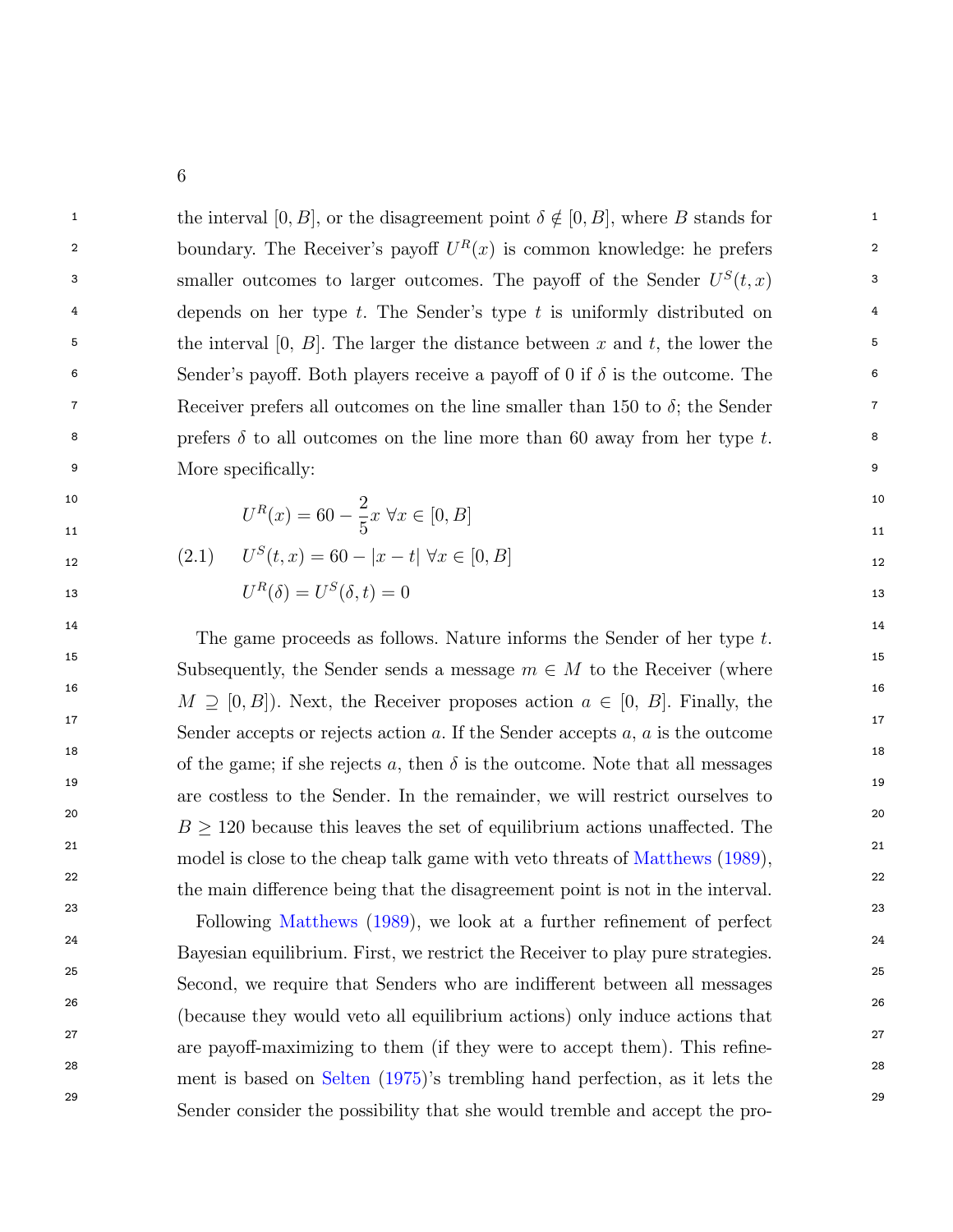the interval $[0, B]$, or the disagreement point $\delta \notin [0, B]$, where $B$ stands for boundary. The Receiver's payoff $U^R(x)$ is common knowledge: he prefers smaller outcomes to larger outcomes. The payoff of the Sender $U^S(t, x)$ depends on her type $t$. The Sender's type $t$ is uniformly distributed on the interval $[0, B]$. The larger the distance between $x$ and $t$, the lower the Sender's payoff. Both players receive a payoff of 0 if $\delta$ is the outcome. The Receiver prefers all outcomes on the line smaller than 150 to $\delta$; the Sender prefers $\delta$ to all outcomes on the line more than 60 away from her type $t$. More specifically:

$$
\begin{aligned}
&U^R(x) = 60 - \frac{2}{5}x \ \forall x \in [0, B] \\
(2.1) \qquad &U^S(t, x) = 60 - |x - t| \ \forall x \in [0, B] \\
&U^R(\delta) = U^S(\delta, t) = 0
\end{aligned}
$$

The game proceeds as follows. Nature informs the Sender of her type $t$. Subsequently, the Sender sends a message $m \in M$ to the Receiver (where $M \supseteq [0, B]$). Next, the Receiver proposes action $a \in [0, B]$. Finally, the Sender accepts or rejects action $a$. If the Sender accepts $a$, $a$ is the outcome of the game; if she rejects $a$, then $\delta$ is the outcome. Note that all messages are costless to the Sender. In the remainder, we will restrict ourselves to $B \geq 120$ because this leaves the set of equilibrium actions unaffected. The model is close to the cheap talk game with veto threats of Matthews (1989), the main difference being that the disagreement point is not in the interval.

Following Matthews (1989), we look at a further refinement of perfect Bayesian equilibrium. First, we restrict the Receiver to play pure strategies. Second, we require that Senders who are indifferent between all messages (because they would veto all equilibrium actions) only induce actions that are payoff-maximizing to them (if they were to accept them). This refinement is based on Selten (1975)'s trembling hand perfection, as it lets the Sender consider the possibility that she would tremble and accept the pro-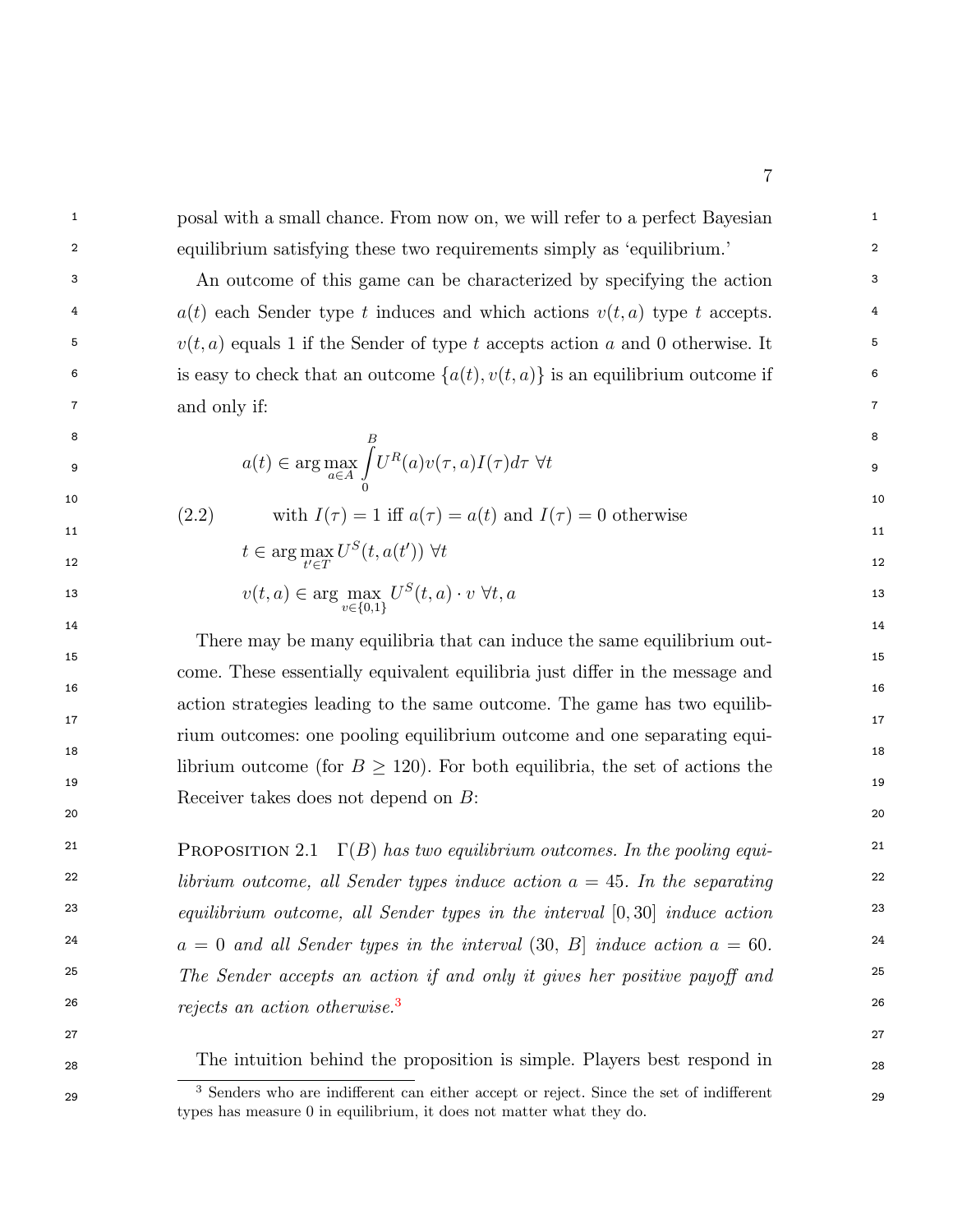posal with a small chance. From now on, we will refer to a perfect Bayesian equilibrium satisfying these two requirements simply as ‘equilibrium.’

An outcome of this game can be characterized by specifying the action $a(t)$ each Sender type $t$ induces and which actions $v(t,a)$ type $t$ accepts. $v(t,a)$ equals 1 if the Sender of type $t$ accepts action $a$ and 0 otherwise. It is easy to check that an outcome $\{a(t), v(t,a)\}$ is an equilibrium outcome if and only if:

$$
\begin{aligned}
& a(t) \in \arg\max_{a\in A} \int_0^B U^R(a) v(\tau,a) I(\tau) d\tau \ \forall t \\
(2.2) \qquad & \text{with } I(\tau) = 1 \text{ iff } a(\tau) = a(t) \text{ and } I(\tau) = 0 \text{ otherwise} \\
& t \in \arg\max_{t'\in T} U^S(t, a(t')) \ \forall t \\
& v(t,a) \in \arg\max_{v\in\{0,1\}} U^S(t,a)\cdot v \ \forall t, a
\end{aligned}
$$

There may be many equilibria that can induce the same equilibrium outcome. These essentially equivalent equilibria just differ in the message and action strategies leading to the same outcome. The game has two equilibrium outcomes: one pooling equilibrium outcome and one separating equilibrium outcome (for $B \geq 120$). For both equilibria, the set of actions the Receiver takes does not depend on $B$:

PROPOSITION 2.1 *$\Gamma(B)$ has two equilibrium outcomes. In the pooling equilibrium outcome, all Sender types induce action $a = 45$. In the separating equilibrium outcome, all Sender types in the interval $[0, 30]$ induce action $a = 0$ and all Sender types in the interval $(30, B]$ induce action $a = 60$. The Sender accepts an action if and only it gives her positive payoff and rejects an action otherwise.*[3]

The intuition behind the proposition is simple. Players best respond in

[3] Senders who are indifferent can either accept or reject. Since the set of indifferent types has measure 0 in equilibrium, it does not matter what they do.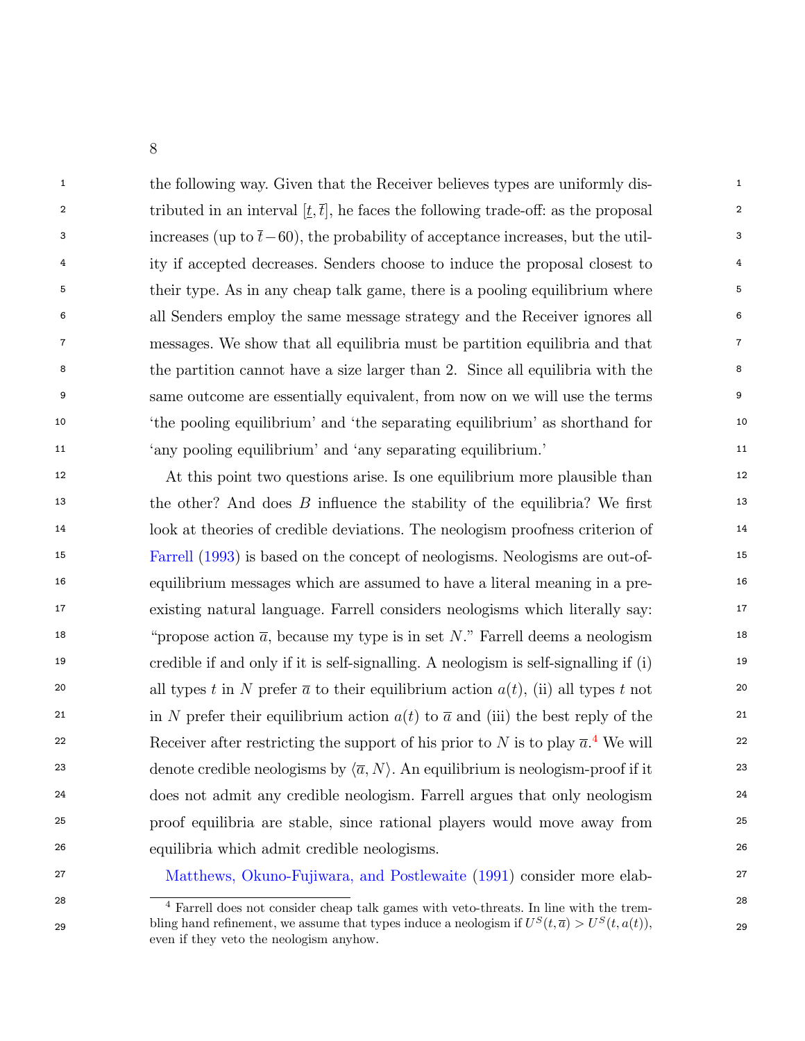the following way. Given that the Receiver believes types are uniformly distributed in an interval $[\underline{t}, \overline{t}]$, he faces the following trade-off: as the proposal increases (up to $\overline{t} - 60$), the probability of acceptance increases, but the utility if accepted decreases. Senders choose to induce the proposal closest to their type. As in any cheap talk game, there is a pooling equilibrium where all Senders employ the same message strategy and the Receiver ignores all messages. We show that all equilibria must be partition equilibria and that the partition cannot have a size larger than 2. Since all equilibria with the same outcome are essentially equivalent, from now on we will use the terms 'the pooling equilibrium' and 'the separating equilibrium' as shorthand for 'any pooling equilibrium' and 'any separating equilibrium.'

At this point two questions arise. Is one equilibrium more plausible than the other? And does $B$ influence the stability of the equilibria? We first look at theories of credible deviations. The neologism proofness criterion of Farrell (1993) is based on the concept of neologisms. Neologisms are out-of-equilibrium messages which are assumed to have a literal meaning in a pre-existing natural language. Farrell considers neologisms which literally say: "propose action $\overline{a}$, because my type is in set $N$." Farrell deems a neologism credible if and only if it is self-signalling. A neologism is self-signalling if (i) all types $t$ in $N$ prefer $\overline{a}$ to their equilibrium action $a(t)$, (ii) all types $t$ not in $N$ prefer their equilibrium action $a(t)$ to $\overline{a}$ and (iii) the best reply of the Receiver after restricting the support of his prior to $N$ is to play $\overline{a}$.[4] We will denote credible neologisms by $\langle \overline{a}, N \rangle$. An equilibrium is neologism-proof if it does not admit any credible neologism. Farrell argues that only neologism proof equilibria are stable, since rational players would move away from equilibria which admit credible neologisms.

Matthews, Okuno-Fujiwara, and Postlewaite (1991) consider more elab-

[4] Farrell does not consider cheap talk games with veto-threats. In line with the trembling hand refinement, we assume that types induce a neologism if $U^S(t, \overline{a}) > U^S(t, a(t))$, even if they veto the neologism anyhow.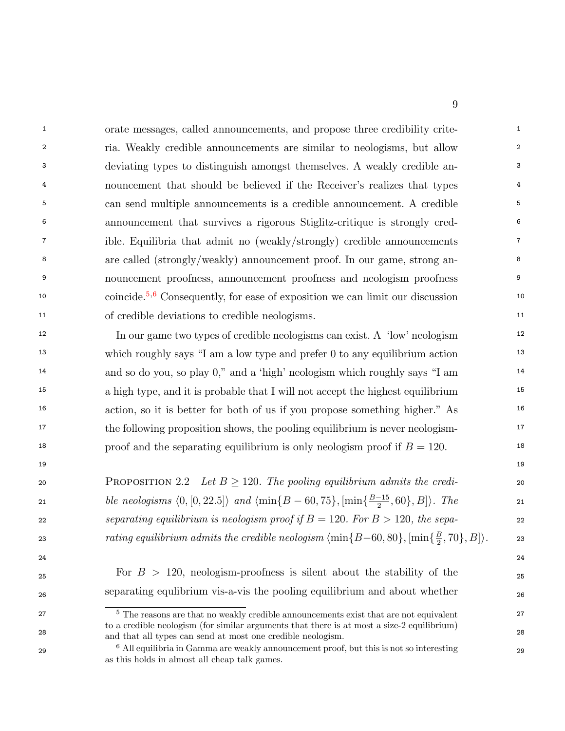orate messages, called announcements, and propose three credibility criteria. Weakly credible announcements are similar to neologisms, but allow deviating types to distinguish amongst themselves. A weakly credible announcement that should be believed if the Receiver's realizes that types can send multiple announcements is a credible announcement. A credible announcement that survives a rigorous Stiglitz-critique is strongly credible. Equilibria that admit no (weakly/strongly) credible announcements are called (strongly/weakly) announcement proof. In our game, strong announcement proofness, announcement proofness and neologism proofness coincide.[5,6] Consequently, for ease of exposition we can limit our discussion of credible deviations to credible neologisms.

In our game two types of credible neologisms can exist. A 'low' neologism which roughly says "I am a low type and prefer 0 to any equilibrium action and so do you, so play 0," and a 'high' neologism which roughly says "I am a high type, and it is probable that I will not accept the highest equilibrium action, so it is better for both of us if you propose something higher." As the following proposition shows, the pooling equilibrium is never neologism-proof and the separating equilibrium is only neologism proof if $B = 120$.

Proposition 2.2 *Let $B \geq 120$. The pooling equilibrium admits the credible neologisms $\langle 0, [0, 22.5]\rangle$ and $\langle \min\{B-60, 75\}, [\min\{\frac{B-15}{2}, 60\}, B]\rangle$. The separating equilibrium is neologism proof if $B = 120$. For $B > 120$, the separating equilibrium admits the credible neologism $\langle \min\{B-60, 80\}, [\min\{\frac{B}{2}, 70\}, B]\rangle$.*

For $B > 120$, neologism-proofness is silent about the stability of the separating equlibrium vis-a-vis the pooling equilibrium and about whether

[5] The reasons are that no weakly credible announcements exist that are not equivalent to a credible neologism (for similar arguments that there is at most a size-2 equilibrium) and that all types can send at most one credible neologism.

[6] All equilibria in Gamma are weakly announcement proof, but this is not so interesting as this holds in almost all cheap talk games.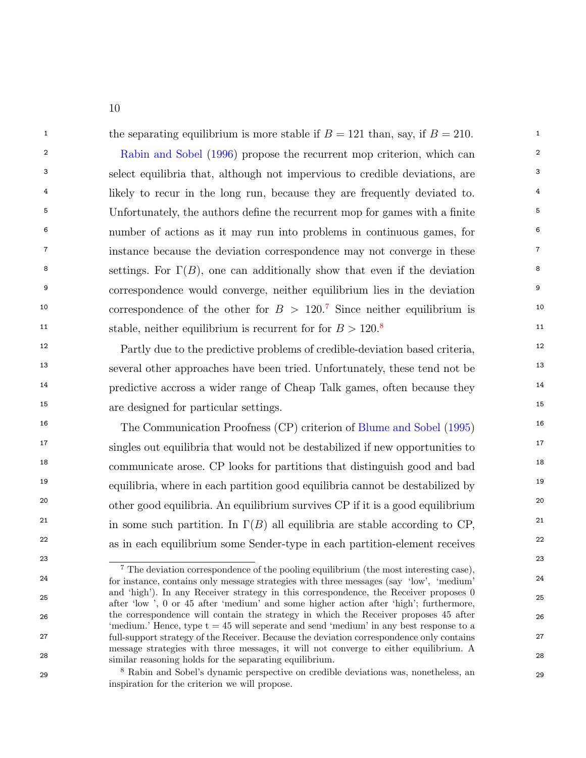the separating equilibrium is more stable if $B = 121$ than, say, if $B = 210$.

Rabin and Sobel (1996) propose the recurrent mop criterion, which can select equilibria that, although not impervious to credible deviations, are likely to recur in the long run, because they are frequently deviated to. Unfortunately, the authors define the recurrent mop for games with a finite number of actions as it may run into problems in continuous games, for instance because the deviation correspondence may not converge in these settings. For $\Gamma(B)$, one can additionally show that even if the deviation correspondence would converge, neither equilibrium lies in the deviation correspondence of the other for $B > 120$.[7] Since neither equilibrium is stable, neither equilibrium is recurrent for for $B > 120$.[8]

Partly due to the predictive problems of credible-deviation based criteria, several other approaches have been tried. Unfortunately, these tend not be predictive accross a wider range of Cheap Talk games, often because they are designed for particular settings.

The Communication Proofness (CP) criterion of Blume and Sobel (1995) singles out equilibria that would not be destabilized if new opportunities to communicate arose. CP looks for partitions that distinguish good and bad equilibria, where in each partition good equilibria cannot be destabilized by other good equilibria. An equilibrium survives CP if it is a good equilibrium in some such partition. In $\Gamma(B)$ all equilibria are stable according to CP, as in each equilibrium some Sender-type in each partition-element receives

[7] The deviation correspondence of the pooling equilibrium (the most interesting case), for instance, contains only message strategies with three messages (say 'low', 'medium' and 'high'). In any Receiver strategy in this correspondence, the Receiver proposes 0 after 'low ', 0 or 45 after 'medium' and some higher action after 'high'; furthermore, the correspondence will contain the strategy in which the Receiver proposes 45 after 'medium.' Hence, type t = 45 will seperate and send 'medium' in any best response to a full-support strategy of the Receiver. Because the deviation correspondence only contains message strategies with three messages, it will not converge to either equilibrium. A similar reasoning holds for the separating equilibrium.

[8] Rabin and Sobel's dynamic perspective on credible deviations was, nonetheless, an inspiration for the criterion we will propose.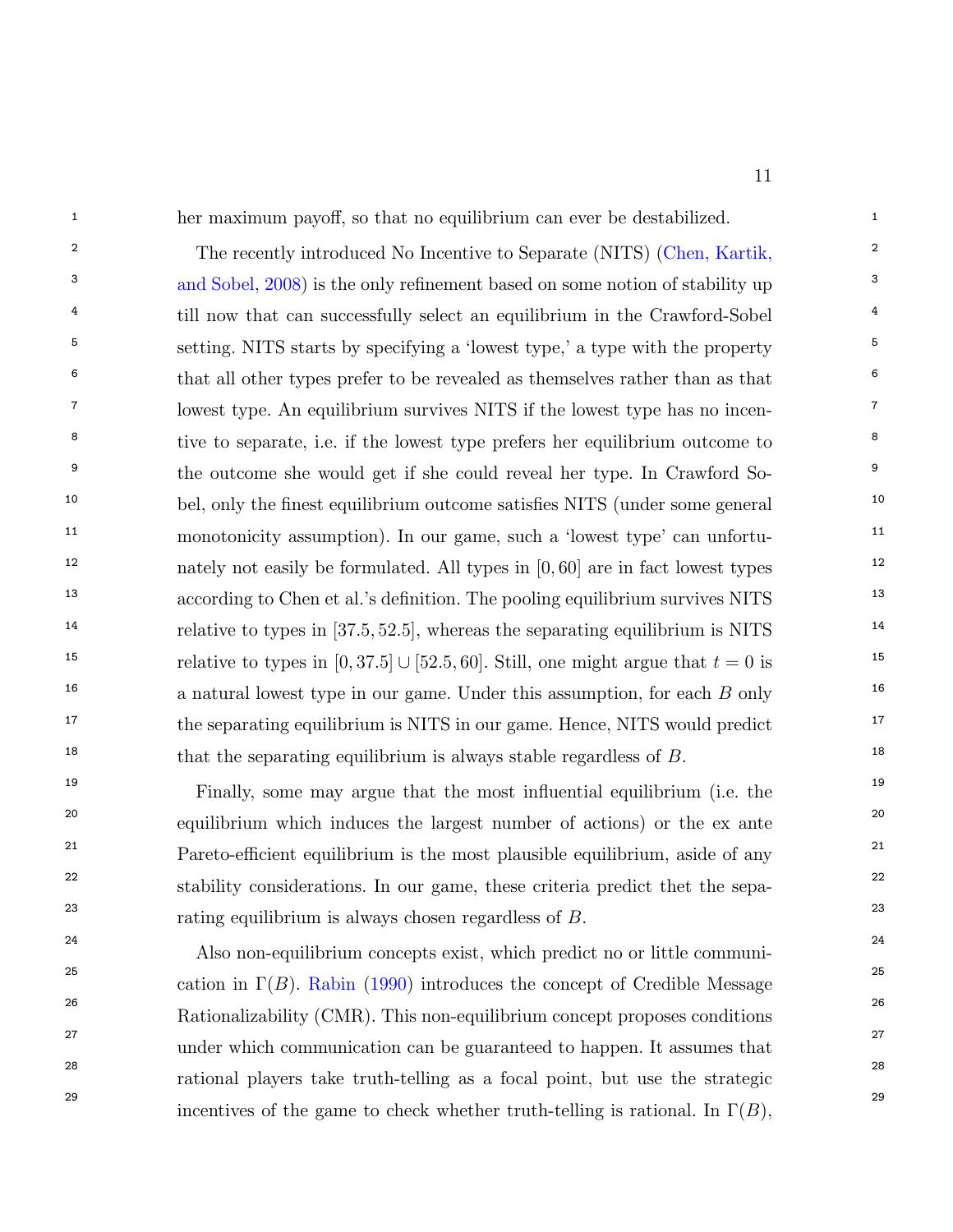her maximum payoff, so that no equilibrium can ever be destabilized.

The recently introduced No Incentive to Separate (NITS) (Chen, Kartik, and Sobel, 2008) is the only refinement based on some notion of stability up till now that can successfully select an equilibrium in the Crawford-Sobel setting. NITS starts by specifying a 'lowest type,' a type with the property that all other types prefer to be revealed as themselves rather than as that lowest type. An equilibrium survives NITS if the lowest type has no incentive to separate, i.e. if the lowest type prefers her equilibrium outcome to the outcome she would get if she could reveal her type. In Crawford Sobel, only the finest equilibrium outcome satisfies NITS (under some general monotonicity assumption). In our game, such a 'lowest type' can unfortunately not easily be formulated. All types in $[0, 60]$ are in fact lowest types according to Chen et al.'s definition. The pooling equilibrium survives NITS relative to types in $[37.5, 52.5]$, whereas the separating equilibrium is NITS relative to types in $[0, 37.5] \cup [52.5, 60]$. Still, one might argue that $t = 0$ is a natural lowest type in our game. Under this assumption, for each $B$ only the separating equilibrium is NITS in our game. Hence, NITS would predict that the separating equilibrium is always stable regardless of $B$.

Finally, some may argue that the most influential equilibrium (i.e. the equilibrium which induces the largest number of actions) or the ex ante Pareto-efficient equilibrium is the most plausible equilibrium, aside of any stability considerations. In our game, these criteria predict thet the separating equilibrium is always chosen regardless of $B$.

Also non-equilibrium concepts exist, which predict no or little communication in $\Gamma(B)$. Rabin (1990) introduces the concept of Credible Message Rationalizability (CMR). This non-equilibrium concept proposes conditions under which communication can be guaranteed to happen. It assumes that rational players take truth-telling as a focal point, but use the strategic incentives of the game to check whether truth-telling is rational. In $\Gamma(B)$,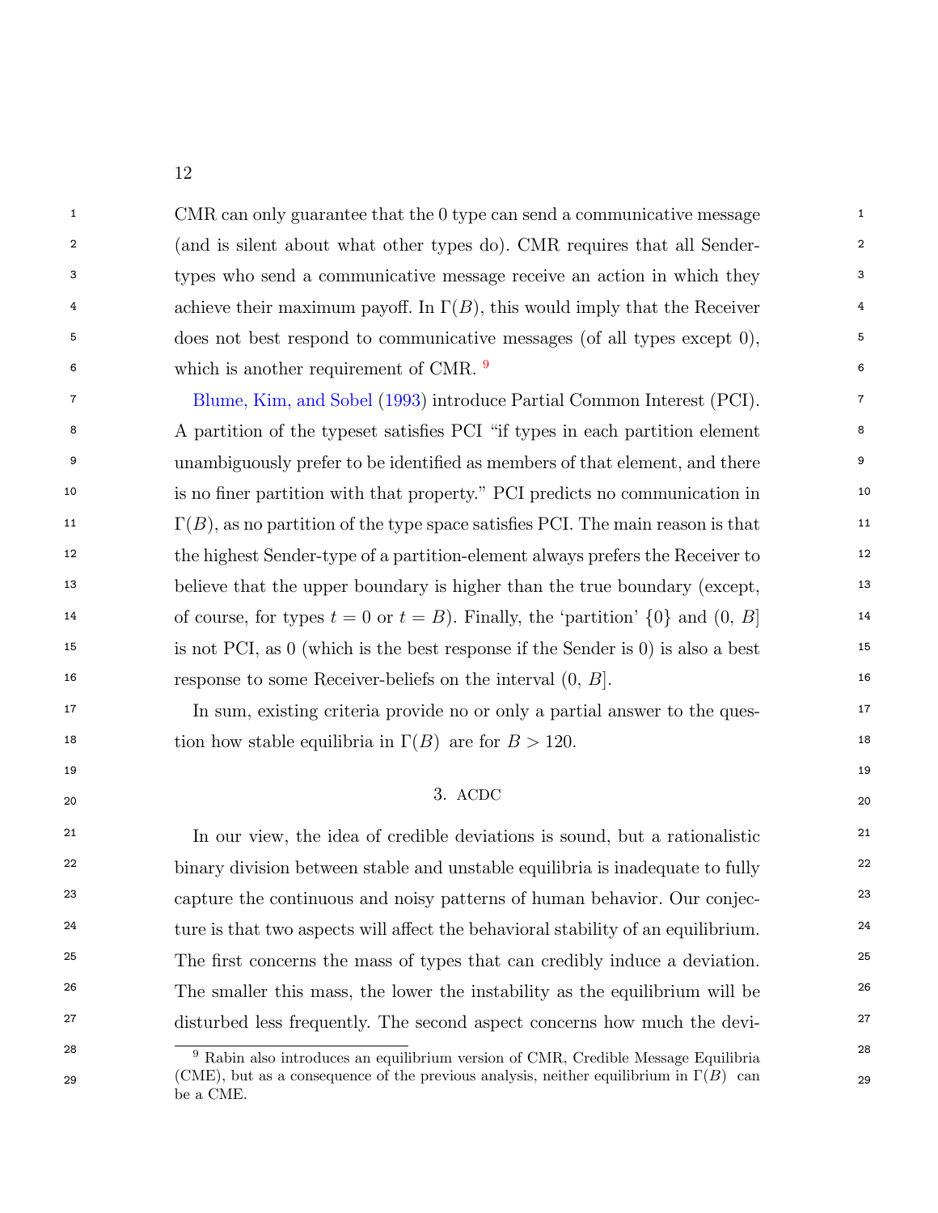CMR can only guarantee that the 0 type can send a communicative message (and is silent about what other types do). CMR requires that all Sender-types who send a communicative message receive an action in which they achieve their maximum payoff. In $\Gamma(B)$, this would imply that the Receiver does not best respond to communicative messages (of all types except 0), which is another requirement of CMR. [9]

Blume, Kim, and Sobel (1993) introduce Partial Common Interest (PCI). A partition of the typeset satisfies PCI "if types in each partition element unambiguously prefer to be identified as members of that element, and there is no finer partition with that property." PCI predicts no communication in $\Gamma(B)$, as no partition of the type space satisfies PCI. The main reason is that the highest Sender-type of a partition-element always prefers the Receiver to believe that the upper boundary is higher than the true boundary (except, of course, for types $t = 0$ or $t = B$). Finally, the 'partition' $\{0\}$ and $(0, B]$ is not PCI, as 0 (which is the best response if the Sender is 0) is also a best response to some Receiver-beliefs on the interval $(0, B]$.

In sum, existing criteria provide no or only a partial answer to the question how stable equilibria in $\Gamma(B)$ are for $B > 120$.

## 3. ACDC

In our view, the idea of credible deviations is sound, but a rationalistic binary division between stable and unstable equilibria is inadequate to fully capture the continuous and noisy patterns of human behavior. Our conjecture is that two aspects will affect the behavioral stability of an equilibrium. The first concerns the mass of types that can credibly induce a deviation. The smaller this mass, the lower the instability as the equilibrium will be disturbed less frequently. The second aspect concerns how much the devi-

[9] Rabin also introduces an equilibrium version of CMR, Credible Message Equilibria (CME), but as a consequence of the previous analysis, neither equilibrium in $\Gamma(B)$ can be a CME.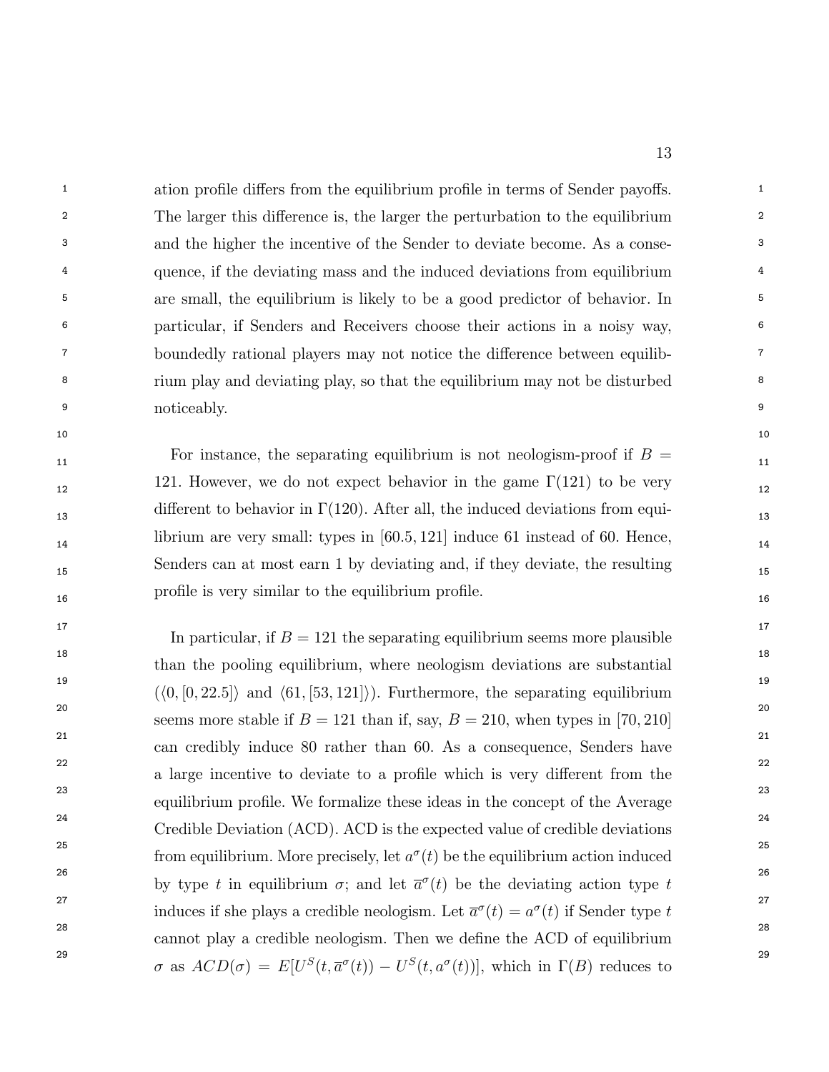ation profile differs from the equilibrium profile in terms of Sender payoffs. The larger this difference is, the larger the perturbation to the equilibrium and the higher the incentive of the Sender to deviate become. As a consequence, if the deviating mass and the induced deviations from equilibrium are small, the equilibrium is likely to be a good predictor of behavior. In particular, if Senders and Receivers choose their actions in a noisy way, boundedly rational players may not notice the difference between equilibrium play and deviating play, so that the equilibrium may not be disturbed noticeably.

For instance, the separating equilibrium is not neologism-proof if $B = 121$. However, we do not expect behavior in the game $\Gamma(121)$ to be very different to behavior in $\Gamma(120)$. After all, the induced deviations from equilibrium are very small: types in $[60.5, 121]$ induce 61 instead of 60. Hence, Senders can at most earn 1 by deviating and, if they deviate, the resulting profile is very similar to the equilibrium profile.

In particular, if $B = 121$ the separating equilibrium seems more plausible than the pooling equilibrium, where neologism deviations are substantial ($\langle 0, [0, 22.5]\rangle$ and $\langle 61, [53, 121]\rangle$). Furthermore, the separating equilibrium seems more stable if $B = 121$ than if, say, $B = 210$, when types in $[70, 210]$ can credibly induce 80 rather than 60. As a consequence, Senders have a large incentive to deviate to a profile which is very different from the equilibrium profile. We formalize these ideas in the concept of the Average Credible Deviation (ACD). ACD is the expected value of credible deviations from equilibrium. More precisely, let $a^{\sigma}(t)$ be the equilibrium action induced by type $t$ in equilibrium $\sigma$; and let $\overline{a}^{\sigma}(t)$ be the deviating action type $t$ induces if she plays a credible neologism. Let $\overline{a}^{\sigma}(t) = a^{\sigma}(t)$ if Sender type $t$ cannot play a credible neologism. Then we define the ACD of equilibrium $\sigma$ as $ACD(\sigma) = E[U^S(t, \overline{a}^{\sigma}(t)) - U^S(t, a^{\sigma}(t))]$, which in $\Gamma(B)$ reduces to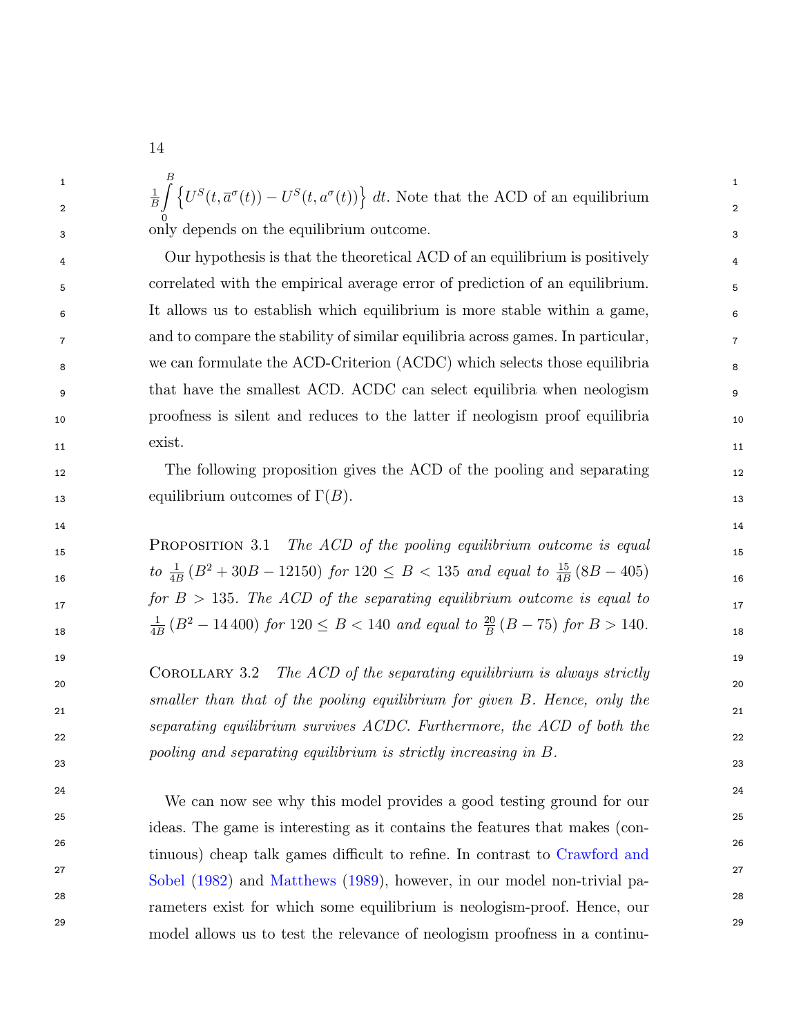$\frac{1}{B}\int_{0}^{B} \left\{U^S(t, \overline{a}^\sigma(t)) - U^S(t, a^\sigma(t))\right\} dt$. Note that the ACD of an equilibrium only depends on the equilibrium outcome.

Our hypothesis is that the theoretical ACD of an equilibrium is positively correlated with the empirical average error of prediction of an equilibrium. It allows us to establish which equilibrium is more stable within a game, and to compare the stability of similar equilibria across games. In particular, we can formulate the ACD-Criterion (ACDC) which selects those equilibria that have the smallest ACD. ACDC can select equilibria when neologism proofness is silent and reduces to the latter if neologism proof equilibria exist.

The following proposition gives the ACD of the pooling and separating equilibrium outcomes of $\Gamma(B)$.

PROPOSITION 3.1 *The ACD of the pooling equilibrium outcome is equal to* $\frac{1}{4B}\left(B^2 + 30B - 12150\right)$ *for* $120 \leq B < 135$ *and equal to* $\frac{15}{4B}\left(8B - 405\right)$ *for* $B > 135$*. The ACD of the separating equilibrium outcome is equal to* $\frac{1}{4B}\left(B^2 - 14\,400\right)$ *for* $120 \leq B < 140$ *and equal to* $\frac{20}{B}\left(B - 75\right)$ *for* $B > 140$*.*

COROLLARY 3.2 *The ACD of the separating equilibrium is always strictly smaller than that of the pooling equilibrium for given* $B$*. Hence, only the separating equilibrium survives ACDC. Furthermore, the ACD of both the pooling and separating equilibrium is strictly increasing in* $B$*.*

We can now see why this model provides a good testing ground for our ideas. The game is interesting as it contains the features that makes (continuous) cheap talk games difficult to refine. In contrast to Crawford and Sobel (1982) and Matthews (1989), however, in our model non-trivial parameters exist for which some equilibrium is neologism-proof. Hence, our model allows us to test the relevance of neologism proofness in a continu-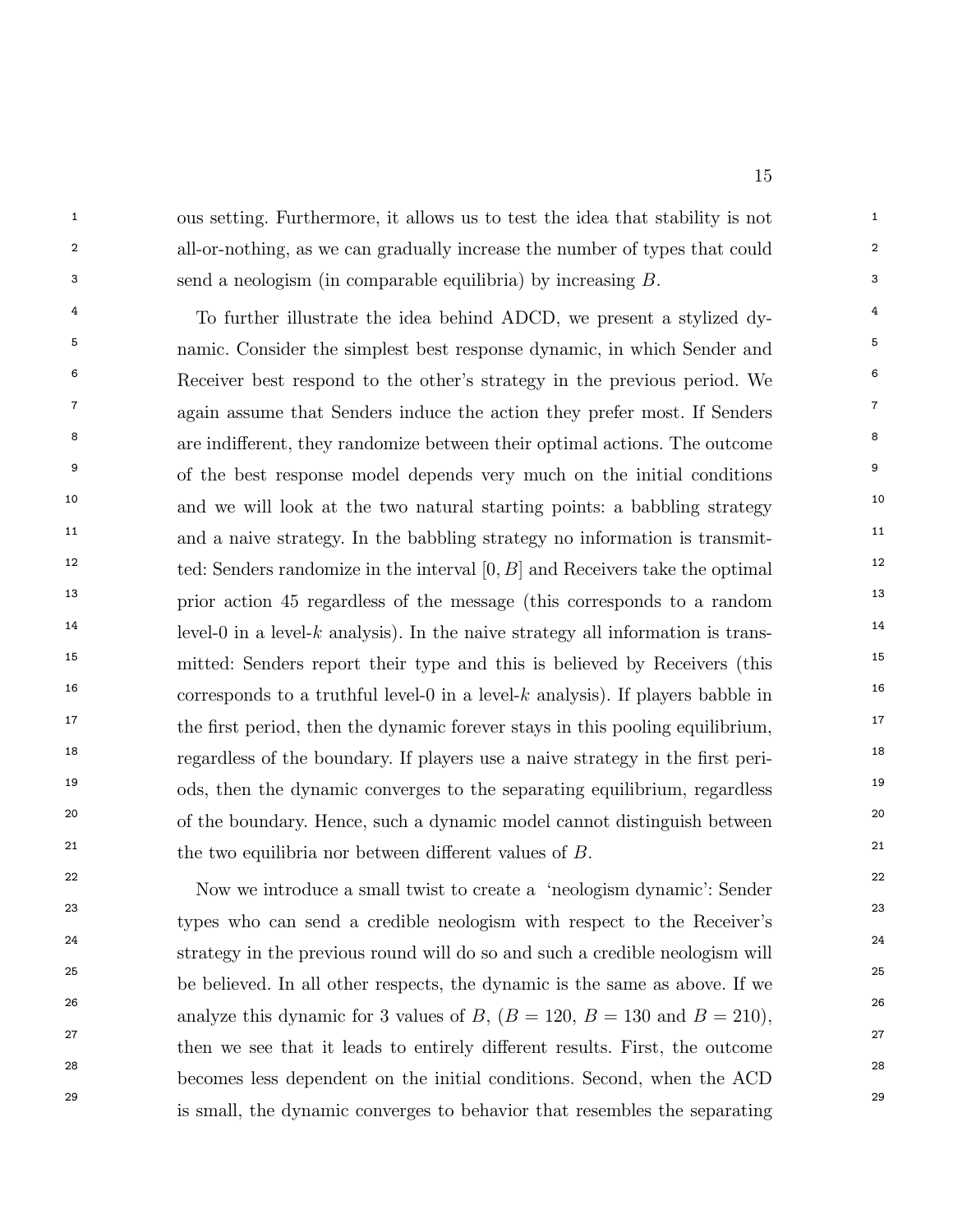ous setting. Furthermore, it allows us to test the idea that stability is not all-or-nothing, as we can gradually increase the number of types that could send a neologism (in comparable equilibria) by increasing $B$.

To further illustrate the idea behind ADCD, we present a stylized dynamic. Consider the simplest best response dynamic, in which Sender and Receiver best respond to the other's strategy in the previous period. We again assume that Senders induce the action they prefer most. If Senders are indifferent, they randomize between their optimal actions. The outcome of the best response model depends very much on the initial conditions and we will look at the two natural starting points: a babbling strategy and a naive strategy. In the babbling strategy no information is transmitted: Senders randomize in the interval $[0, B]$ and Receivers take the optimal prior action 45 regardless of the message (this corresponds to a random level-0 in a level-$k$ analysis). In the naive strategy all information is transmitted: Senders report their type and this is believed by Receivers (this corresponds to a truthful level-0 in a level-$k$ analysis). If players babble in the first period, then the dynamic forever stays in this pooling equilibrium, regardless of the boundary. If players use a naive strategy in the first periods, then the dynamic converges to the separating equilibrium, regardless of the boundary. Hence, such a dynamic model cannot distinguish between the two equilibria nor between different values of $B$.

Now we introduce a small twist to create a 'neologism dynamic': Sender types who can send a credible neologism with respect to the Receiver's strategy in the previous round will do so and such a credible neologism will be believed. In all other respects, the dynamic is the same as above. If we analyze this dynamic for 3 values of $B$, ($B = 120$, $B = 130$ and $B = 210$), then we see that it leads to entirely different results. First, the outcome becomes less dependent on the initial conditions. Second, when the ACD is small, the dynamic converges to behavior that resembles the separating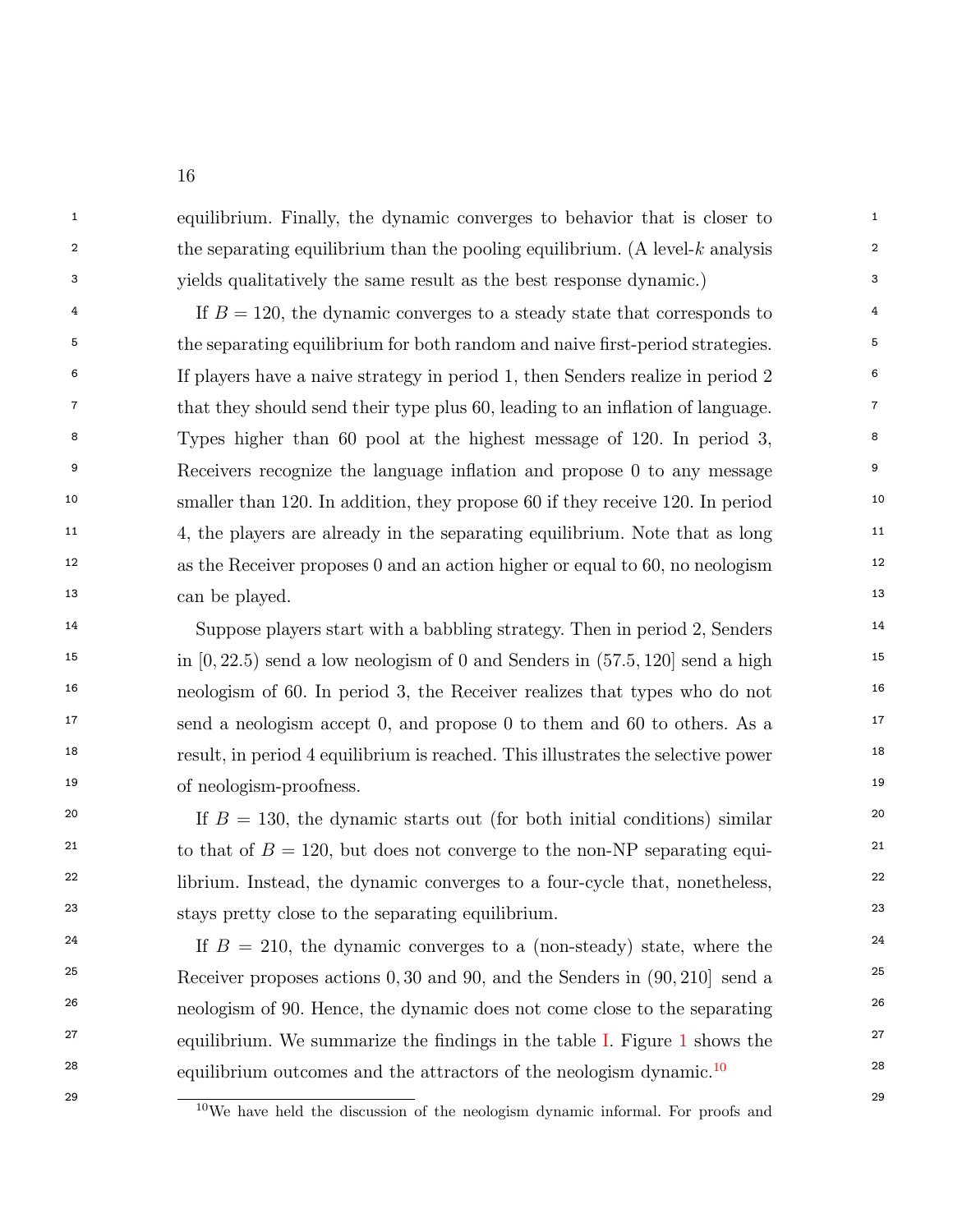equilibrium. Finally, the dynamic converges to behavior that is closer to the separating equilibrium than the pooling equilibrium. (A level-$k$ analysis yields qualitatively the same result as the best response dynamic.)

If $B = 120$, the dynamic converges to a steady state that corresponds to the separating equilibrium for both random and naive first-period strategies. If players have a naive strategy in period 1, then Senders realize in period 2 that they should send their type plus 60, leading to an inflation of language. Types higher than 60 pool at the highest message of 120. In period 3, Receivers recognize the language inflation and propose 0 to any message smaller than 120. In addition, they propose 60 if they receive 120. In period 4, the players are already in the separating equilibrium. Note that as long as the Receiver proposes 0 and an action higher or equal to 60, no neologism can be played.

Suppose players start with a babbling strategy. Then in period 2, Senders in $[0, 22.5)$ send a low neologism of 0 and Senders in $(57.5, 120]$ send a high neologism of 60. In period 3, the Receiver realizes that types who do not send a neologism accept 0, and propose 0 to them and 60 to others. As a result, in period 4 equilibrium is reached. This illustrates the selective power of neologism-proofness.

If $B = 130$, the dynamic starts out (for both initial conditions) similar to that of $B = 120$, but does not converge to the non-NP separating equilibrium. Instead, the dynamic converges to a four-cycle that, nonetheless, stays pretty close to the separating equilibrium.

If $B = 210$, the dynamic converges to a (non-steady) state, where the Receiver proposes actions $0, 30$ and $90$, and the Senders in $(90, 210]$ send a neologism of 90. Hence, the dynamic does not come close to the separating equilibrium. We summarize the findings in the table I. Figure 1 shows the equilibrium outcomes and the attractors of the neologism dynamic.[10]

[10]We have held the discussion of the neologism dynamic informal. For proofs and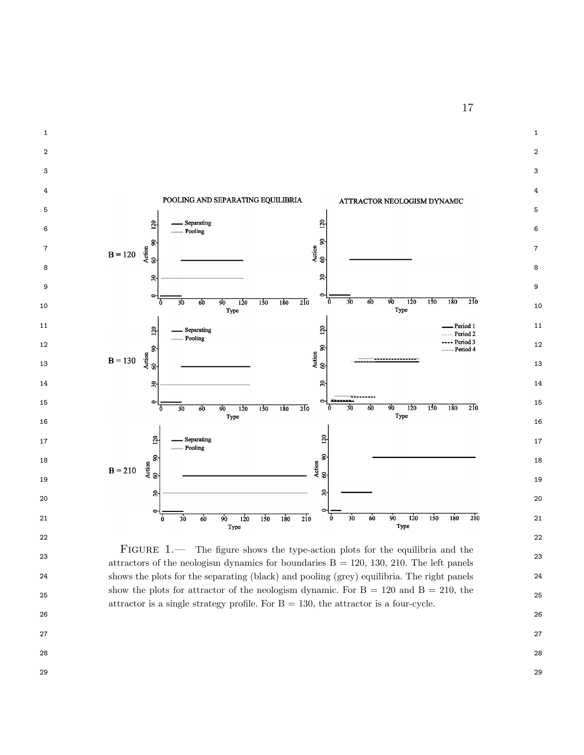FIGURE 1.— The figure shows the type-action plots for the equilibria and the attractors of the neologism dynamics for boundaries B = 120, 130, 210. The left panels shows the plots for the separating (black) and pooling (grey) equilibria. The right panels show the plots for attractor of the neologism dynamic. For B = 120 and B = 210, the attractor is a single strategy profile. For B = 130, the attractor is a four-cycle.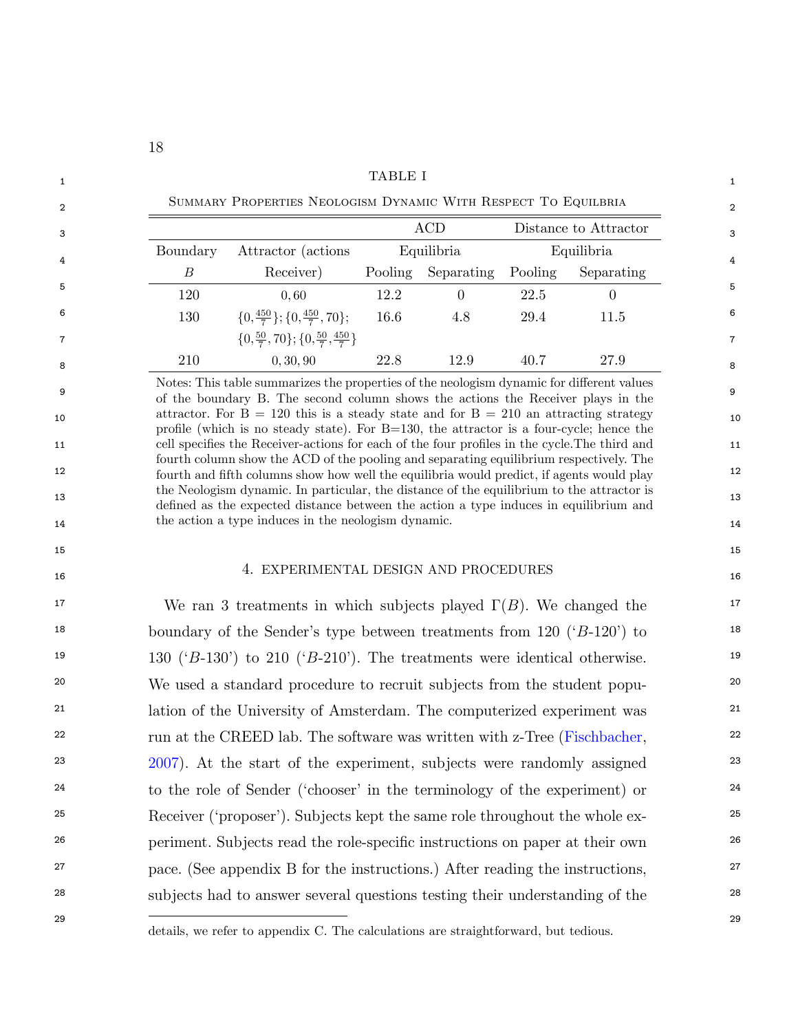TABLE I

Summary Properties Neologism Dynamic With Respect To Equilbria

| Boundary $B$ | Attractor (actions Receiver) | ACD Equilibria | | Distance to Attractor Equilibria | |
|---|---|---|---|---|---|
| | | Pooling | Separating | Pooling | Separating |
| 120 | $0, 60$ | 12.2 | 0 | 22.5 | 0 |
| 130 | $\{0, \frac{450}{7}\}; \{0, \frac{450}{7}, 70\}; \{0, \frac{50}{7}, 70\}; \{0, \frac{50}{7}, \frac{450}{7}\}$ | 16.6 | 4.8 | 29.4 | 11.5 |
| 210 | $0, 30, 90$ | 22.8 | 12.9 | 40.7 | 27.9 |

Notes: This table summarizes the properties of the neologism dynamic for different values of the boundary B. The second column shows the actions the Receiver plays in the attractor. For B = 120 this is a steady state and for B = 210 an attracting strategy profile (which is no steady state). For B=130, the attractor is a four-cycle; hence the cell specifies the Receiver-actions for each of the four profiles in the cycle.The third and fourth column show the ACD of the pooling and separating equilibrium respectively. The fourth and fifth columns show how well the equilibria would predict, if agents would play the Neologism dynamic. In particular, the distance of the equilibrium to the attractor is defined as the expected distance between the action a type induces in equilibrium and the action a type induces in the neologism dynamic.

## 4. EXPERIMENTAL DESIGN AND PROCEDURES

We ran 3 treatments in which subjects played $\Gamma(B)$. We changed the boundary of the Sender's type between treatments from 120 ('$B$-120') to 130 ('$B$-130') to 210 ('$B$-210'). The treatments were identical otherwise. We used a standard procedure to recruit subjects from the student population of the University of Amsterdam. The computerized experiment was run at the CREED lab. The software was written with z-Tree (Fischbacher, 2007). At the start of the experiment, subjects were randomly assigned to the role of Sender ('chooser' in the terminology of the experiment) or Receiver ('proposer'). Subjects kept the same role throughout the whole experiment. Subjects read the role-specific instructions on paper at their own pace. (See appendix B for the instructions.) After reading the instructions, subjects had to answer several questions testing their understanding of the

details, we refer to appendix C. The calculations are straightforward, but tedious.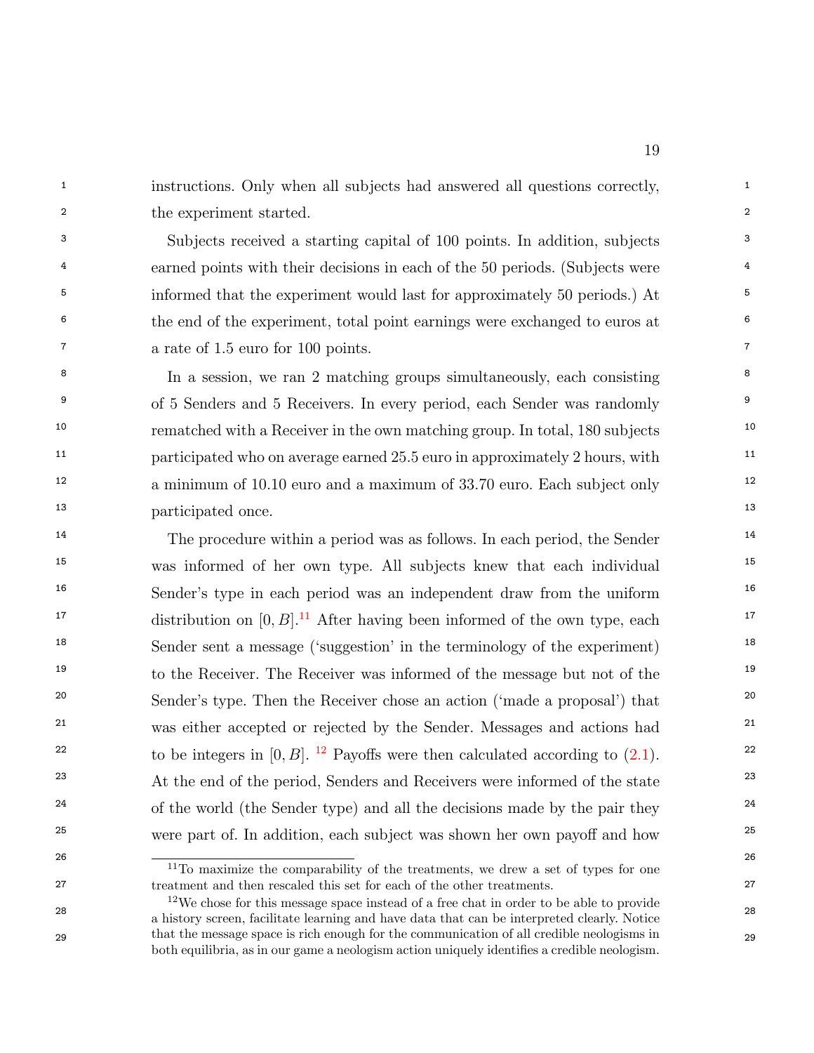instructions. Only when all subjects had answered all questions correctly, the experiment started.

Subjects received a starting capital of 100 points. In addition, subjects earned points with their decisions in each of the 50 periods. (Subjects were informed that the experiment would last for approximately 50 periods.) At the end of the experiment, total point earnings were exchanged to euros at a rate of 1.5 euro for 100 points.

In a session, we ran 2 matching groups simultaneously, each consisting of 5 Senders and 5 Receivers. In every period, each Sender was randomly rematched with a Receiver in the own matching group. In total, 180 subjects participated who on average earned 25.5 euro in approximately 2 hours, with a minimum of 10.10 euro and a maximum of 33.70 euro. Each subject only participated once.

The procedure within a period was as follows. In each period, the Sender was informed of her own type. All subjects knew that each individual Sender's type in each period was an independent draw from the uniform distribution on $[0, B]$.[11] After having been informed of the own type, each Sender sent a message ('suggestion' in the terminology of the experiment) to the Receiver. The Receiver was informed of the message but not of the Sender's type. Then the Receiver chose an action ('made a proposal') that was either accepted or rejected by the Sender. Messages and actions had to be integers in $[0, B]$. [12] Payoffs were then calculated according to (2.1). At the end of the period, Senders and Receivers were informed of the state of the world (the Sender type) and all the decisions made by the pair they were part of. In addition, each subject was shown her own payoff and how

[11] To maximize the comparability of the treatments, we drew a set of types for one treatment and then rescaled this set for each of the other treatments.

[12] We chose for this message space instead of a free chat in order to be able to provide a history screen, facilitate learning and have data that can be interpreted clearly. Notice that the message space is rich enough for the communication of all credible neologisms in both equilibria, as in our game a neologism action uniquely identifies a credible neologism.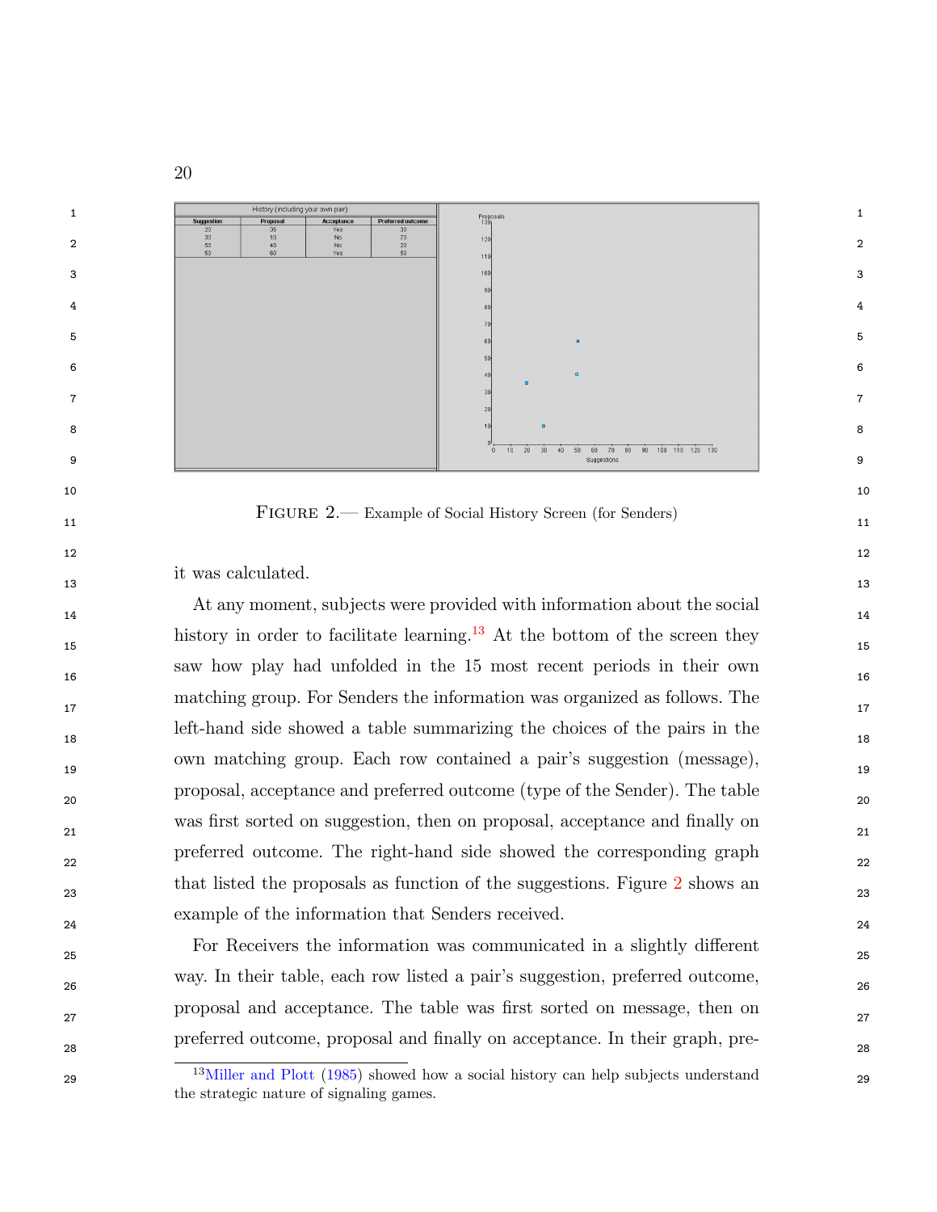| Suggestion | Proposal | Acceptance | Preferred outcome |
|---|---|---|---|
| 20 | 35 | Yes | 30 |
| 30 | 10 | No | 70 |
| 50 | 40 | No | 20 |
| 50 | 60 | Yes | 50 |

FIGURE 2.— Example of Social History Screen (for Senders)

it was calculated.

At any moment, subjects were provided with information about the social history in order to facilitate learning.[13] At the bottom of the screen they saw how play had unfolded in the 15 most recent periods in their own matching group. For Senders the information was organized as follows. The left-hand side showed a table summarizing the choices of the pairs in the own matching group. Each row contained a pair's suggestion (message), proposal, acceptance and preferred outcome (type of the Sender). The table was first sorted on suggestion, then on proposal, acceptance and finally on preferred outcome. The right-hand side showed the corresponding graph that listed the proposals as function of the suggestions. Figure 2 shows an example of the information that Senders received.

For Receivers the information was communicated in a slightly different way. In their table, each row listed a pair's suggestion, preferred outcome, proposal and acceptance. The table was first sorted on message, then on preferred outcome, proposal and finally on acceptance. In their graph, pre-

[13] Miller and Plott (1985) showed how a social history can help subjects understand the strategic nature of signaling games.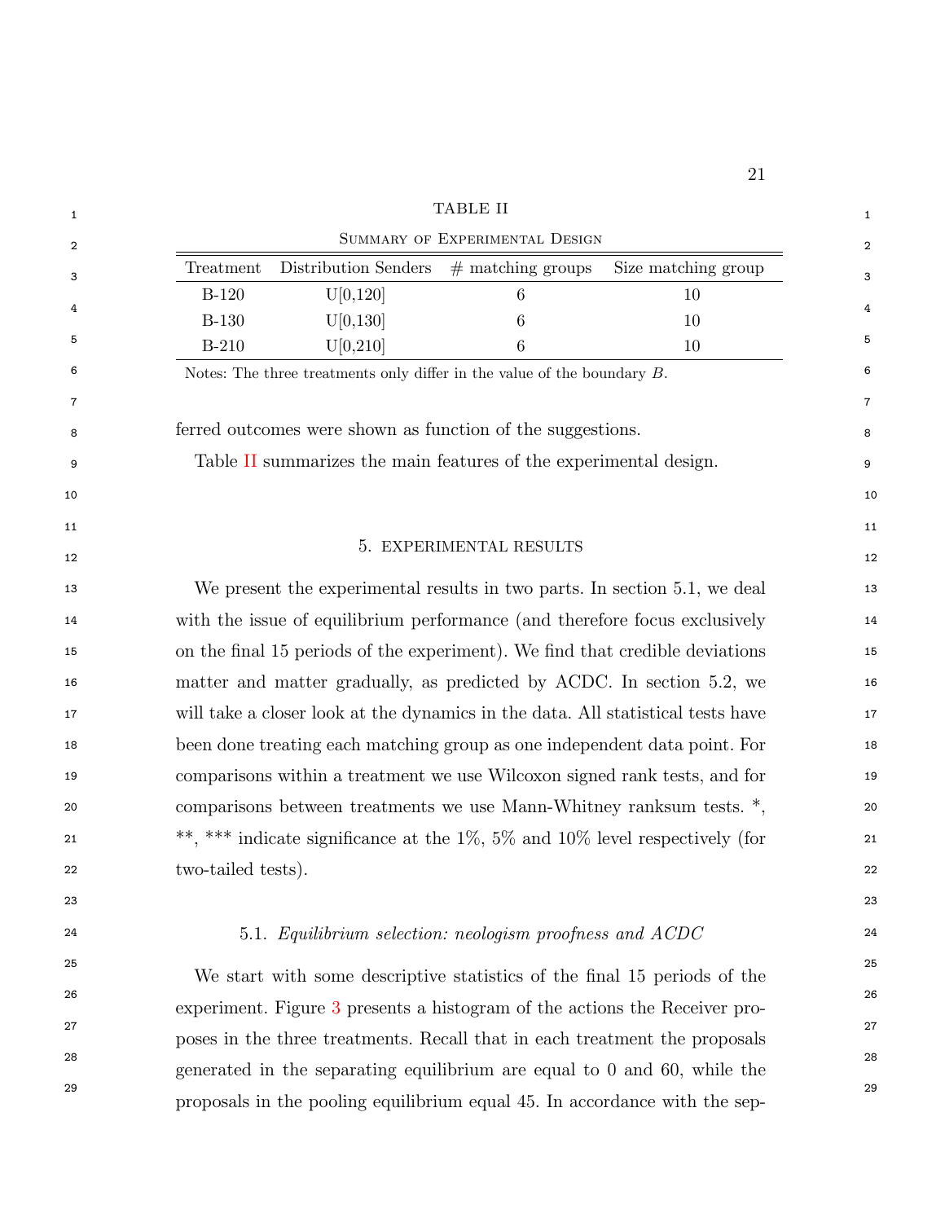TABLE II

Summary of Experimental Design

| Treatment | Distribution Senders | # matching groups | Size matching group |
|---|---|---|---|
| B-120 | U[0,120] | 6 | 10 |
| B-130 | U[0,130] | 6 | 10 |
| B-210 | U[0,210] | 6 | 10 |

Notes: The three treatments only differ in the value of the boundary $B$.

ferred outcomes were shown as function of the suggestions.

Table II summarizes the main features of the experimental design.

## 5. EXPERIMENTAL RESULTS

We present the experimental results in two parts. In section 5.1, we deal with the issue of equilibrium performance (and therefore focus exclusively on the final 15 periods of the experiment). We find that credible deviations matter and matter gradually, as predicted by ACDC. In section 5.2, we will take a closer look at the dynamics in the data. All statistical tests have been done treating each matching group as one independent data point. For comparisons within a treatment we use Wilcoxon signed rank tests, and for comparisons between treatments we use Mann-Whitney ranksum tests. *, **, *** indicate significance at the 1%, 5% and 10% level respectively (for two-tailed tests).

### 5.1. *Equilibrium selection: neologism proofness and ACDC*

We start with some descriptive statistics of the final 15 periods of the experiment. Figure 3 presents a histogram of the actions the Receiver proposes in the three treatments. Recall that in each treatment the proposals generated in the separating equilibrium are equal to 0 and 60, while the proposals in the pooling equilibrium equal 45. In accordance with the sep-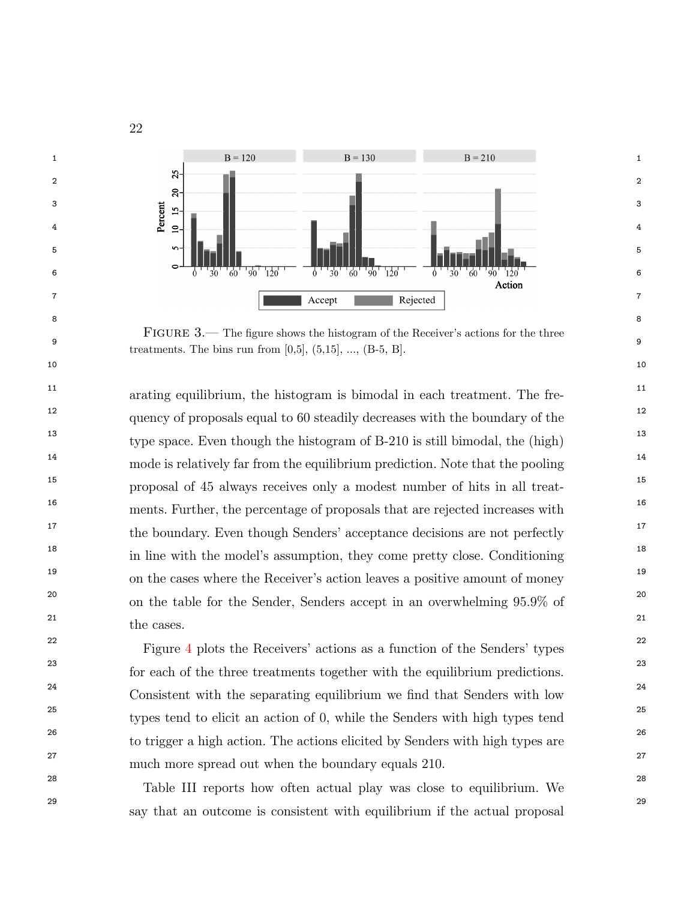FIGURE 3.— The figure shows the histogram of the Receiver's actions for the three treatments. The bins run from [0,5], (5,15], ..., (B-5, B].

arating equilibrium, the histogram is bimodal in each treatment. The frequency of proposals equal to 60 steadily decreases with the boundary of the type space. Even though the histogram of B-210 is still bimodal, the (high) mode is relatively far from the equilibrium prediction. Note that the pooling proposal of 45 always receives only a modest number of hits in all treatments. Further, the percentage of proposals that are rejected increases with the boundary. Even though Senders' acceptance decisions are not perfectly in line with the model's assumption, they come pretty close. Conditioning on the cases where the Receiver's action leaves a positive amount of money on the table for the Sender, Senders accept in an overwhelming 95.9% of the cases.

Figure 4 plots the Receivers' actions as a function of the Senders' types for each of the three treatments together with the equilibrium predictions. Consistent with the separating equilibrium we find that Senders with low types tend to elicit an action of 0, while the Senders with high types tend to trigger a high action. The actions elicited by Senders with high types are much more spread out when the boundary equals 210.

Table III reports how often actual play was close to equilibrium. We say that an outcome is consistent with equilibrium if the actual proposal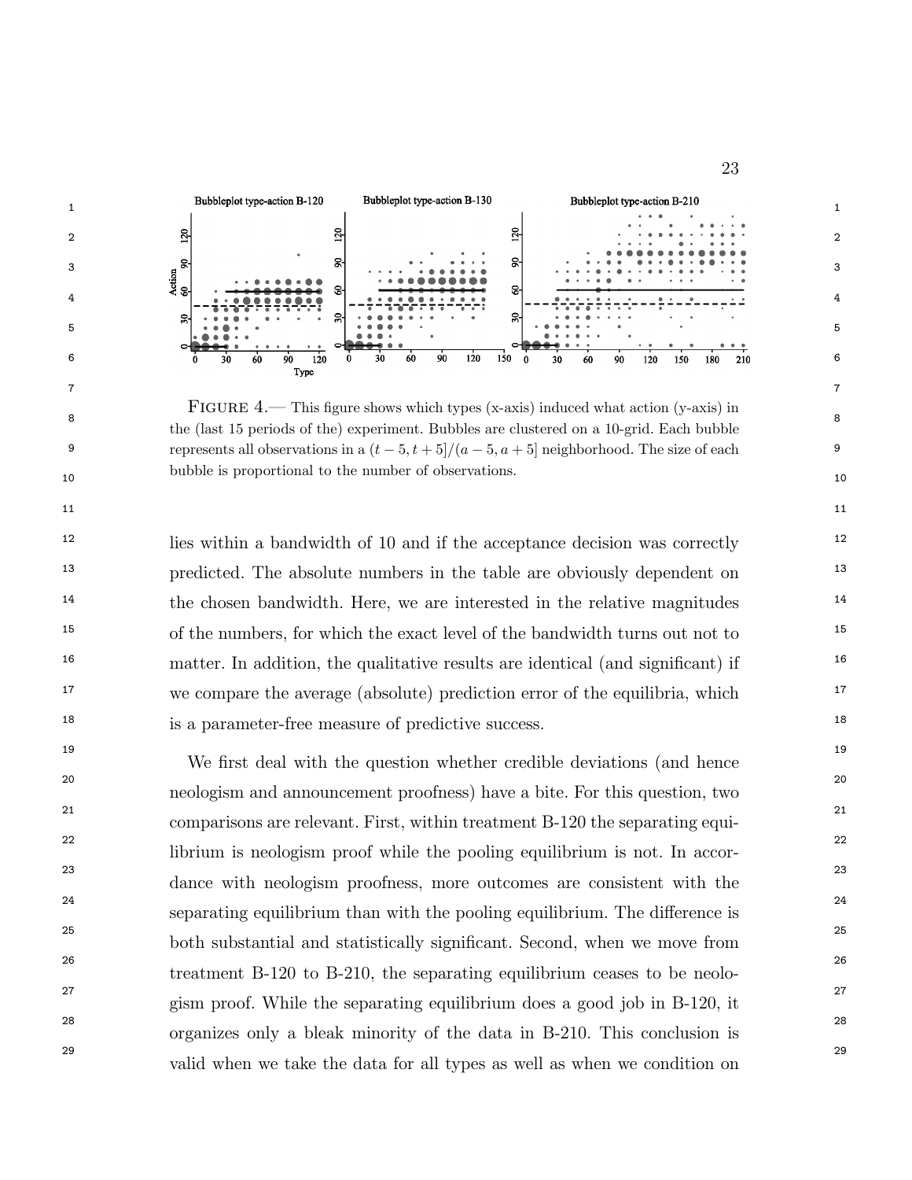FIGURE 4.— This figure shows which types (x-axis) induced what action (y-axis) in the (last 15 periods of the) experiment. Bubbles are clustered on a 10-grid. Each bubble represents all observations in a $(t-5, t+5]/(a-5, a+5]$ neighborhood. The size of each bubble is proportional to the number of observations.

lies within a bandwidth of 10 and if the acceptance decision was correctly predicted. The absolute numbers in the table are obviously dependent on the chosen bandwidth. Here, we are interested in the relative magnitudes of the numbers, for which the exact level of the bandwidth turns out not to matter. In addition, the qualitative results are identical (and significant) if we compare the average (absolute) prediction error of the equilibria, which is a parameter-free measure of predictive success.

We first deal with the question whether credible deviations (and hence neologism and announcement proofness) have a bite. For this question, two comparisons are relevant. First, within treatment B-120 the separating equilibrium is neologism proof while the pooling equilibrium is not. In accordance with neologism proofness, more outcomes are consistent with the separating equilibrium than with the pooling equilibrium. The difference is both substantial and statistically significant. Second, when we move from treatment B-120 to B-210, the separating equilibrium ceases to be neologism proof. While the separating equilibrium does a good job in B-120, it organizes only a bleak minority of the data in B-210. This conclusion is valid when we take the data for all types as well as when we condition on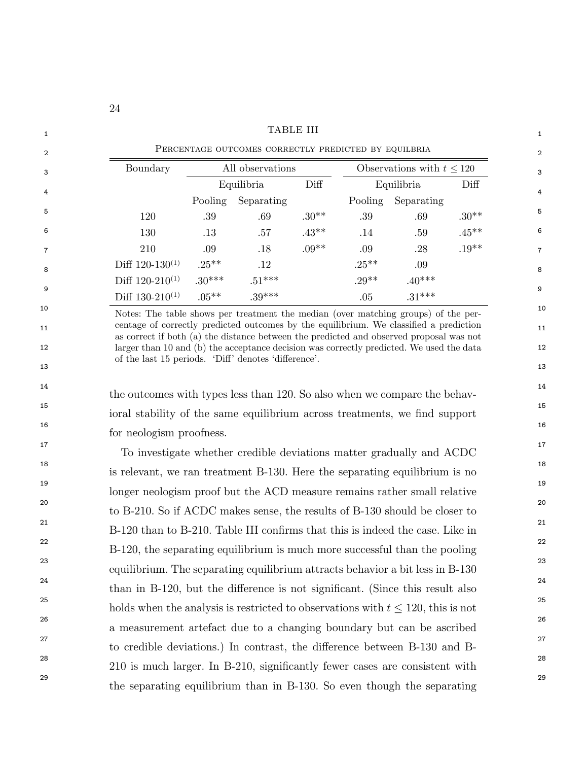TABLE III

Percentage outcomes correctly predicted by equilbria

| Boundary | All observations | | | Observations with $t \leq 120$ | | |
|---|---|---|---|---|---|---|
| | Equilibria | | Diff | Equilibria | | Diff |
| | Pooling | Separating | | Pooling | Separating | |
| 120 | .39 | .69 | .30** | .39 | .69 | .30** |
| 130 | .13 | .57 | .43** | .14 | .59 | .45** |
| 210 | .09 | .18 | .09** | .09 | .28 | .19** |
| Diff 120-130[(1)] | .25** | .12 | | .25** | .09 | |
| Diff 120-210[(1)] | .30*** | .51*** | | .29** | .40*** | |
| Diff 130-210[(1)] | .05** | .39*** | | .05 | .31*** | |

Notes: The table shows per treatment the median (over matching groups) of the percentage of correctly predicted outcomes by the equilibrium. We classified a prediction as correct if both (a) the distance between the predicted and observed proposal was not larger than 10 and (b) the acceptance decision was correctly predicted. We used the data of the last 15 periods. 'Diff' denotes 'difference'.

the outcomes with types less than 120. So also when we compare the behavioral stability of the same equilibrium across treatments, we find support for neologism proofness.

To investigate whether credible deviations matter gradually and ACDC is relevant, we ran treatment B-130. Here the separating equilibrium is no longer neologism proof but the ACD measure remains rather small relative to B-210. So if ACDC makes sense, the results of B-130 should be closer to B-120 than to B-210. Table III confirms that this is indeed the case. Like in B-120, the separating equilibrium is much more successful than the pooling equilibrium. The separating equilibrium attracts behavior a bit less in B-130 than in B-120, but the difference is not significant. (Since this result also holds when the analysis is restricted to observations with $t \leq 120$, this is not a measurement artefact due to a changing boundary but can be ascribed to credible deviations.) In contrast, the difference between B-130 and B-210 is much larger. In B-210, significantly fewer cases are consistent with the separating equilibrium than in B-130. So even though the separating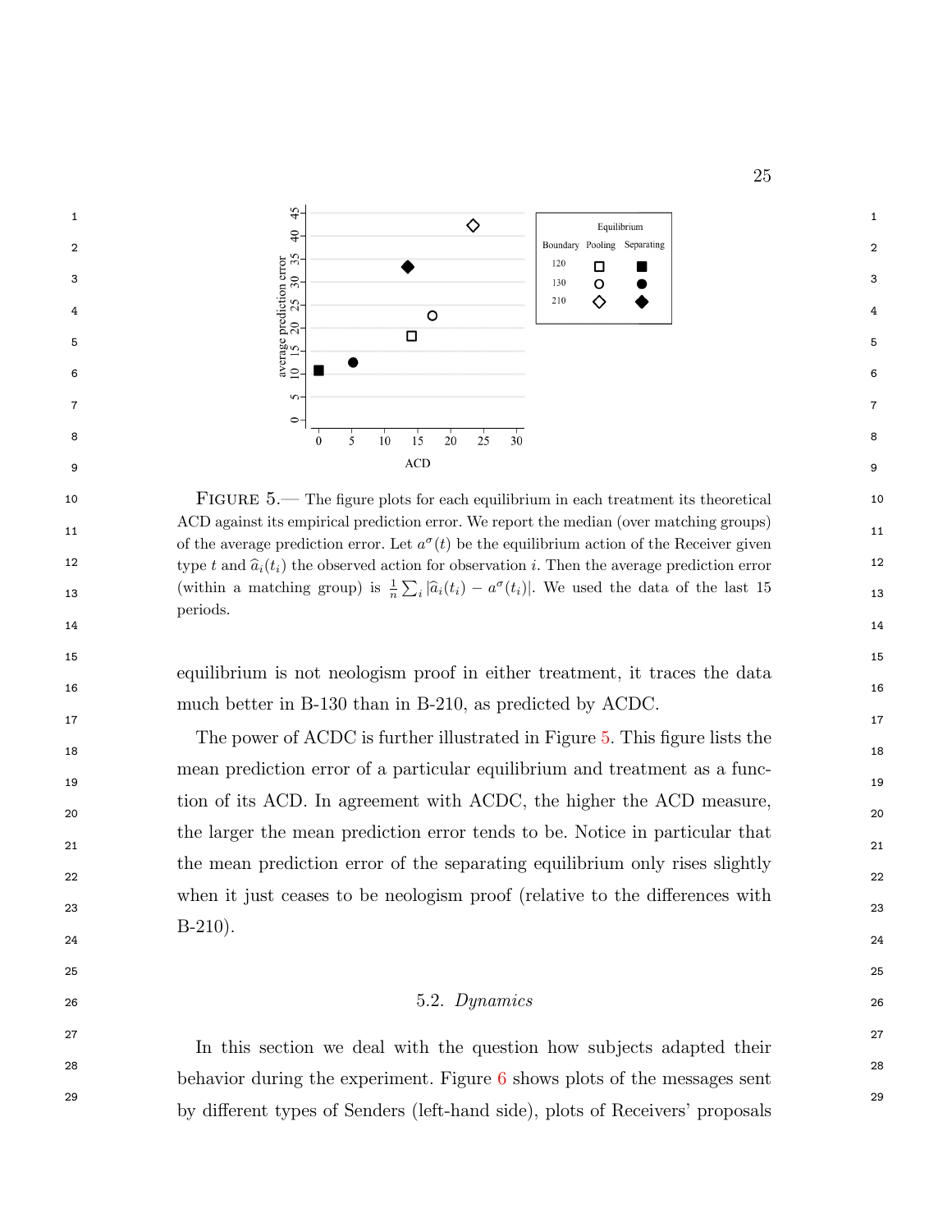FIGURE 5.— The figure plots for each equilibrium in each treatment its theoretical ACD against its empirical prediction error. We report the median (over matching groups) of the average prediction error. Let $a^{\sigma}(t)$ be the equilibrium action of the Receiver given type $t$ and $\widehat{a}_i(t_i)$ the observed action for observation $i$. Then the average prediction error (within a matching group) is $\frac{1}{n}\sum_i |\widehat{a}_i(t_i) - a^{\sigma}(t_i)|$. We used the data of the last 15 periods.

equilibrium is not neologism proof in either treatment, it traces the data much better in B-130 than in B-210, as predicted by ACDC.

The power of ACDC is further illustrated in Figure 5. This figure lists the mean prediction error of a particular equilibrium and treatment as a function of its ACD. In agreement with ACDC, the higher the ACD measure, the larger the mean prediction error tends to be. Notice in particular that the mean prediction error of the separating equilibrium only rises slightly when it just ceases to be neologism proof (relative to the differences with B-210).

## 5.2. *Dynamics*

In this section we deal with the question how subjects adapted their behavior during the experiment. Figure 6 shows plots of the messages sent by different types of Senders (left-hand side), plots of Receivers' proposals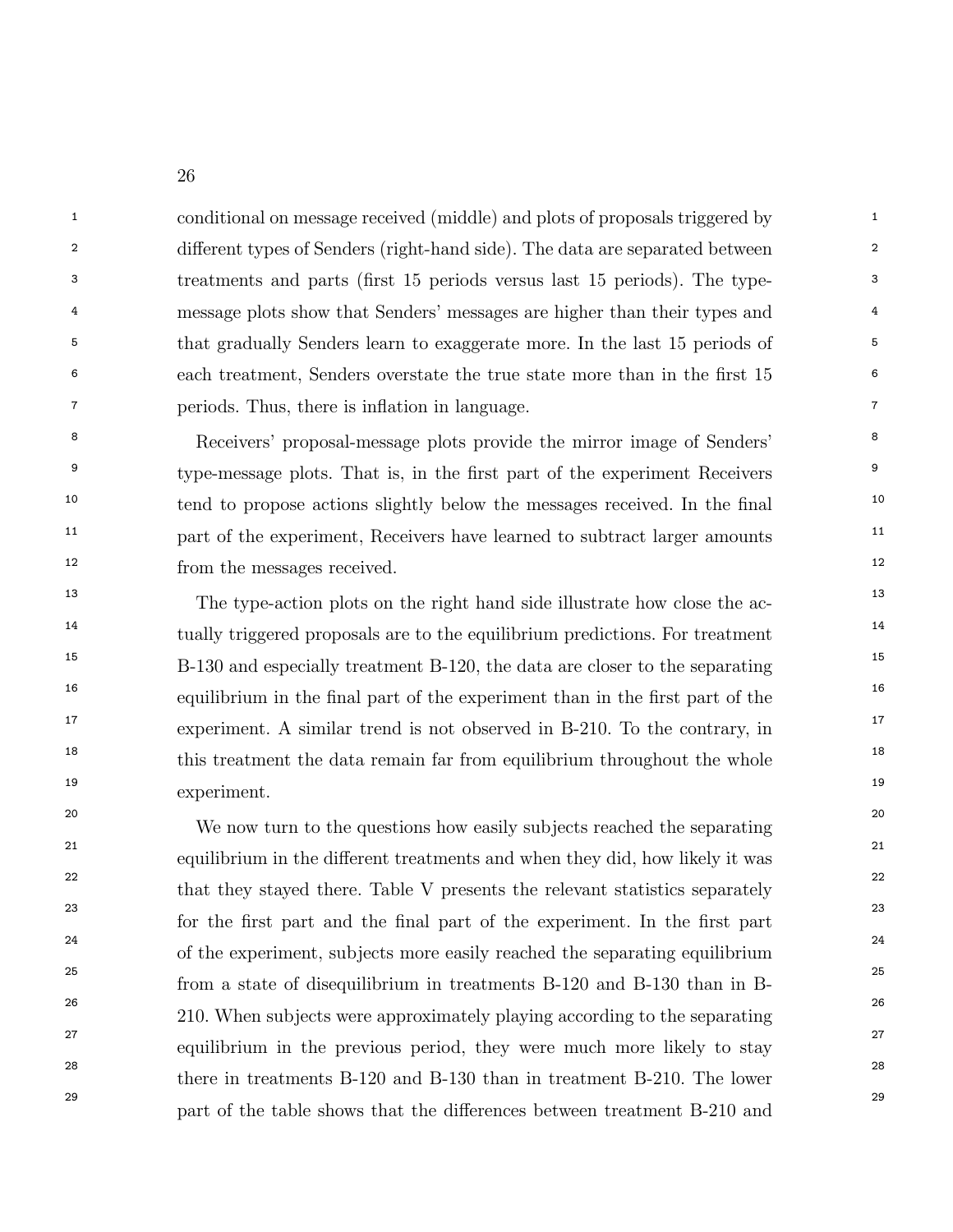conditional on message received (middle) and plots of proposals triggered by different types of Senders (right-hand side). The data are separated between treatments and parts (first 15 periods versus last 15 periods). The type-message plots show that Senders' messages are higher than their types and that gradually Senders learn to exaggerate more. In the last 15 periods of each treatment, Senders overstate the true state more than in the first 15 periods. Thus, there is inflation in language.

Receivers' proposal-message plots provide the mirror image of Senders' type-message plots. That is, in the first part of the experiment Receivers tend to propose actions slightly below the messages received. In the final part of the experiment, Receivers have learned to subtract larger amounts from the messages received.

The type-action plots on the right hand side illustrate how close the actually triggered proposals are to the equilibrium predictions. For treatment B-130 and especially treatment B-120, the data are closer to the separating equilibrium in the final part of the experiment than in the first part of the experiment. A similar trend is not observed in B-210. To the contrary, in this treatment the data remain far from equilibrium throughout the whole experiment.

We now turn to the questions how easily subjects reached the separating equilibrium in the different treatments and when they did, how likely it was that they stayed there. Table V presents the relevant statistics separately for the first part and the final part of the experiment. In the first part of the experiment, subjects more easily reached the separating equilibrium from a state of disequilibrium in treatments B-120 and B-130 than in B-210. When subjects were approximately playing according to the separating equilibrium in the previous period, they were much more likely to stay there in treatments B-120 and B-130 than in treatment B-210. The lower part of the table shows that the differences between treatment B-210 and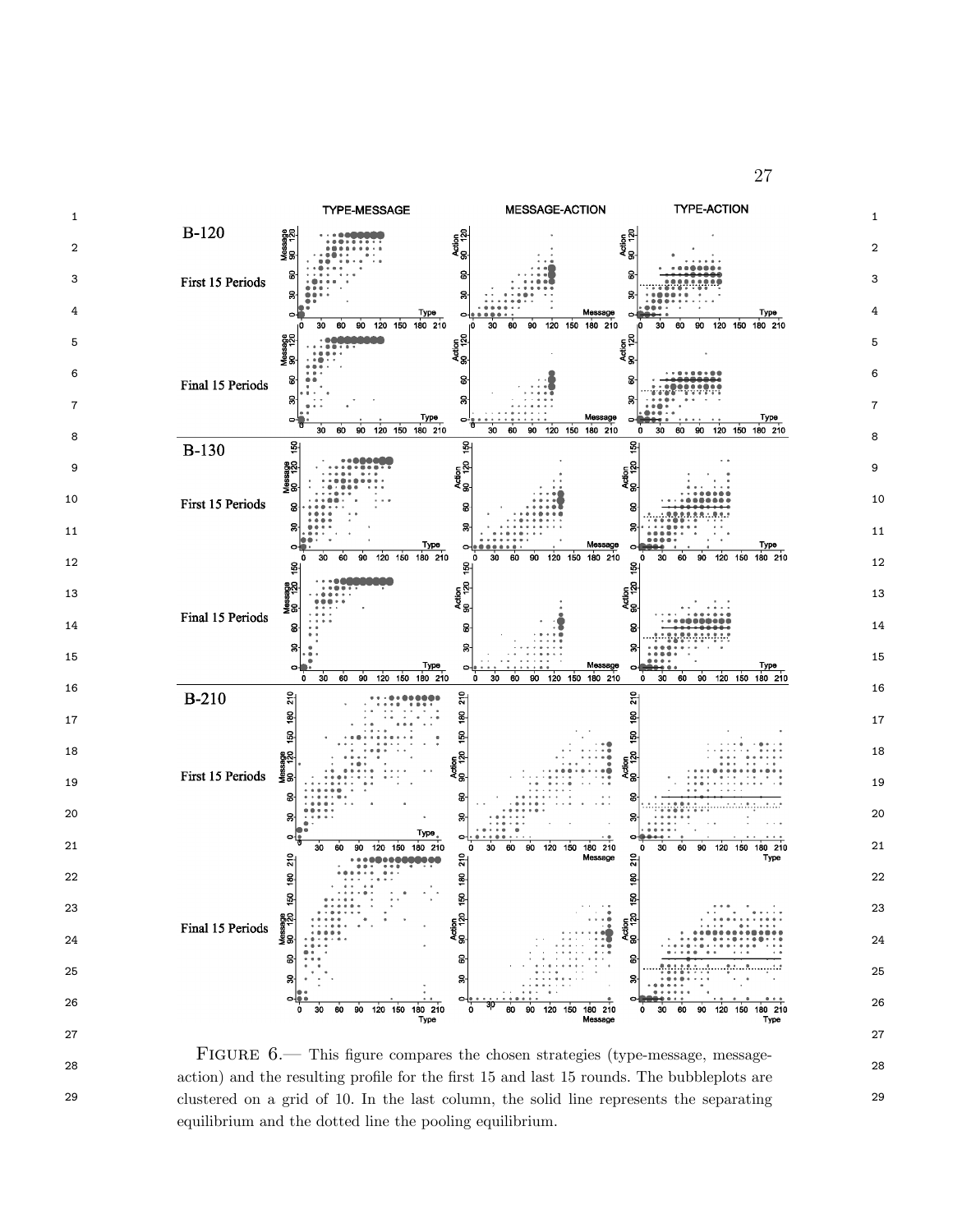FIGURE 6.— This figure compares the chosen strategies (type-message, message-action) and the resulting profile for the first 15 and last 15 rounds. The bubbleplots are clustered on a grid of 10. In the last column, the solid line represents the separating equilibrium and the dotted line the pooling equilibrium.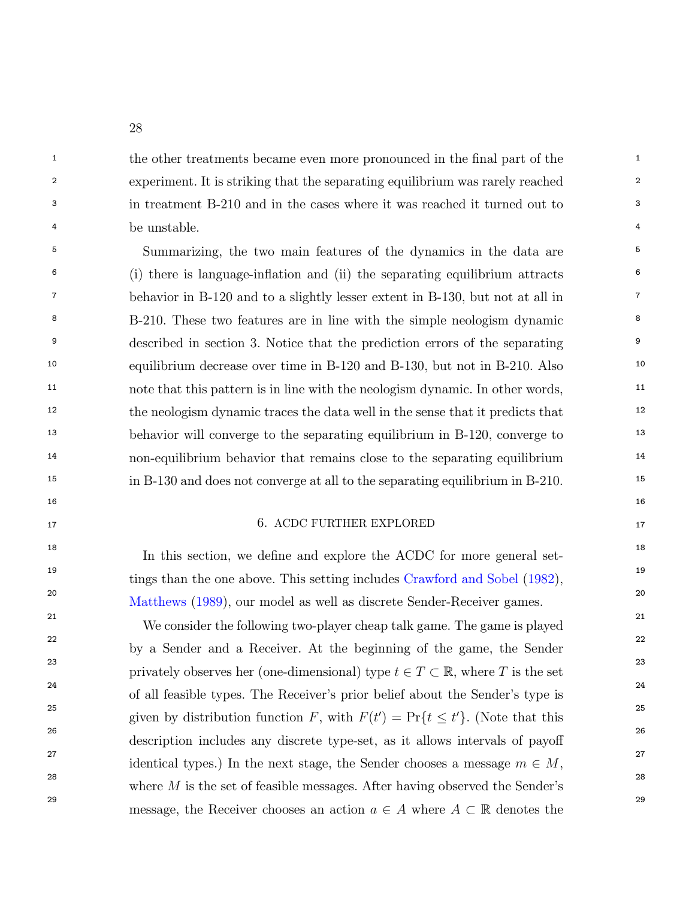the other treatments became even more pronounced in the final part of the experiment. It is striking that the separating equilibrium was rarely reached in treatment B-210 and in the cases where it was reached it turned out to be unstable.

Summarizing, the two main features of the dynamics in the data are (i) there is language-inflation and (ii) the separating equilibrium attracts behavior in B-120 and to a slightly lesser extent in B-130, but not at all in B-210. These two features are in line with the simple neologism dynamic described in section 3. Notice that the prediction errors of the separating equilibrium decrease over time in B-120 and B-130, but not in B-210. Also note that this pattern is in line with the neologism dynamic. In other words, the neologism dynamic traces the data well in the sense that it predicts that behavior will converge to the separating equilibrium in B-120, converge to non-equilibrium behavior that remains close to the separating equilibrium in B-130 and does not converge at all to the separating equilibrium in B-210.

## 6. ACDC FURTHER EXPLORED

In this section, we define and explore the ACDC for more general settings than the one above. This setting includes Crawford and Sobel (1982), Matthews (1989), our model as well as discrete Sender-Receiver games.

We consider the following two-player cheap talk game. The game is played by a Sender and a Receiver. At the beginning of the game, the Sender privately observes her (one-dimensional) type $t \in T \subset \mathbb{R}$, where $T$ is the set of all feasible types. The Receiver's prior belief about the Sender's type is given by distribution function $F$, with $F(t') = \Pr\{t \leq t'\}$. (Note that this description includes any discrete type-set, as it allows intervals of payoff identical types.) In the next stage, the Sender chooses a message $m \in M$, where $M$ is the set of feasible messages. After having observed the Sender's message, the Receiver chooses an action $a \in A$ where $A \subset \mathbb{R}$ denotes the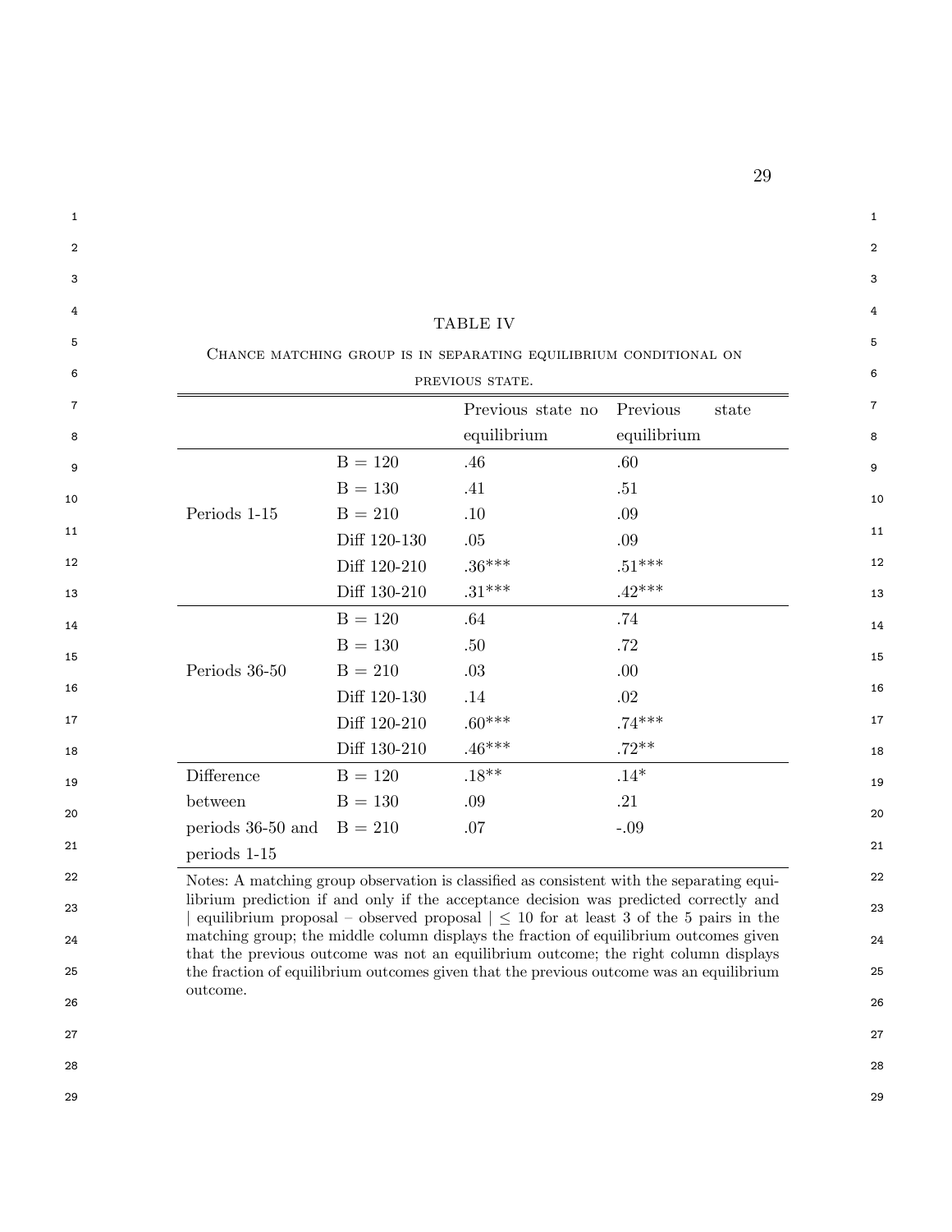TABLE IV

Chance matching group is in separating equilibrium conditional on previous state.

| | | Previous state no equilibrium | Previous state equilibrium |
|---|---|---|---|
| Periods 1-15 | B = 120 | .46 | .60 |
| | B = 130 | .41 | .51 |
| | B = 210 | .10 | .09 |
| | Diff 120-130 | .05 | .09 |
| | Diff 120-210 | .36*** | .51*** |
| | Diff 130-210 | .31*** | .42*** |
| Periods 36-50 | B = 120 | .64 | .74 |
| | B = 130 | .50 | .72 |
| | B = 210 | .03 | .00 |
| | Diff 120-130 | .14 | .02 |
| | Diff 120-210 | .60*** | .74*** |
| | Diff 130-210 | .46*** | .72** |
| Difference between periods 36-50 and periods 1-15 | B = 120 | .18** | .14* |
| | B = 130 | .09 | .21 |
| | B = 210 | .07 | -.09 |

Notes: A matching group observation is classified as consistent with the separating equilibrium prediction if and only if the acceptance decision was predicted correctly and $|$ equilibrium proposal – observed proposal $| \leq 10$ for at least 3 of the 5 pairs in the matching group; the middle column displays the fraction of equilibrium outcomes given that the previous outcome was not an equilibrium outcome; the right column displays the fraction of equilibrium outcomes given that the previous outcome was an equilibrium outcome.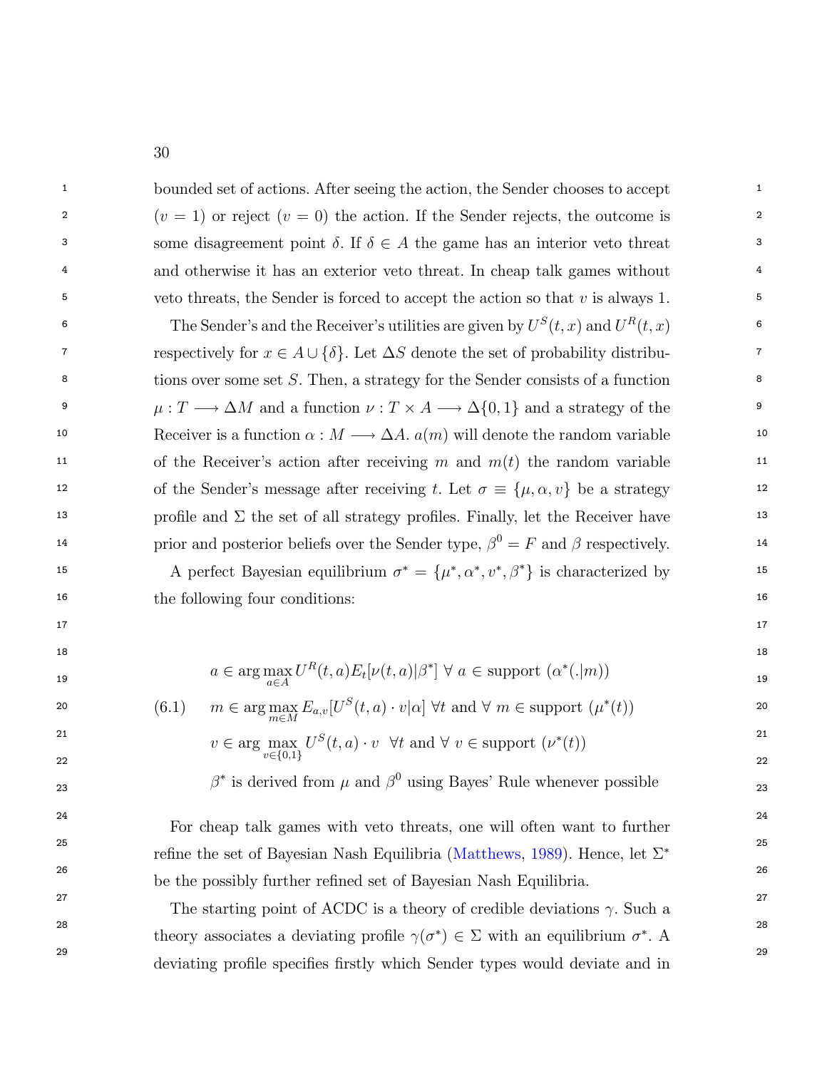bounded set of actions. After seeing the action, the Sender chooses to accept ($v = 1$) or reject ($v = 0$) the action. If the Sender rejects, the outcome is some disagreement point $\delta$. If $\delta \in A$ the game has an interior veto threat and otherwise it has an exterior veto threat. In cheap talk games without veto threats, the Sender is forced to accept the action so that $v$ is always 1.

The Sender's and the Receiver's utilities are given by $U^S(t,x)$ and $U^R(t,x)$ respectively for $x \in A \cup \{\delta\}$. Let $\Delta S$ denote the set of probability distributions over some set $S$. Then, a strategy for the Sender consists of a function $\mu : T \longrightarrow \Delta M$ and a function $\nu : T \times A \longrightarrow \Delta\{0,1\}$ and a strategy of the Receiver is a function $\alpha : M \longrightarrow \Delta A$. $a(m)$ will denote the random variable of the Receiver's action after receiving $m$ and $m(t)$ the random variable of the Sender's message after receiving $t$. Let $\sigma \equiv \{\mu, \alpha, v\}$ be a strategy profile and $\Sigma$ the set of all strategy profiles. Finally, let the Receiver have prior and posterior beliefs over the Sender type, $\beta^0 = F$ and $\beta$ respectively.

A perfect Bayesian equilibrium $\sigma^* = \{\mu^*, \alpha^*, v^*, \beta^*\}$ is characterized by the following four conditions:

$$
\begin{aligned}
&a \in \arg\max_{a \in A} U^R(t,a) E_t[\nu(t,a)|\beta^*] \ \forall \ a \in \text{support } (\alpha^*(.|m)) \\
(6.1) \qquad &m \in \arg\max_{m \in M} E_{a,v}[U^S(t,a) \cdot v|\alpha] \ \forall t \text{ and } \forall \ m \in \text{support } (\mu^*(t)) \\
&v \in \arg\max_{v \in \{0,1\}} U^S(t,a) \cdot v \ \ \forall t \text{ and } \forall \ v \in \text{support } (\nu^*(t)) \\
&\beta^* \text{ is derived from } \mu \text{ and } \beta^0 \text{ using Bayes' Rule whenever possible}
\end{aligned}
$$

For cheap talk games with veto threats, one will often want to further refine the set of Bayesian Nash Equilibria (Matthews, 1989). Hence, let $\Sigma^*$ be the possibly further refined set of Bayesian Nash Equilibria.

The starting point of ACDC is a theory of credible deviations $\gamma$. Such a theory associates a deviating profile $\gamma(\sigma^*) \in \Sigma$ with an equilibrium $\sigma^*$. A deviating profile specifies firstly which Sender types would deviate and in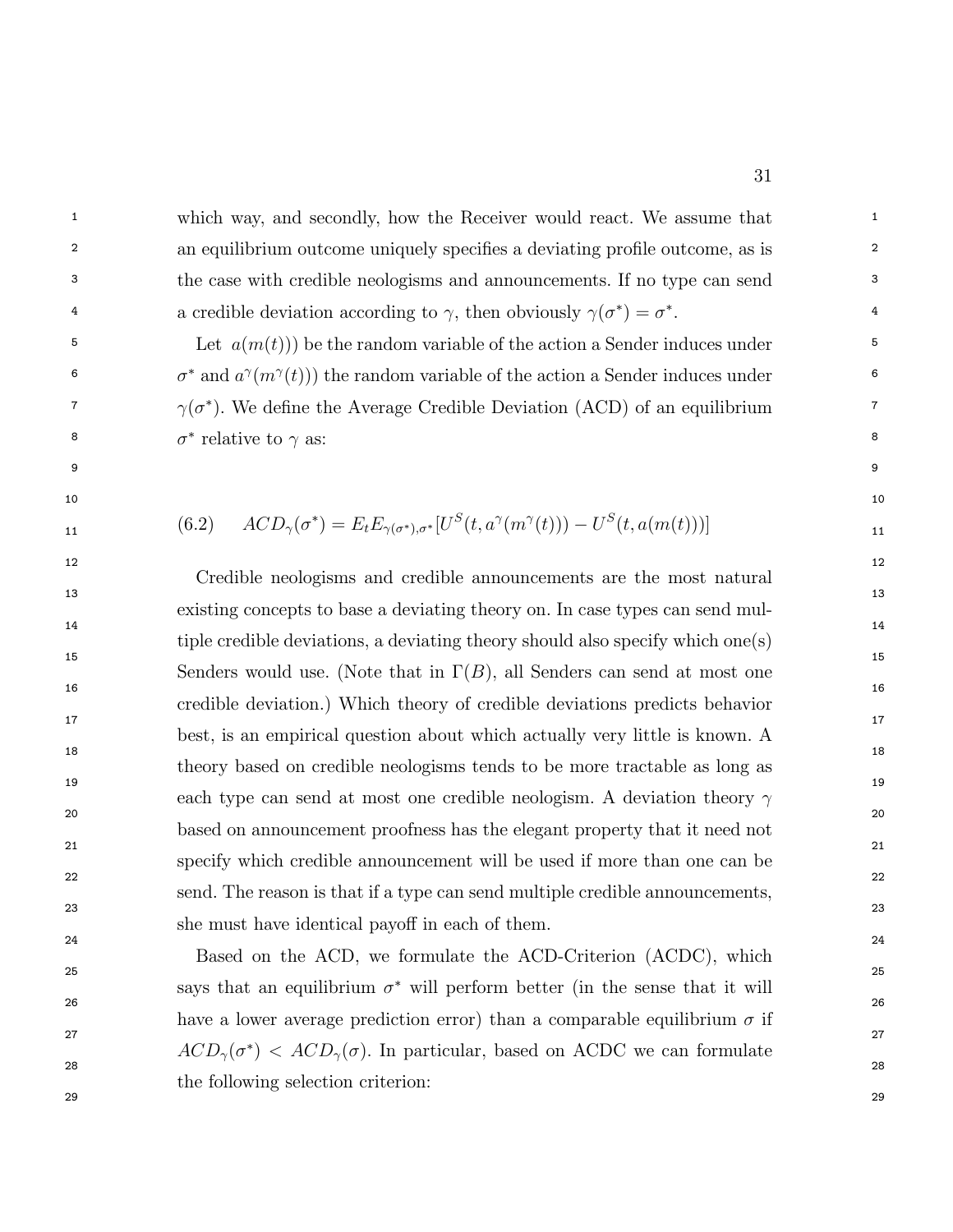which way, and secondly, how the Receiver would react. We assume that an equilibrium outcome uniquely specifies a deviating profile outcome, as is the case with credible neologisms and announcements. If no type can send a credible deviation according to $\gamma$, then obviously $\gamma(\sigma^*) = \sigma^*$.

Let $a(m(t)))$ be the random variable of the action a Sender induces under $\sigma^*$ and $a^\gamma(m^\gamma(t)))$ the random variable of the action a Sender induces under $\gamma(\sigma^*)$. We define the Average Credible Deviation (ACD) of an equilibrium $\sigma^*$ relative to $\gamma$ as:

$$(6.2) \qquad ACD_\gamma(\sigma^*) = E_t E_{\gamma(\sigma^*),\sigma^*}[U^S(t, a^\gamma(m^\gamma(t))) - U^S(t, a(m(t)))]$$

Credible neologisms and credible announcements are the most natural existing concepts to base a deviating theory on. In case types can send multiple credible deviations, a deviating theory should also specify which one(s) Senders would use. (Note that in $\Gamma(B)$, all Senders can send at most one credible deviation.) Which theory of credible deviations predicts behavior best, is an empirical question about which actually very little is known. A theory based on credible neologisms tends to be more tractable as long as each type can send at most one credible neologism. A deviation theory $\gamma$ based on announcement proofness has the elegant property that it need not specify which credible announcement will be used if more than one can be send. The reason is that if a type can send multiple credible announcements, she must have identical payoff in each of them.

Based on the ACD, we formulate the ACD-Criterion (ACDC), which says that an equilibrium $\sigma^*$ will perform better (in the sense that it will have a lower average prediction error) than a comparable equilibrium $\sigma$ if $ACD_\gamma(\sigma^*) < ACD_\gamma(\sigma)$. In particular, based on ACDC we can formulate the following selection criterion: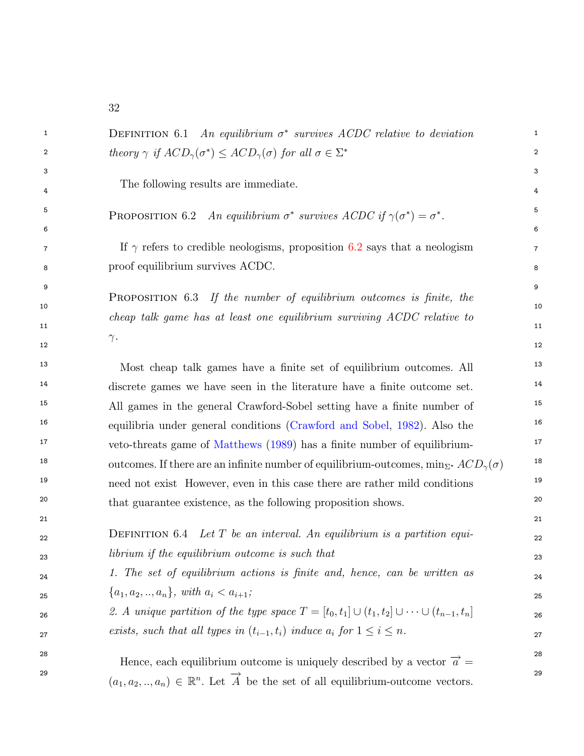Definition 6.1 *An equilibrium $\sigma^*$ survives ACDC relative to deviation theory $\gamma$ if $ACD_\gamma(\sigma^*) \leq ACD_\gamma(\sigma)$ for all $\sigma \in \Sigma^*$*

The following results are immediate.

Proposition 6.2 *An equilibrium $\sigma^*$ survives ACDC if $\gamma(\sigma^*) = \sigma^*$.*

If $\gamma$ refers to credible neologisms, proposition 6.2 says that a neologism proof equilibrium survives ACDC.

Proposition 6.3 *If the number of equilibrium outcomes is finite, the cheap talk game has at least one equilibrium surviving ACDC relative to $\gamma$.*

Most cheap talk games have a finite set of equilibrium outcomes. All discrete games we have seen in the literature have a finite outcome set. All games in the general Crawford-Sobel setting have a finite number of equilibria under general conditions (Crawford and Sobel, 1982). Also the veto-threats game of Matthews (1989) has a finite number of equilibrium-outcomes. If there are an infinite number of equilibrium-outcomes, $\min_{\Sigma^*} ACD_\gamma(\sigma)$ need not exist However, even in this case there are rather mild conditions that guarantee existence, as the following proposition shows.

Definition 6.4 *Let $T$ be an interval. An equilibrium is a partition equilibrium if the equilibrium outcome is such that*
*1. The set of equilibrium actions is finite and, hence, can be written as $\{a_1, a_2, .., a_n\}$, with $a_i < a_{i+1}$;*
*2. A unique partition of the type space $T = [t_0, t_1] \cup (t_1, t_2] \cup \cdots \cup (t_{n-1}, t_n]$ exists, such that all types in $(t_{i-1}, t_i)$ induce $a_i$ for $1 \leq i \leq n$.*

Hence, each equilibrium outcome is uniquely described by a vector $\overrightarrow{a} = (a_1, a_2, .., a_n) \in \mathbb{R}^n$. Let $\overrightarrow{A}$ be the set of all equilibrium-outcome vectors.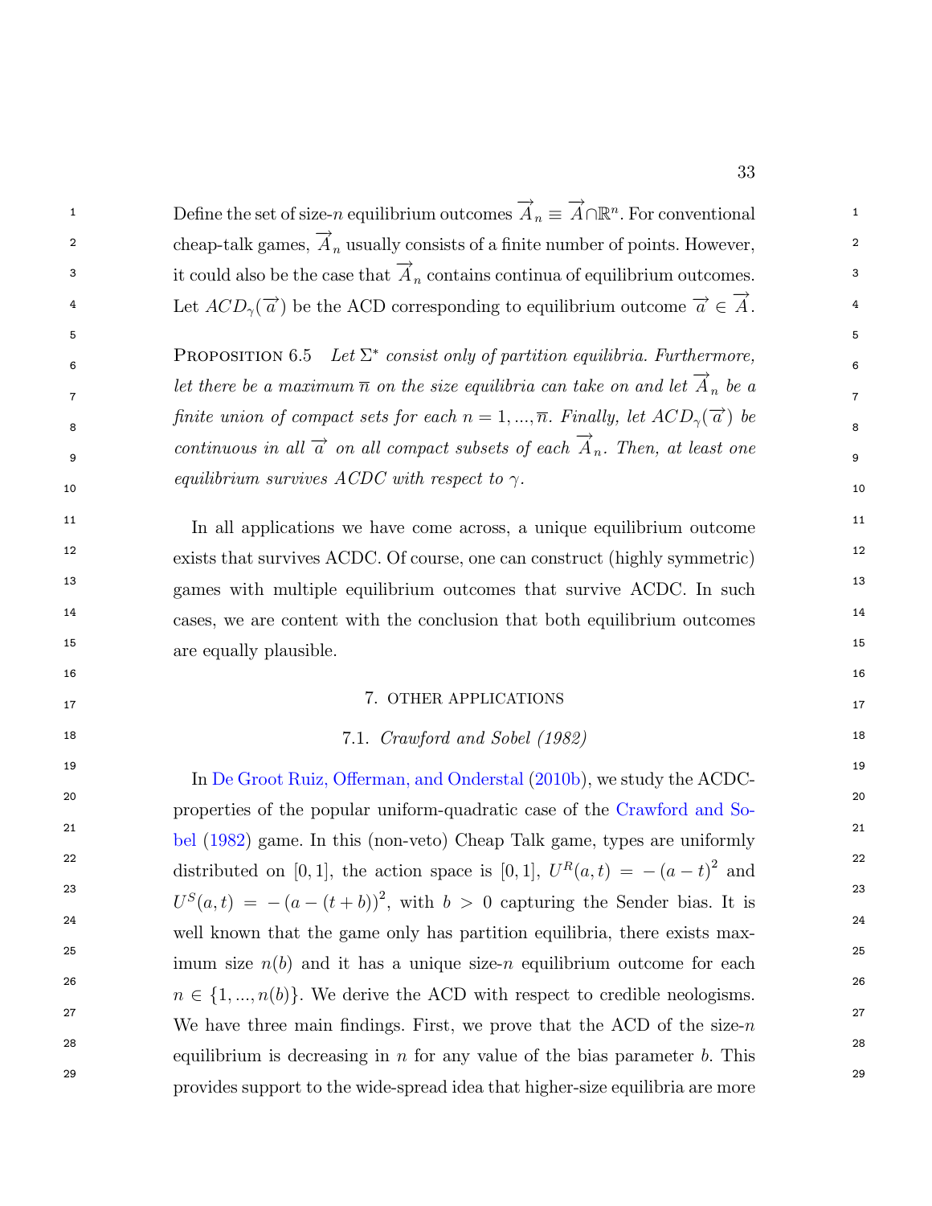Define the set of size-$n$ equilibrium outcomes $\overrightarrow{A}_n \equiv \overrightarrow{A} \cap \mathbb{R}^n$. For conventional cheap-talk games, $\overrightarrow{A}_n$ usually consists of a finite number of points. However, it could also be the case that $\overrightarrow{A}_n$ contains continua of equilibrium outcomes. Let $ACD_\gamma(\overrightarrow{a})$ be the ACD corresponding to equilibrium outcome $\overrightarrow{a} \in \overrightarrow{A}$.

PROPOSITION 6.5 *Let $\Sigma^*$ consist only of partition equilibria. Furthermore, let there be a maximum $\overline{n}$ on the size equilibria can take on and let $\overrightarrow{A}_n$ be a finite union of compact sets for each $n = 1, ..., \overline{n}$. Finally, let $ACD_\gamma(\overrightarrow{a})$ be continuous in all $\overrightarrow{a}$ on all compact subsets of each $\overrightarrow{A}_n$. Then, at least one equilibrium survives ACDC with respect to $\gamma$.*

In all applications we have come across, a unique equilibrium outcome exists that survives ACDC. Of course, one can construct (highly symmetric) games with multiple equilibrium outcomes that survive ACDC. In such cases, we are content with the conclusion that both equilibrium outcomes are equally plausible.

## 7. OTHER APPLICATIONS

### 7.1. *Crawford and Sobel (1982)*

In De Groot Ruiz, Offerman, and Onderstal (2010b), we study the ACDC-properties of the popular uniform-quadratic case of the Crawford and Sobel (1982) game. In this (non-veto) Cheap Talk game, types are uniformly distributed on $[0, 1]$, the action space is $[0, 1]$, $U^R(a, t) = -(a - t)^2$ and $U^S(a, t) = -(a - (t + b))^2$, with $b > 0$ capturing the Sender bias. It is well known that the game only has partition equilibria, there exists maximum size $n(b)$ and it has a unique size-$n$ equilibrium outcome for each $n \in \{1, ..., n(b)\}$. We derive the ACD with respect to credible neologisms. We have three main findings. First, we prove that the ACD of the size-$n$ equilibrium is decreasing in $n$ for any value of the bias parameter $b$. This provides support to the wide-spread idea that higher-size equilibria are more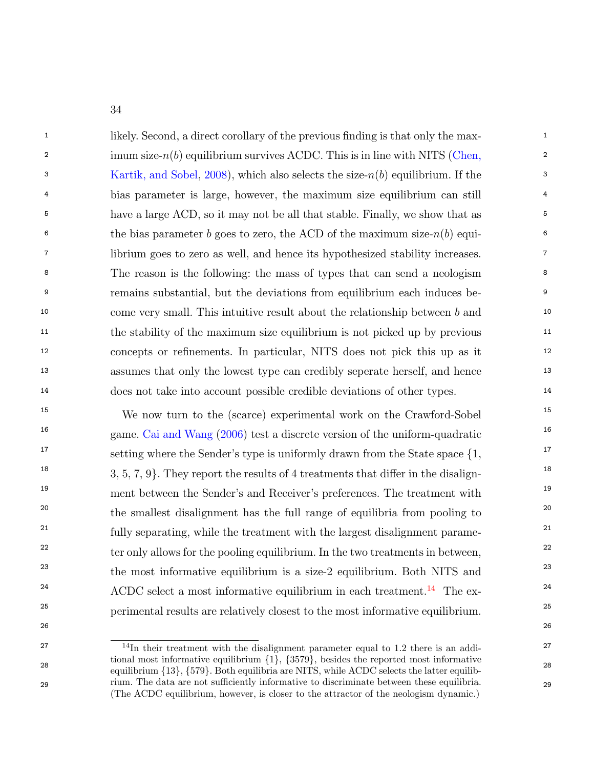likely. Second, a direct corollary of the previous finding is that only the maximum size-$n(b)$ equilibrium survives ACDC. This is in line with NITS (Chen, Kartik, and Sobel, 2008), which also selects the size-$n(b)$ equilibrium. If the bias parameter is large, however, the maximum size equilibrium can still have a large ACD, so it may not be all that stable. Finally, we show that as the bias parameter $b$ goes to zero, the ACD of the maximum size-$n(b)$ equilibrium goes to zero as well, and hence its hypothesized stability increases. The reason is the following: the mass of types that can send a neologism remains substantial, but the deviations from equilibrium each induces become very small. This intuitive result about the relationship between $b$ and the stability of the maximum size equilibrium is not picked up by previous concepts or refinements. In particular, NITS does not pick this up as it assumes that only the lowest type can credibly seperate herself, and hence does not take into account possible credible deviations of other types.

We now turn to the (scarce) experimental work on the Crawford-Sobel game. Cai and Wang (2006) test a discrete version of the uniform-quadratic setting where the Sender's type is uniformly drawn from the State space {1, 3, 5, 7, 9}. They report the results of 4 treatments that differ in the disalignment between the Sender's and Receiver's preferences. The treatment with the smallest disalignment has the full range of equilibria from pooling to fully separating, while the treatment with the largest disalignment parameter only allows for the pooling equilibrium. In the two treatments in between, the most informative equilibrium is a size-2 equilibrium. Both NITS and ACDC select a most informative equilibrium in each treatment.[14] The experimental results are relatively closest to the most informative equilibrium.

[14] In their treatment with the disalignment parameter equal to 1.2 there is an additional most informative equilibrium {1}, {3579}, besides the reported most informative equilibrium {13}, {579}. Both equilibria are NITS, while ACDC selects the latter equilibrium. The data are not sufficiently informative to discriminate between these equilibria. (The ACDC equilibrium, however, is closer to the attractor of the neologism dynamic.)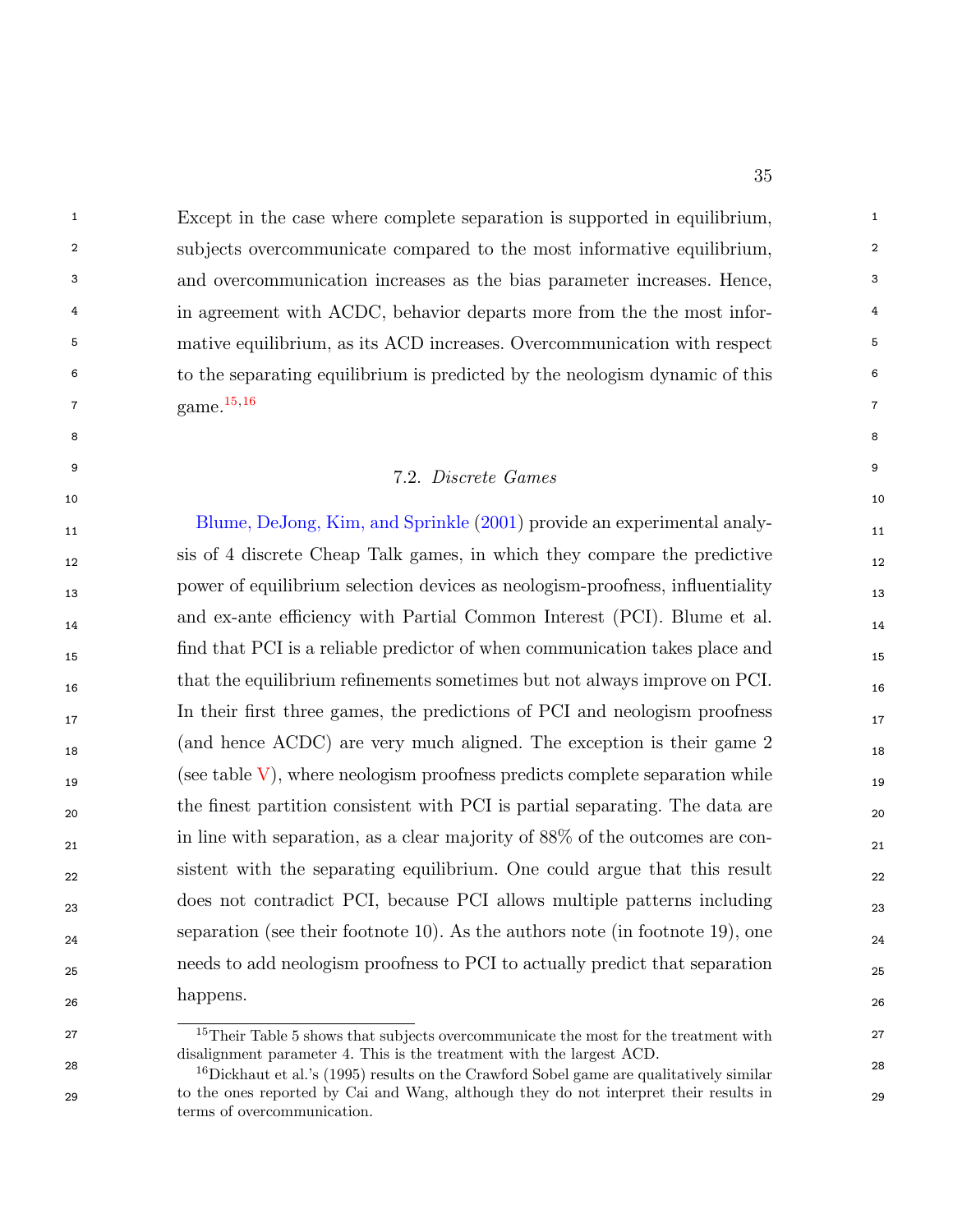Except in the case where complete separation is supported in equilibrium, subjects overcommunicate compared to the most informative equilibrium, and overcommunication increases as the bias parameter increases. Hence, in agreement with ACDC, behavior departs more from the the most informative equilibrium, as its ACD increases. Overcommunication with respect to the separating equilibrium is predicted by the neologism dynamic of this game.[15,16]

### 7.2. *Discrete Games*

Blume, DeJong, Kim, and Sprinkle (2001) provide an experimental analysis of 4 discrete Cheap Talk games, in which they compare the predictive power of equilibrium selection devices as neologism-proofness, influentiality and ex-ante efficiency with Partial Common Interest (PCI). Blume et al. find that PCI is a reliable predictor of when communication takes place and that the equilibrium refinements sometimes but not always improve on PCI. In their first three games, the predictions of PCI and neologism proofness (and hence ACDC) are very much aligned. The exception is their game 2 (see table V), where neologism proofness predicts complete separation while the finest partition consistent with PCI is partial separating. The data are in line with separation, as a clear majority of 88% of the outcomes are consistent with the separating equilibrium. One could argue that this result does not contradict PCI, because PCI allows multiple patterns including separation (see their footnote 10). As the authors note (in footnote 19), one needs to add neologism proofness to PCI to actually predict that separation happens.

---

[15] Their Table 5 shows that subjects overcommunicate the most for the treatment with disalignment parameter 4. This is the treatment with the largest ACD.

[16] Dickhaut et al.'s (1995) results on the Crawford Sobel game are qualitatively similar to the ones reported by Cai and Wang, although they do not interpret their results in terms of overcommunication.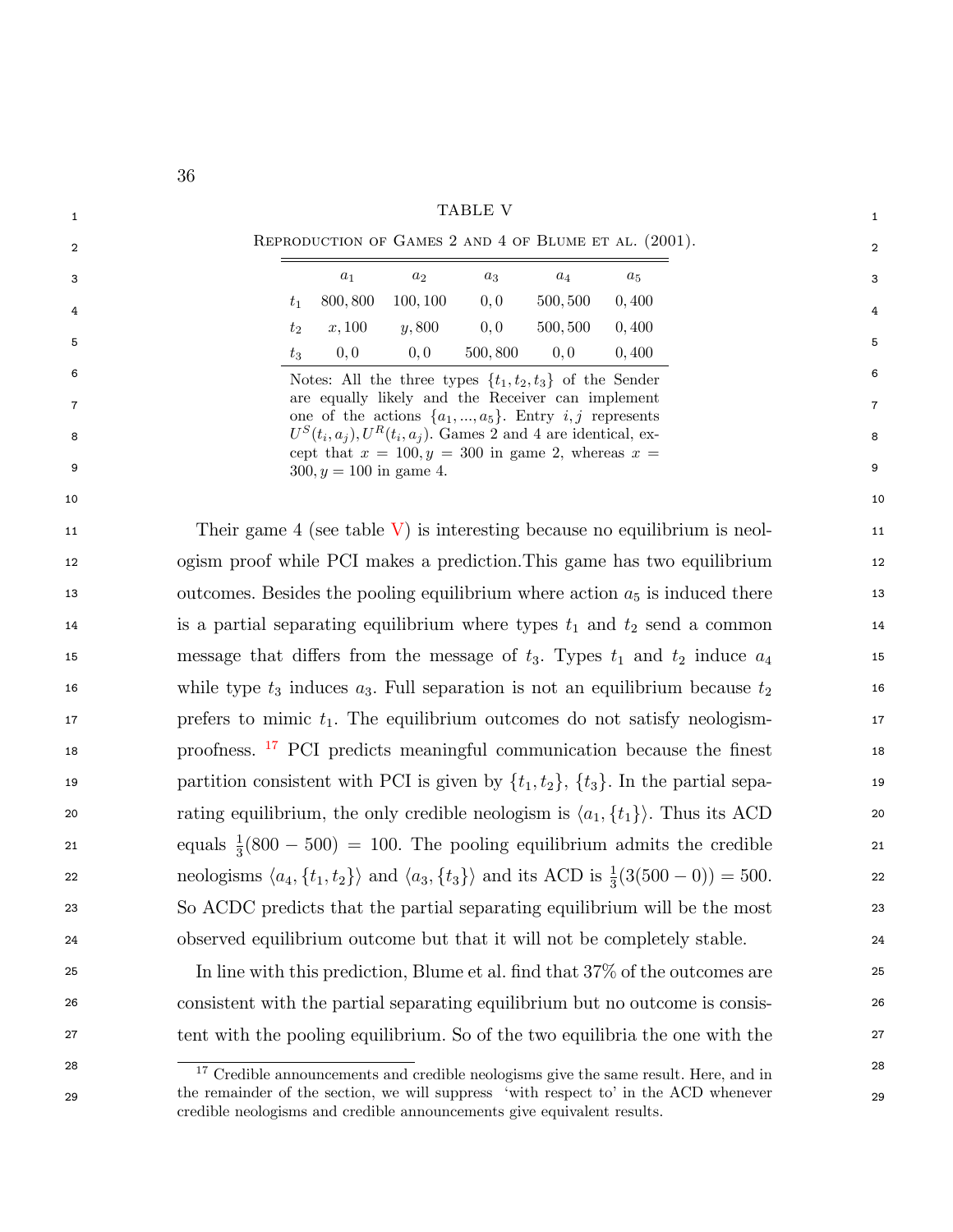TABLE V

Reproduction of Games 2 and 4 of Blume et al. (2001).

| | $a_1$ | $a_2$ | $a_3$ | $a_4$ | $a_5$ |
|---|---|---|---|---|---|
| $t_1$ | $800, 800$ | $100, 100$ | $0, 0$ | $500, 500$ | $0, 400$ |
| $t_2$ | $x, 100$ | $y, 800$ | $0, 0$ | $500, 500$ | $0, 400$ |
| $t_3$ | $0, 0$ | $0, 0$ | $500, 800$ | $0, 0$ | $0, 400$ |

Notes: All the three types $\{t_1, t_2, t_3\}$ of the Sender are equally likely and the Receiver can implement one of the actions $\{a_1, ..., a_5\}$. Entry $i, j$ represents $U^S(t_i, a_j), U^R(t_i, a_j)$. Games 2 and 4 are identical, except that $x = 100, y = 300$ in game 2, whereas $x = 300, y = 100$ in game 4.

Their game 4 (see table V) is interesting because no equilibrium is neologism proof while PCI makes a prediction.This game has two equilibrium outcomes. Besides the pooling equilibrium where action $a_5$ is induced there is a partial separating equilibrium where types $t_1$ and $t_2$ send a common message that differs from the message of $t_3$. Types $t_1$ and $t_2$ induce $a_4$ while type $t_3$ induces $a_3$. Full separation is not an equilibrium because $t_2$ prefers to mimic $t_1$. The equilibrium outcomes do not satisfy neologism-proofness. [17] PCI predicts meaningful communication because the finest partition consistent with PCI is given by $\{t_1, t_2\}$, $\{t_3\}$. In the partial separating equilibrium, the only credible neologism is $\langle a_1, \{t_1\}\rangle$. Thus its ACD equals $\frac{1}{3}(800 - 500) = 100$. The pooling equilibrium admits the credible neologisms $\langle a_4, \{t_1, t_2\}\rangle$ and $\langle a_3, \{t_3\}\rangle$ and its ACD is $\frac{1}{3}(3(500 - 0)) = 500$. So ACDC predicts that the partial separating equilibrium will be the most observed equilibrium outcome but that it will not be completely stable.

In line with this prediction, Blume et al. find that 37% of the outcomes are consistent with the partial separating equilibrium but no outcome is consistent with the pooling equilibrium. So of the two equilibria the one with the

[17] Credible announcements and credible neologisms give the same result. Here, and in the remainder of the section, we will suppress 'with respect to' in the ACD whenever credible neologisms and credible announcements give equivalent results.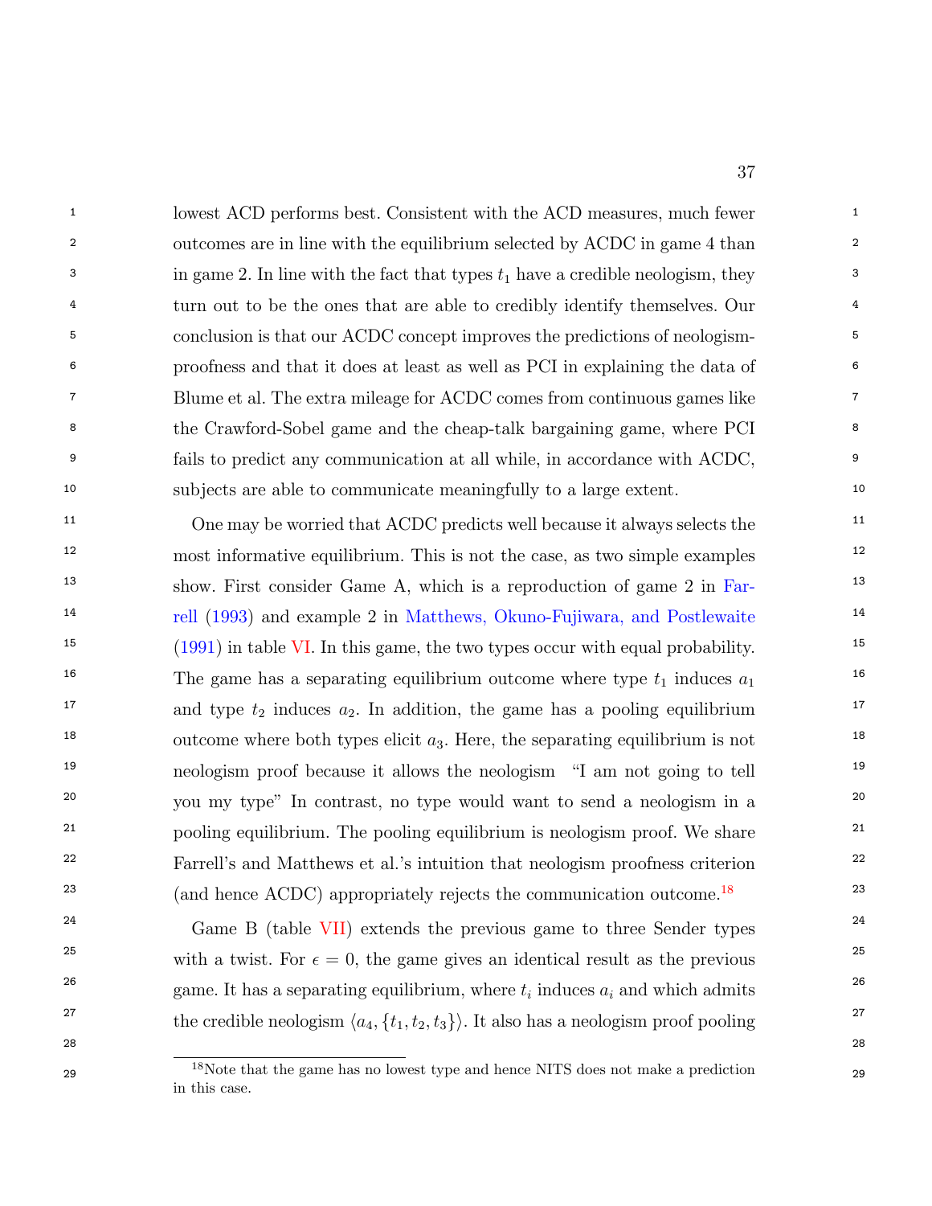lowest ACD performs best. Consistent with the ACD measures, much fewer outcomes are in line with the equilibrium selected by ACDC in game 4 than in game 2. In line with the fact that types $t_1$ have a credible neologism, they turn out to be the ones that are able to credibly identify themselves. Our conclusion is that our ACDC concept improves the predictions of neologism-proofness and that it does at least as well as PCI in explaining the data of Blume et al. The extra mileage for ACDC comes from continuous games like the Crawford-Sobel game and the cheap-talk bargaining game, where PCI fails to predict any communication at all while, in accordance with ACDC, subjects are able to communicate meaningfully to a large extent.

One may be worried that ACDC predicts well because it always selects the most informative equilibrium. This is not the case, as two simple examples show. First consider Game A, which is a reproduction of game 2 in Farrell (1993) and example 2 in Matthews, Okuno-Fujiwara, and Postlewaite (1991) in table VI. In this game, the two types occur with equal probability. The game has a separating equilibrium outcome where type $t_1$ induces $a_1$ and type $t_2$ induces $a_2$. In addition, the game has a pooling equilibrium outcome where both types elicit $a_3$. Here, the separating equilibrium is not neologism proof because it allows the neologism "I am not going to tell you my type" In contrast, no type would want to send a neologism in a pooling equilibrium. The pooling equilibrium is neologism proof. We share Farrell's and Matthews et al.'s intuition that neologism proofness criterion (and hence ACDC) appropriately rejects the communication outcome.[18]

Game B (table VII) extends the previous game to three Sender types with a twist. For $\epsilon = 0$, the game gives an identical result as the previous game. It has a separating equilibrium, where $t_i$ induces $a_i$ and which admits the credible neologism $\langle a_4, \{t_1, t_2, t_3\}\rangle$. It also has a neologism proof pooling

[18]Note that the game has no lowest type and hence NITS does not make a prediction in this case.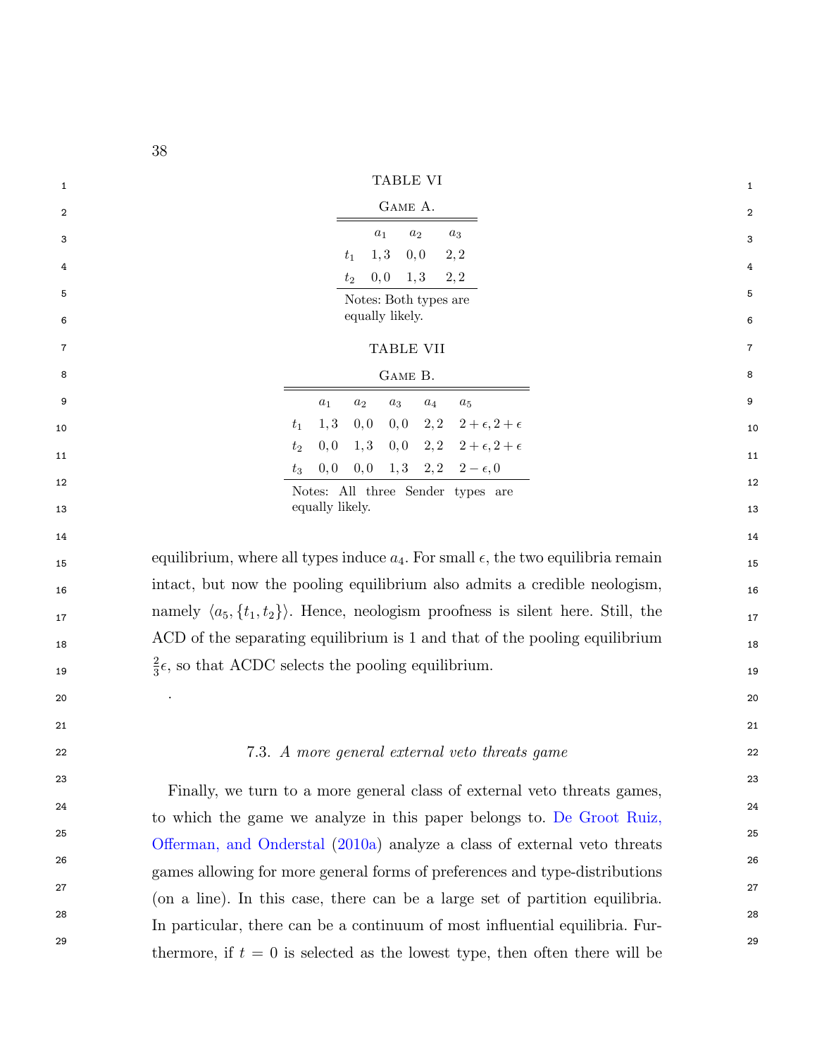TABLE VI

Game A.

| | $a_1$ | $a_2$ | $a_3$ |
|---|---|---|---|
| $t_1$ | $1,3$ | $0,0$ | $2,2$ |
| $t_2$ | $0,0$ | $1,3$ | $2,2$ |

Notes: Both types are equally likely.

TABLE VII

Game B.

| | $a_1$ | $a_2$ | $a_3$ | $a_4$ | $a_5$ |
|---|---|---|---|---|---|
| $t_1$ | $1,3$ | $0,0$ | $0,0$ | $2,2$ | $2+\epsilon, 2+\epsilon$ |
| $t_2$ | $0,0$ | $1,3$ | $0,0$ | $2,2$ | $2+\epsilon, 2+\epsilon$ |
| $t_3$ | $0,0$ | $0,0$ | $1,3$ | $2,2$ | $2-\epsilon, 0$ |

Notes: All three Sender types are equally likely.

equilibrium, where all types induce $a_4$. For small $\epsilon$, the two equilibria remain intact, but now the pooling equilibrium also admits a credible neologism, namely $\langle a_5, \{t_1, t_2\}\rangle$. Hence, neologism proofness is silent here. Still, the ACD of the separating equilibrium is 1 and that of the pooling equilibrium $\frac{2}{3}\epsilon$, so that ACDC selects the pooling equilibrium.

.

## 7.3. *A more general external veto threats game*

Finally, we turn to a more general class of external veto threats games, to which the game we analyze in this paper belongs to. De Groot Ruiz, Offerman, and Onderstal (2010a) analyze a class of external veto threats games allowing for more general forms of preferences and type-distributions (on a line). In this case, there can be a large set of partition equilibria. In particular, there can be a continuum of most influential equilibria. Furthermore, if $t = 0$ is selected as the lowest type, then often there will be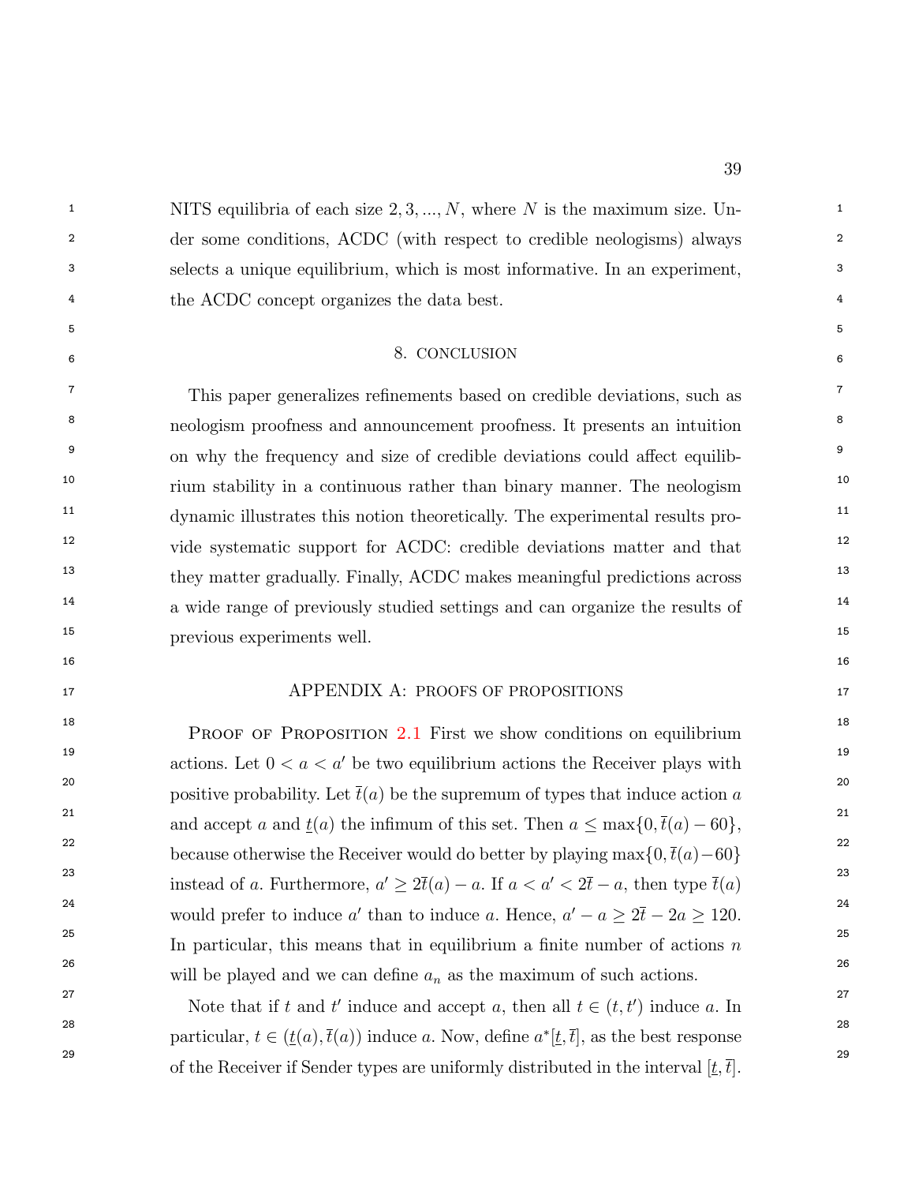NITS equilibria of each size $2, 3, ..., N$, where $N$ is the maximum size. Under some conditions, ACDC (with respect to credible neologisms) always selects a unique equilibrium, which is most informative. In an experiment, the ACDC concept organizes the data best.

## 8. CONCLUSION

This paper generalizes refinements based on credible deviations, such as neologism proofness and announcement proofness. It presents an intuition on why the frequency and size of credible deviations could affect equilibrium stability in a continuous rather than binary manner. The neologism dynamic illustrates this notion theoretically. The experimental results provide systematic support for ACDC: credible deviations matter and that they matter gradually. Finally, ACDC makes meaningful predictions across a wide range of previously studied settings and can organize the results of previous experiments well.

## APPENDIX A: PROOFS OF PROPOSITIONS

Proof of Proposition 2.1 First we show conditions on equilibrium actions. Let $0 < a < a'$ be two equilibrium actions the Receiver plays with positive probability. Let $\bar{t}(a)$ be the supremum of types that induce action $a$ and accept $a$ and $\underline{t}(a)$ the infimum of this set. Then $a \leq \max\{0, \bar{t}(a) - 60\}$, because otherwise the Receiver would do better by playing $\max\{0, \bar{t}(a) - 60\}$ instead of $a$. Furthermore, $a' \geq 2\bar{t}(a) - a$. If $a < a' < 2\bar{t} - a$, then type $\bar{t}(a)$ would prefer to induce $a'$ than to induce $a$. Hence, $a' - a \geq 2\bar{t} - 2a \geq 120$. In particular, this means that in equilibrium a finite number of actions $n$ will be played and we can define $a_n$ as the maximum of such actions.

Note that if $t$ and $t'$ induce and accept $a$, then all $t \in (t, t')$ induce $a$. In particular, $t \in (\underline{t}(a), \bar{t}(a))$ induce $a$. Now, define $a^*[\underline{t}, \bar{t}]$, as the best response of the Receiver if Sender types are uniformly distributed in the interval $[\underline{t}, \bar{t}]$.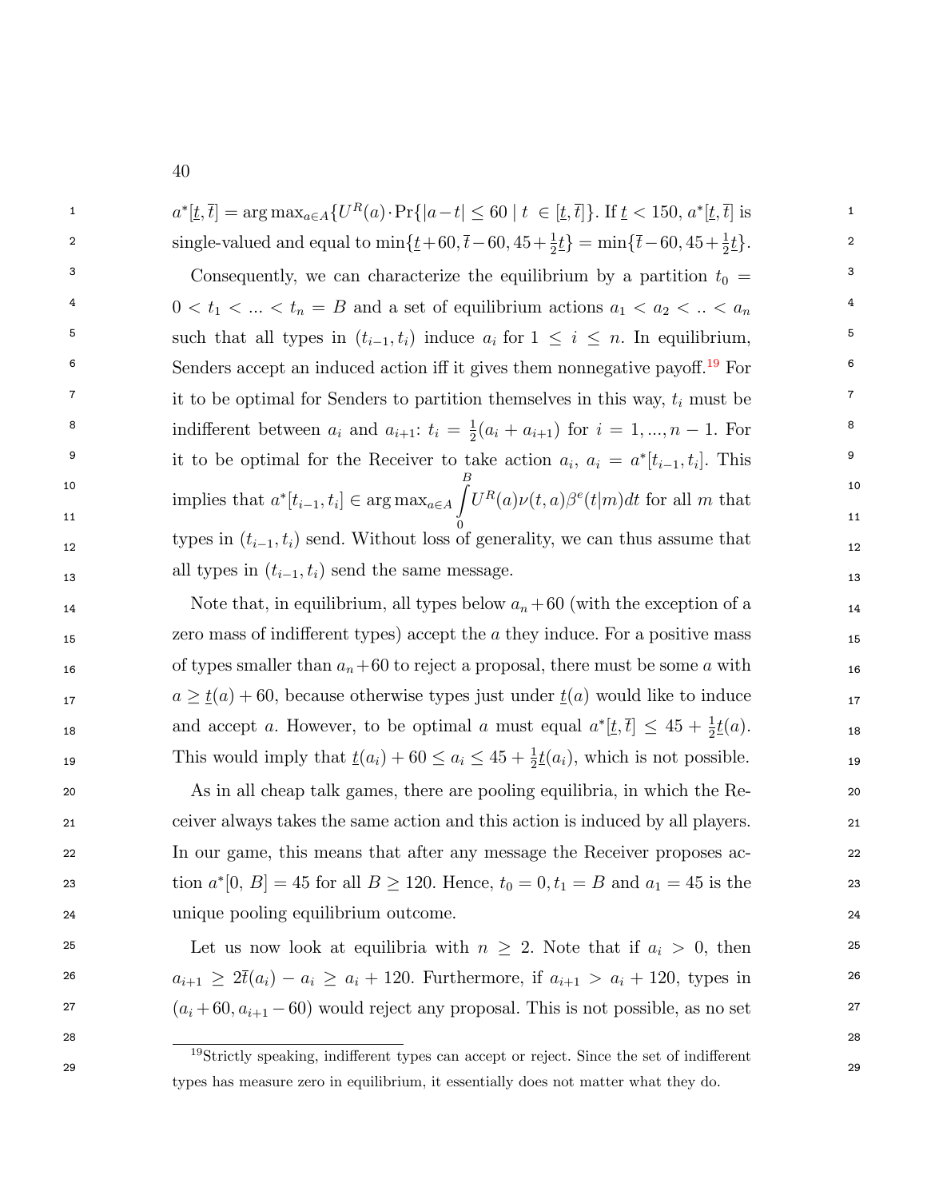$a^*[\underline{t}, \overline{t}] = \arg\max_{a \in A}\{U^R(a) \cdot \Pr\{|a - t| \leq 60 \mid t \in [\underline{t}, \overline{t}]\}$. If $\underline{t} < 150$, $a^*[\underline{t}, \overline{t}]$ is single-valued and equal to $\min\{\underline{t}+60, \overline{t}-60, 45+\frac{1}{2}\underline{t}\} = \min\{\overline{t}-60, 45+\frac{1}{2}\underline{t}\}$.

Consequently, we can characterize the equilibrium by a partition $t_0 = 0 < t_1 < ... < t_n = B$ and a set of equilibrium actions $a_1 < a_2 < .. < a_n$ such that all types in $(t_{i-1}, t_i)$ induce $a_i$ for $1 \leq i \leq n$. In equilibrium, Senders accept an induced action iff it gives them nonnegative payoff.[19] For it to be optimal for Senders to partition themselves in this way, $t_i$ must be indifferent between $a_i$ and $a_{i+1}$: $t_i = \frac{1}{2}(a_i + a_{i+1})$ for $i = 1, ..., n-1$. For it to be optimal for the Receiver to take action $a_i$, $a_i = a^*[t_{i-1}, t_i]$. This implies that $a^*[t_{i-1}, t_i] \in \arg\max_{a \in A} \int_0^B U^R(a)\nu(t, a)\beta^e(t|m)dt$ for all $m$ that types in $(t_{i-1}, t_i)$ send. Without loss of generality, we can thus assume that all types in $(t_{i-1}, t_i)$ send the same message.

Note that, in equilibrium, all types below $a_n + 60$ (with the exception of a zero mass of indifferent types) accept the $a$ they induce. For a positive mass of types smaller than $a_n + 60$ to reject a proposal, there must be some $a$ with $a \geq \underline{t}(a) + 60$, because otherwise types just under $\underline{t}(a)$ would like to induce and accept $a$. However, to be optimal $a$ must equal $a^*[\underline{t}, \overline{t}] \leq 45 + \frac{1}{2}\underline{t}(a)$. This would imply that $\underline{t}(a_i) + 60 \leq a_i \leq 45 + \frac{1}{2}\underline{t}(a_i)$, which is not possible.

As in all cheap talk games, there are pooling equilibria, in which the Receiver always takes the same action and this action is induced by all players. In our game, this means that after any message the Receiver proposes action $a^*[0, B] = 45$ for all $B \geq 120$. Hence, $t_0 = 0, t_1 = B$ and $a_1 = 45$ is the unique pooling equilibrium outcome.

Let us now look at equilibria with $n \geq 2$. Note that if $a_i > 0$, then $a_{i+1} \geq 2\overline{t}(a_i) - a_i \geq a_i + 120$. Furthermore, if $a_{i+1} > a_i + 120$, types in $(a_i + 60, a_{i+1} - 60)$ would reject any proposal. This is not possible, as no set

[19] Strictly speaking, indifferent types can accept or reject. Since the set of indifferent types has measure zero in equilibrium, it essentially does not matter what they do.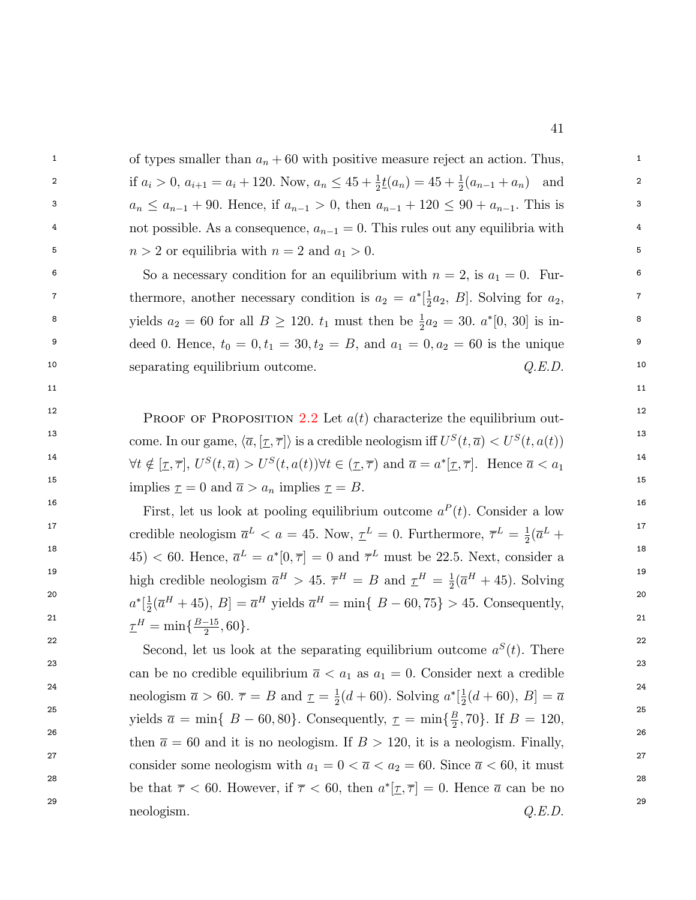of types smaller than $a_n + 60$ with positive measure reject an action. Thus, if $a_i > 0$, $a_{i+1} = a_i + 120$. Now, $a_n \leq 45 + \frac{1}{2}\underline{t}(a_n) = 45 + \frac{1}{2}(a_{n-1} + a_n)$ and $a_n \leq a_{n-1} + 90$. Hence, if $a_{n-1} > 0$, then $a_{n-1} + 120 \leq 90 + a_{n-1}$. This is not possible. As a consequence, $a_{n-1} = 0$. This rules out any equilibria with $n > 2$ or equilibria with $n = 2$ and $a_1 > 0$.

So a necessary condition for an equilibrium with $n = 2$, is $a_1 = 0$. Furthermore, another necessary condition is $a_2 = a^*[\frac{1}{2}a_2,\ B]$. Solving for $a_2$, yields $a_2 = 60$ for all $B \geq 120$. $t_1$ must then be $\frac{1}{2}a_2 = 30$. $a^*[0,\ 30]$ is indeed 0. Hence, $t_0 = 0, t_1 = 30, t_2 = B$, and $a_1 = 0, a_2 = 60$ is the unique separating equilibrium outcome. *Q.E.D.*

Proof of Proposition 2.2 Let $a(t)$ characterize the equilibrium outcome. In our game, $\langle \overline{a}, [\underline{\tau}, \overline{\tau}] \rangle$ is a credible neologism iff $U^S(t, \overline{a}) < U^S(t, a(t))$ $\forall t \notin [\underline{\tau}, \overline{\tau}]$, $U^S(t, \overline{a}) > U^S(t, a(t)) \forall t \in (\underline{\tau}, \overline{\tau})$ and $\overline{a} = a^*[\underline{\tau}, \overline{\tau}]$. Hence $\overline{a} < a_1$ implies $\underline{\tau} = 0$ and $\overline{a} > a_n$ implies $\underline{\tau} = B$.

First, let us look at pooling equilibrium outcome $a^P(t)$. Consider a low credible neologism $\overline{a}^L < a = 45$. Now, $\underline{\tau}^L = 0$. Furthermore, $\overline{\tau}^L = \frac{1}{2}(\overline{a}^L + 45) < 60$. Hence, $\overline{a}^L = a^*[0, \overline{\tau}] = 0$ and $\overline{\tau}^L$ must be 22.5. Next, consider a high credible neologism $\overline{a}^H > 45$. $\overline{\tau}^H = B$ and $\underline{\tau}^H = \frac{1}{2}(\overline{a}^H + 45)$. Solving $a^*[\frac{1}{2}(\overline{a}^H + 45),\ B] = \overline{a}^H$ yields $\overline{a}^H = \min\{\ B - 60, 75\} > 45$. Consequently, $\underline{\tau}^H = \min\{\frac{B-15}{2}, 60\}$.

Second, let us look at the separating equilibrium outcome $a^S(t)$. There can be no credible equilibrium $\overline{a} < a_1$ as $a_1 = 0$. Consider next a credible neologism $\overline{a} > 60$. $\overline{\tau} = B$ and $\underline{\tau} = \frac{1}{2}(d + 60)$. Solving $a^*[\frac{1}{2}(d + 60),\ B] = \overline{a}$ yields $\overline{a} = \min\{\ B - 60, 80\}$. Consequently, $\underline{\tau} = \min\{\frac{B}{2}, 70\}$. If $B = 120$, then $\overline{a} = 60$ and it is no neologism. If $B > 120$, it is a neologism. Finally, consider some neologism with $a_1 = 0 < \overline{a} < a_2 = 60$. Since $\overline{a} < 60$, it must be that $\overline{\tau} < 60$. However, if $\overline{\tau} < 60$, then $a^*[\underline{\tau}, \overline{\tau}] = 0$. Hence $\overline{a}$ can be no neologism. *Q.E.D.*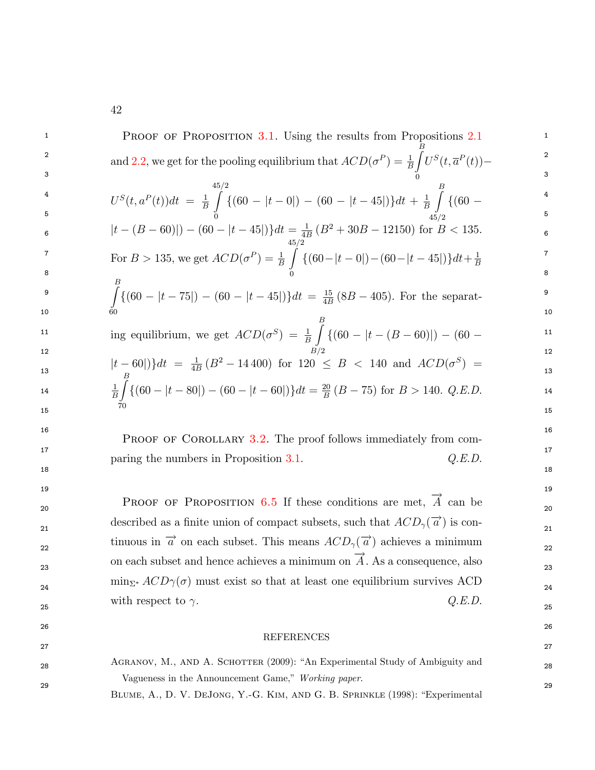Proof of Proposition 3.1. Using the results from Propositions 2.1 and 2.2, we get for the pooling equilibrium that $ACD(\sigma^P) = \frac{1}{B}\int_0^B U^S(t, \overline{a}^P(t)) - U^S(t, a^P(t))dt = \frac{1}{B}\int_0^{45/2} \{(60 - |t-0|) - (60 - |t-45|)\}dt + \frac{1}{B}\int_{45/2}^{B} \{(60 - |t-(B-60)|) - (60 - |t-45|)\}dt = \frac{1}{4B}(B^2 + 30B - 12150)$ for $B < 135$. For $B > 135$, we get $ACD(\sigma^P) = \frac{1}{B}\int_0^{45/2} \{(60-|t-0|)-(60-|t-45|)\}dt + \frac{1}{B}\int_{60}^{B} \{(60 - |t-75|) - (60 - |t-45|)\}dt = \frac{15}{4B}(8B - 405)$. For the separating equilibrium, we get $ACD(\sigma^S) = \frac{1}{B}\int_{B/2}^{B} \{(60 - |t-(B-60)|) - (60 - |t-60|)\}dt = \frac{1}{4B}(B^2 - 14\,400)$ for $120 \leq B < 140$ and $ACD(\sigma^S) = \frac{1}{B}\int_{70}^{B} \{(60 - |t-80|) - (60 - |t-60|)\}dt = \frac{20}{B}(B - 75)$ for $B > 140$. *Q.E.D.*

Proof of Corollary 3.2. The proof follows immediately from comparing the numbers in Proposition 3.1. *Q.E.D.*

Proof of Proposition 6.5 If these conditions are met, $\overrightarrow{A}$ can be described as a finite union of compact subsets, such that $ACD_\gamma(\overrightarrow{a})$ is continuous in $\overrightarrow{a}$ on each subset. This means $ACD_\gamma(\overrightarrow{a})$ achieves a minimum on each subset and hence achieves a minimum on $\overrightarrow{A}$. As a consequence, also $\min_{\Sigma^*} ACD\gamma(\sigma)$ must exist so that at least one equilibrium survives ACD with respect to $\gamma$. *Q.E.D.*

## REFERENCES

Agranov, M., and A. Schotter (2009): "An Experimental Study of Ambiguity and Vagueness in the Announcement Game," *Working paper*.

Blume, A., D. V. DeJong, Y.-G. Kim, and G. B. Sprinkle (1998): "Experimental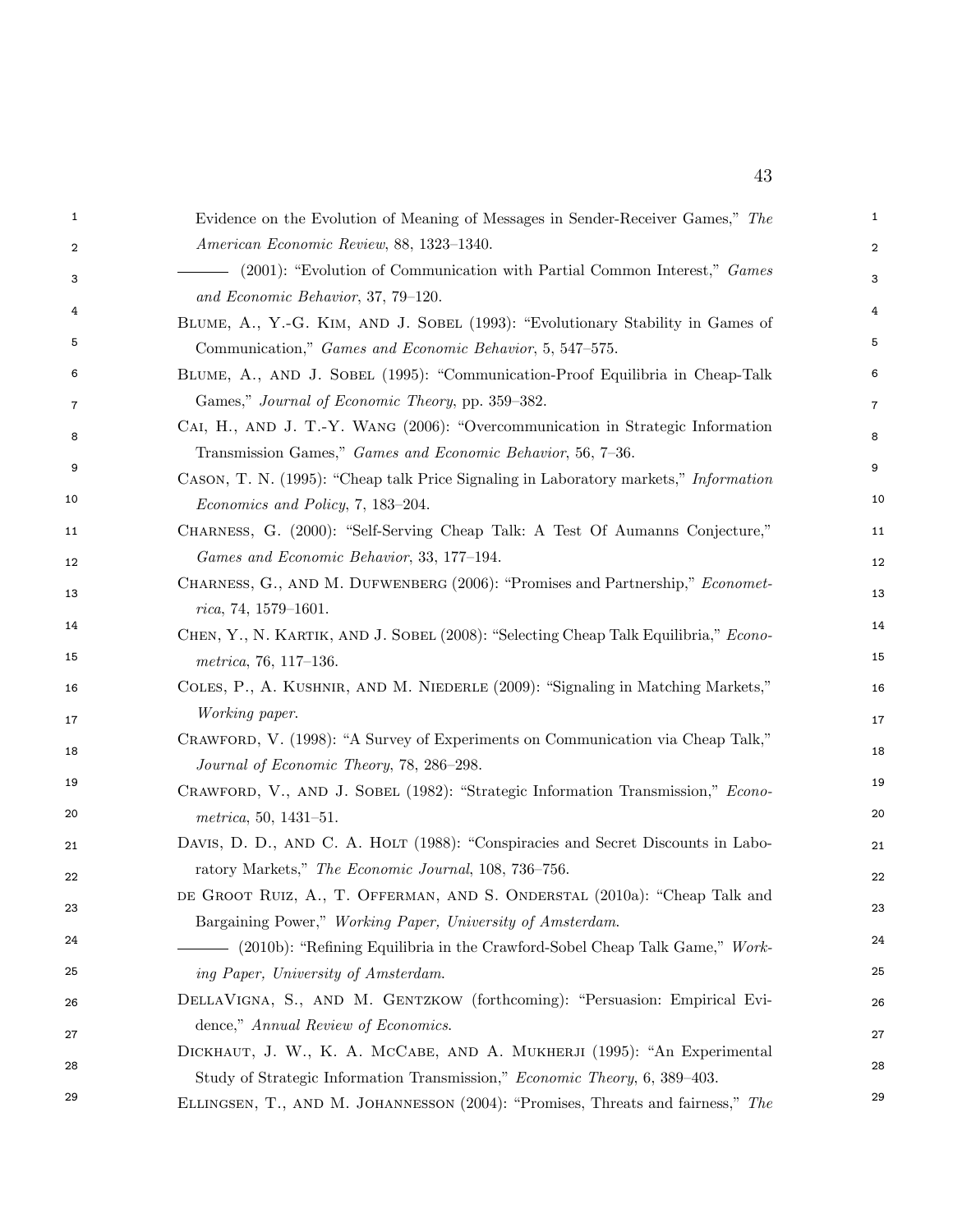Evidence on the Evolution of Meaning of Messages in Sender-Receiver Games," *The American Economic Review*, 88, 1323–1340.

——— (2001): "Evolution of Communication with Partial Common Interest," *Games and Economic Behavior*, 37, 79–120.

Blume, A., Y.-G. Kim, and J. Sobel (1993): "Evolutionary Stability in Games of Communication," *Games and Economic Behavior*, 5, 547–575.

Blume, A., and J. Sobel (1995): "Communication-Proof Equilibria in Cheap-Talk Games," *Journal of Economic Theory*, pp. 359–382.

Cai, H., and J. T.-Y. Wang (2006): "Overcommunication in Strategic Information Transmission Games," *Games and Economic Behavior*, 56, 7–36.

Cason, T. N. (1995): "Cheap talk Price Signaling in Laboratory markets," *Information Economics and Policy*, 7, 183–204.

Charness, G. (2000): "Self-Serving Cheap Talk: A Test Of Aumanns Conjecture," *Games and Economic Behavior*, 33, 177–194.

Charness, G., and M. Dufwenberg (2006): "Promises and Partnership," *Econometrica*, 74, 1579–1601.

Chen, Y., N. Kartik, and J. Sobel (2008): "Selecting Cheap Talk Equilibria," *Econometrica*, 76, 117–136.

Coles, P., A. Kushnir, and M. Niederle (2009): "Signaling in Matching Markets," *Working paper*.

Crawford, V. (1998): "A Survey of Experiments on Communication via Cheap Talk," *Journal of Economic Theory*, 78, 286–298.

Crawford, V., and J. Sobel (1982): "Strategic Information Transmission," *Econometrica*, 50, 1431–51.

Davis, D. D., and C. A. Holt (1988): "Conspiracies and Secret Discounts in Laboratory Markets," *The Economic Journal*, 108, 736–756.

de Groot Ruiz, A., T. Offerman, and S. Onderstal (2010a): "Cheap Talk and Bargaining Power," *Working Paper, University of Amsterdam*.

——— (2010b): "Refining Equilibria in the Crawford-Sobel Cheap Talk Game," *Working Paper, University of Amsterdam*.

DellaVigna, S., and M. Gentzkow (forthcoming): "Persuasion: Empirical Evidence," *Annual Review of Economics*.

Dickhaut, J. W., K. A. McCabe, and A. Mukherji (1995): "An Experimental Study of Strategic Information Transmission," *Economic Theory*, 6, 389–403.

Ellingsen, T., and M. Johannesson (2004): "Promises, Threats and fairness," *The*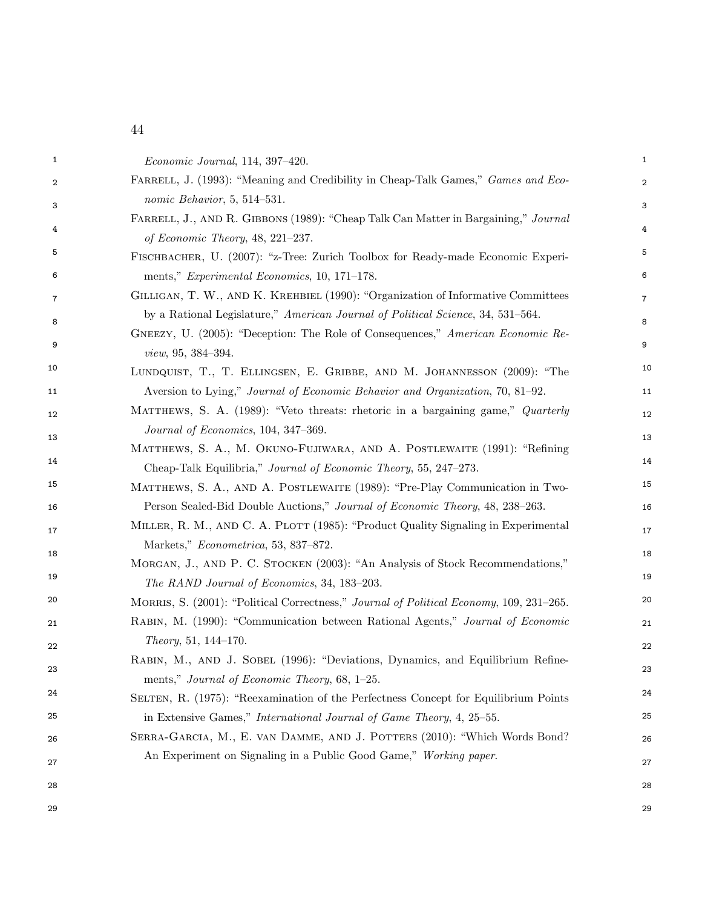*Economic Journal*, 114, 397–420.

Farrell, J. (1993): "Meaning and Credibility in Cheap-Talk Games," *Games and Economic Behavior*, 5, 514–531.

Farrell, J., and R. Gibbons (1989): "Cheap Talk Can Matter in Bargaining," *Journal of Economic Theory*, 48, 221–237.

Fischbacher, U. (2007): "z-Tree: Zurich Toolbox for Ready-made Economic Experiments," *Experimental Economics*, 10, 171–178.

Gilligan, T. W., and K. Krehbiel (1990): "Organization of Informative Committees by a Rational Legislature," *American Journal of Political Science*, 34, 531–564.

Gneezy, U. (2005): "Deception: The Role of Consequences," *American Economic Review*, 95, 384–394.

Lundquist, T., T. Ellingsen, E. Gribbe, and M. Johannesson (2009): "The Aversion to Lying," *Journal of Economic Behavior and Organization*, 70, 81–92.

Matthews, S. A. (1989): "Veto threats: rhetoric in a bargaining game," *Quarterly Journal of Economics*, 104, 347–369.

Matthews, S. A., M. Okuno-Fujiwara, and A. Postlewaite (1991): "Refining Cheap-Talk Equilibria," *Journal of Economic Theory*, 55, 247–273.

Matthews, S. A., and A. Postlewaite (1989): "Pre-Play Communication in Two-Person Sealed-Bid Double Auctions," *Journal of Economic Theory*, 48, 238–263.

Miller, R. M., and C. A. Plott (1985): "Product Quality Signaling in Experimental Markets," *Econometrica*, 53, 837–872.

Morgan, J., and P. C. Stocken (2003): "An Analysis of Stock Recommendations," *The RAND Journal of Economics*, 34, 183–203.

Morris, S. (2001): "Political Correctness," *Journal of Political Economy*, 109, 231–265.

Rabin, M. (1990): "Communication between Rational Agents," *Journal of Economic Theory*, 51, 144–170.

Rabin, M., and J. Sobel (1996): "Deviations, Dynamics, and Equilibrium Refinements," *Journal of Economic Theory*, 68, 1–25.

Selten, R. (1975): "Reexamination of the Perfectness Concept for Equilibrium Points in Extensive Games," *International Journal of Game Theory*, 4, 25–55.

Serra-Garcia, M., E. van Damme, and J. Potters (2010): "Which Words Bond? An Experiment on Signaling in a Public Good Game," *Working paper*.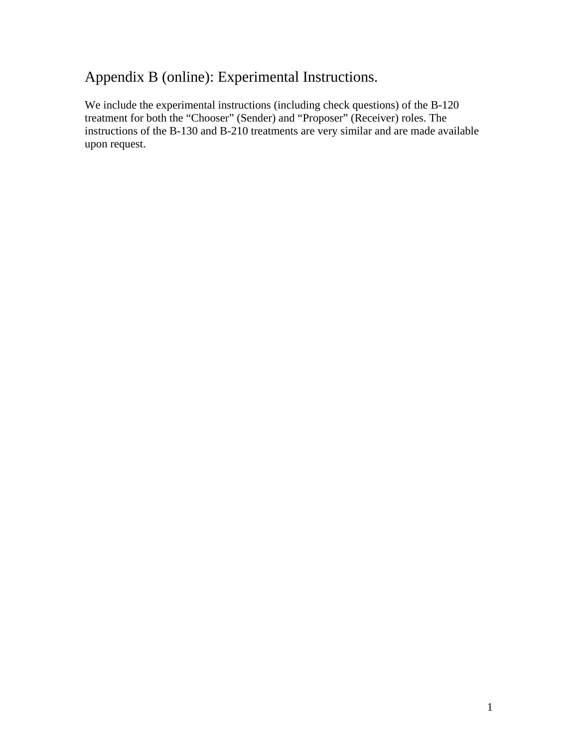# Appendix B (online): Experimental Instructions.

We include the experimental instructions (including check questions) of the B-120 treatment for both the “Chooser” (Sender) and “Proposer” (Receiver) roles. The instructions of the B-130 and B-210 treatments are very similar and are made available upon request.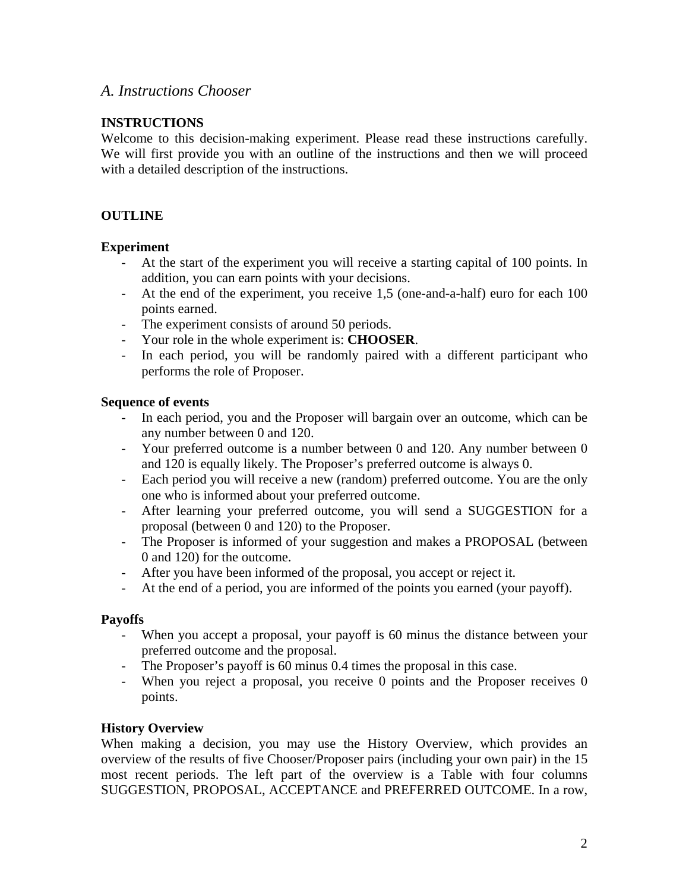## *A. Instructions Chooser*

**INSTRUCTIONS**

Welcome to this decision-making experiment. Please read these instructions carefully. We will first provide you with an outline of the instructions and then we will proceed with a detailed description of the instructions.

**OUTLINE**

**Experiment**

- At the start of the experiment you will receive a starting capital of 100 points. In addition, you can earn points with your decisions.
- At the end of the experiment, you receive 1,5 (one-and-a-half) euro for each 100 points earned.
- The experiment consists of around 50 periods.
- Your role in the whole experiment is: **CHOOSER**.
- In each period, you will be randomly paired with a different participant who performs the role of Proposer.

**Sequence of events**

- In each period, you and the Proposer will bargain over an outcome, which can be any number between 0 and 120.
- Your preferred outcome is a number between 0 and 120. Any number between 0 and 120 is equally likely. The Proposer's preferred outcome is always 0.
- Each period you will receive a new (random) preferred outcome. You are the only one who is informed about your preferred outcome.
- After learning your preferred outcome, you will send a SUGGESTION for a proposal (between 0 and 120) to the Proposer.
- The Proposer is informed of your suggestion and makes a PROPOSAL (between 0 and 120) for the outcome.
- After you have been informed of the proposal, you accept or reject it.
- At the end of a period, you are informed of the points you earned (your payoff).

**Payoffs**

- When you accept a proposal, your payoff is 60 minus the distance between your preferred outcome and the proposal.
- The Proposer's payoff is 60 minus 0.4 times the proposal in this case.
- When you reject a proposal, you receive 0 points and the Proposer receives 0 points.

**History Overview**

When making a decision, you may use the History Overview, which provides an overview of the results of five Chooser/Proposer pairs (including your own pair) in the 15 most recent periods. The left part of the overview is a Table with four columns SUGGESTION, PROPOSAL, ACCEPTANCE and PREFERRED OUTCOME. In a row,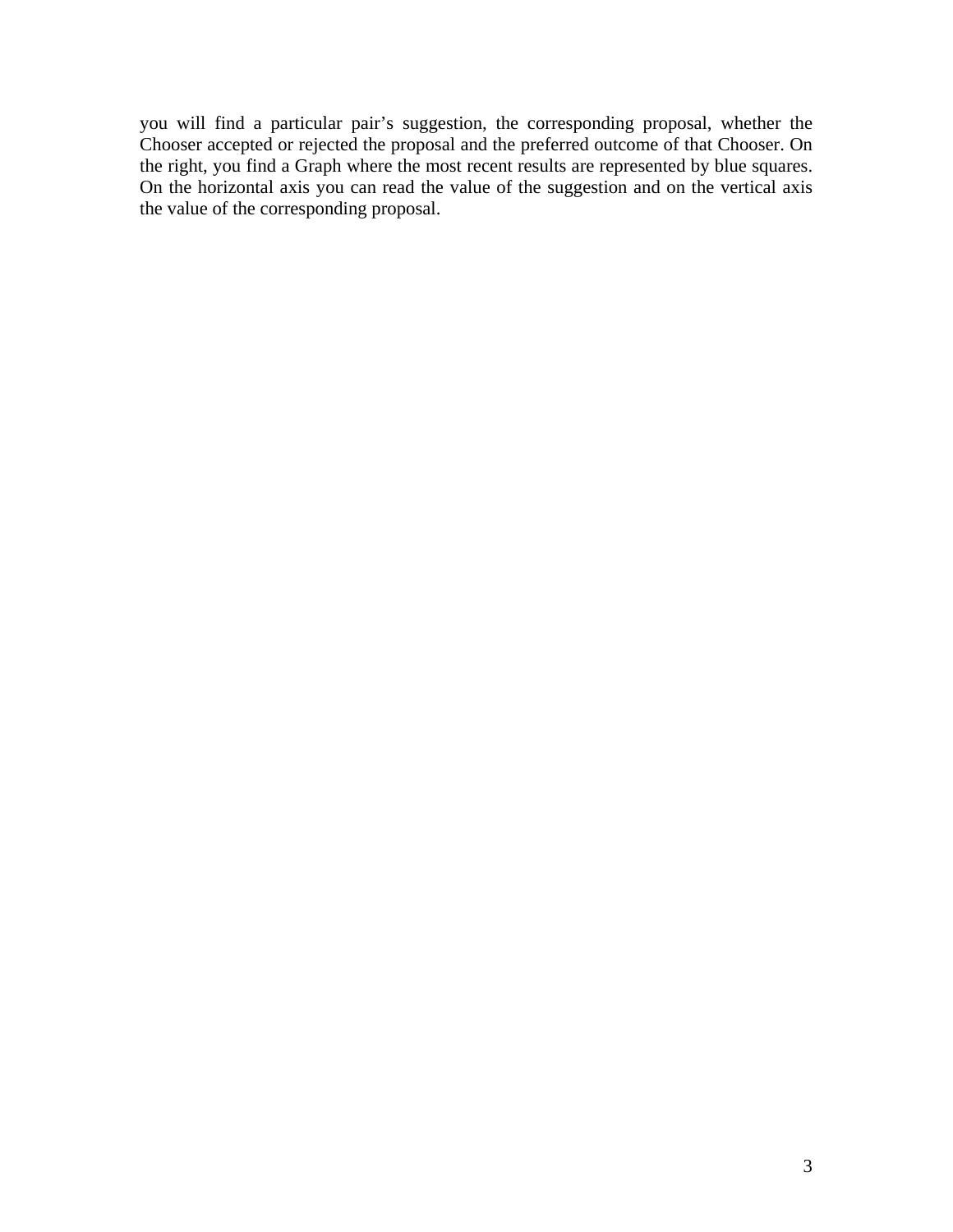you will find a particular pair's suggestion, the corresponding proposal, whether the Chooser accepted or rejected the proposal and the preferred outcome of that Chooser. On the right, you find a Graph where the most recent results are represented by blue squares. On the horizontal axis you can read the value of the suggestion and on the vertical axis the value of the corresponding proposal.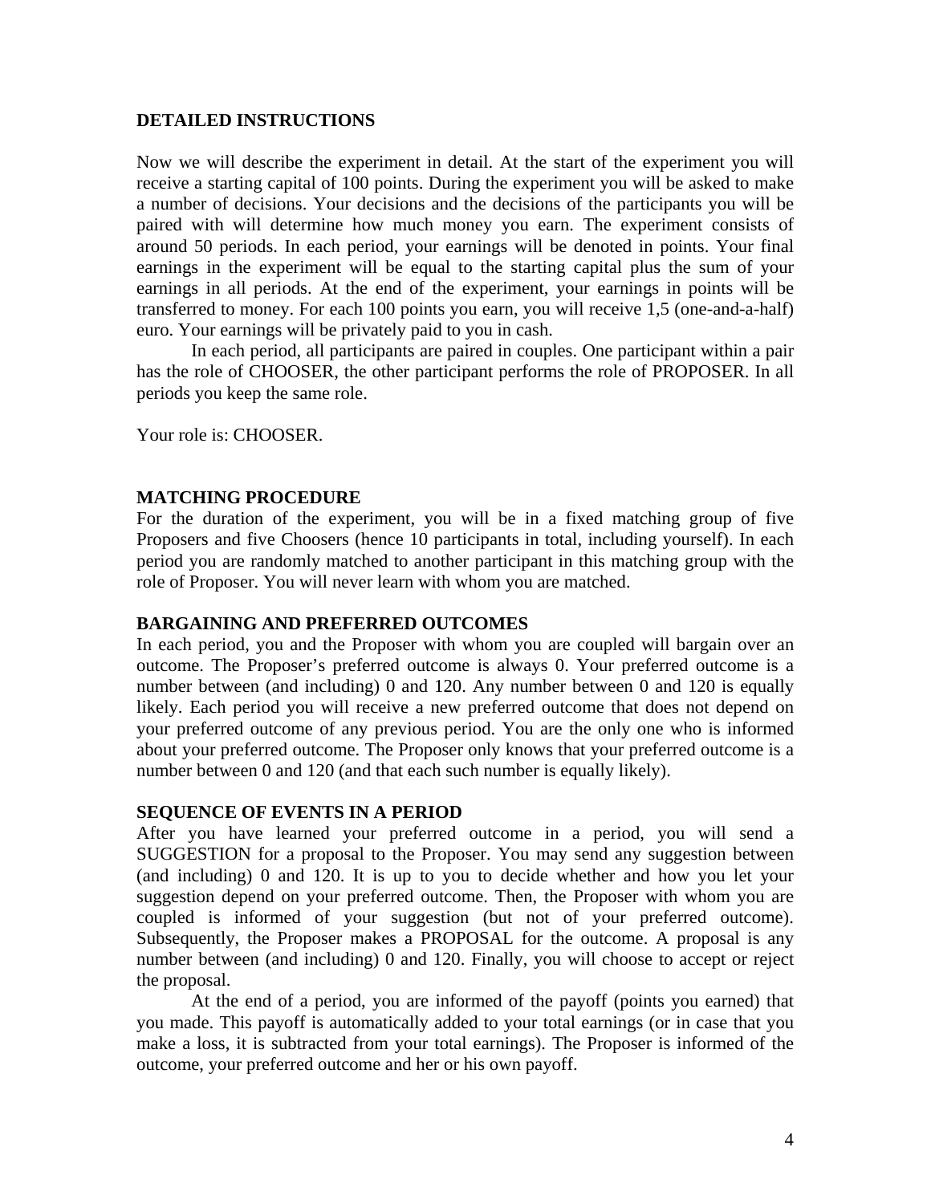**DETAILED INSTRUCTIONS**

Now we will describe the experiment in detail. At the start of the experiment you will receive a starting capital of 100 points. During the experiment you will be asked to make a number of decisions. Your decisions and the decisions of the participants you will be paired with will determine how much money you earn. The experiment consists of around 50 periods. In each period, your earnings will be denoted in points. Your final earnings in the experiment will be equal to the starting capital plus the sum of your earnings in all periods. At the end of the experiment, your earnings in points will be transferred to money. For each 100 points you earn, you will receive 1,5 (one-and-a-half) euro. Your earnings will be privately paid to you in cash.

In each period, all participants are paired in couples. One participant within a pair has the role of CHOOSER, the other participant performs the role of PROPOSER. In all periods you keep the same role.

Your role is: CHOOSER.

**MATCHING PROCEDURE**

For the duration of the experiment, you will be in a fixed matching group of five Proposers and five Choosers (hence 10 participants in total, including yourself). In each period you are randomly matched to another participant in this matching group with the role of Proposer. You will never learn with whom you are matched.

**BARGAINING AND PREFERRED OUTCOMES**

In each period, you and the Proposer with whom you are coupled will bargain over an outcome. The Proposer's preferred outcome is always 0. Your preferred outcome is a number between (and including) 0 and 120. Any number between 0 and 120 is equally likely. Each period you will receive a new preferred outcome that does not depend on your preferred outcome of any previous period. You are the only one who is informed about your preferred outcome. The Proposer only knows that your preferred outcome is a number between 0 and 120 (and that each such number is equally likely).

**SEQUENCE OF EVENTS IN A PERIOD**

After you have learned your preferred outcome in a period, you will send a SUGGESTION for a proposal to the Proposer. You may send any suggestion between (and including) 0 and 120. It is up to you to decide whether and how you let your suggestion depend on your preferred outcome. Then, the Proposer with whom you are coupled is informed of your suggestion (but not of your preferred outcome). Subsequently, the Proposer makes a PROPOSAL for the outcome. A proposal is any number between (and including) 0 and 120. Finally, you will choose to accept or reject the proposal.

At the end of a period, you are informed of the payoff (points you earned) that you made. This payoff is automatically added to your total earnings (or in case that you make a loss, it is subtracted from your total earnings). The Proposer is informed of the outcome, your preferred outcome and her or his own payoff.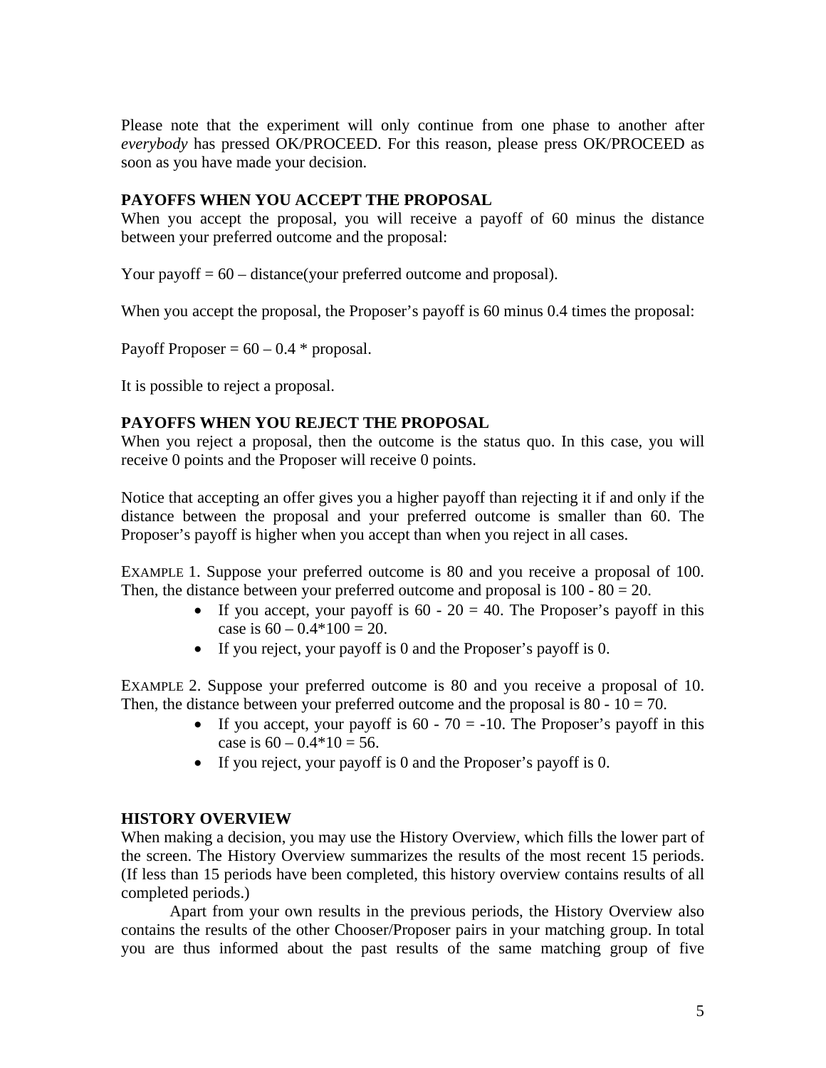Please note that the experiment will only continue from one phase to another after *everybody* has pressed OK/PROCEED. For this reason, please press OK/PROCEED as soon as you have made your decision.

**PAYOFFS WHEN YOU ACCEPT THE PROPOSAL**

When you accept the proposal, you will receive a payoff of 60 minus the distance between your preferred outcome and the proposal:

Your payoff = 60 – distance(your preferred outcome and proposal).

When you accept the proposal, the Proposer's payoff is 60 minus 0.4 times the proposal:

Payoff Proposer = 60 – 0.4 * proposal.

It is possible to reject a proposal.

**PAYOFFS WHEN YOU REJECT THE PROPOSAL**

When you reject a proposal, then the outcome is the status quo. In this case, you will receive 0 points and the Proposer will receive 0 points.

Notice that accepting an offer gives you a higher payoff than rejecting it if and only if the distance between the proposal and your preferred outcome is smaller than 60. The Proposer's payoff is higher when you accept than when you reject in all cases.

EXAMPLE 1. Suppose your preferred outcome is 80 and you receive a proposal of 100. Then, the distance between your preferred outcome and proposal is 100 - 80 = 20.

- If you accept, your payoff is 60 - 20 = 40. The Proposer's payoff in this case is 60 – 0.4*100 = 20.
- If you reject, your payoff is 0 and the Proposer's payoff is 0.

EXAMPLE 2. Suppose your preferred outcome is 80 and you receive a proposal of 10. Then, the distance between your preferred outcome and the proposal is 80 - 10 = 70.

- If you accept, your payoff is 60 - 70 = -10. The Proposer's payoff in this case is 60 – 0.4*10 = 56.
- If you reject, your payoff is 0 and the Proposer's payoff is 0.

**HISTORY OVERVIEW**

When making a decision, you may use the History Overview, which fills the lower part of the screen. The History Overview summarizes the results of the most recent 15 periods. (If less than 15 periods have been completed, this history overview contains results of all completed periods.)

Apart from your own results in the previous periods, the History Overview also contains the results of the other Chooser/Proposer pairs in your matching group. In total you are thus informed about the past results of the same matching group of five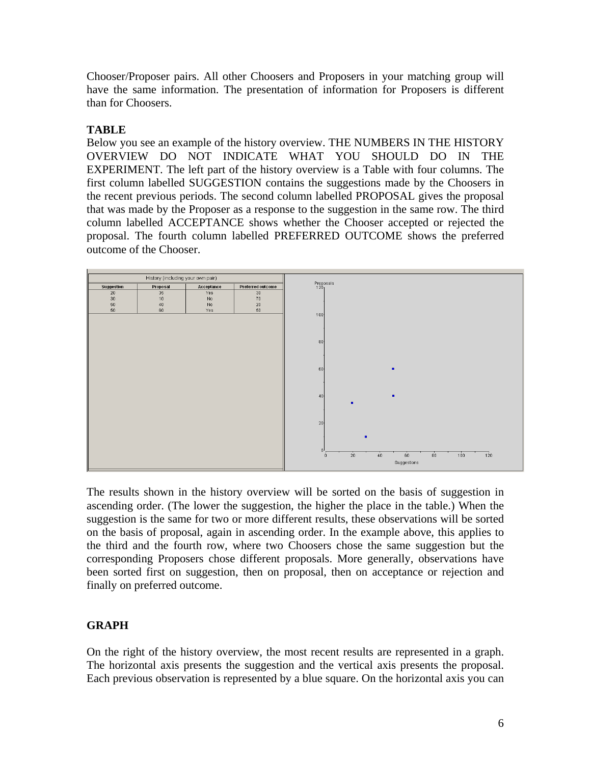Chooser/Proposer pairs. All other Choosers and Proposers in your matching group will have the same information. The presentation of information for Proposers is different than for Choosers.

**TABLE**

Below you see an example of the history overview. THE NUMBERS IN THE HISTORY OVERVIEW DO NOT INDICATE WHAT YOU SHOULD DO IN THE EXPERIMENT. The left part of the history overview is a Table with four columns. The first column labelled SUGGESTION contains the suggestions made by the Choosers in the recent previous periods. The second column labelled PROPOSAL gives the proposal that was made by the Proposer as a response to the suggestion in the same row. The third column labelled ACCEPTANCE shows whether the Chooser accepted or rejected the proposal. The fourth column labelled PREFERRED OUTCOME shows the preferred outcome of the Chooser.

History (including your own pair)

| Suggestion | Proposal | Acceptance | Preferred outcome |
|---|---|---|---|
| 20 | 35 | Yes | 30 |
| 30 | 10 | No | 70 |
| 50 | 40 | No | 20 |
| 50 | 60 | Yes | 50 |

The results shown in the history overview will be sorted on the basis of suggestion in ascending order. (The lower the suggestion, the higher the place in the table.) When the suggestion is the same for two or more different results, these observations will be sorted on the basis of proposal, again in ascending order. In the example above, this applies to the third and the fourth row, where two Choosers chose the same suggestion but the corresponding Proposers chose different proposals. More generally, observations have been sorted first on suggestion, then on proposal, then on acceptance or rejection and finally on preferred outcome.

**GRAPH**

On the right of the history overview, the most recent results are represented in a graph. The horizontal axis presents the suggestion and the vertical axis presents the proposal. Each previous observation is represented by a blue square. On the horizontal axis you can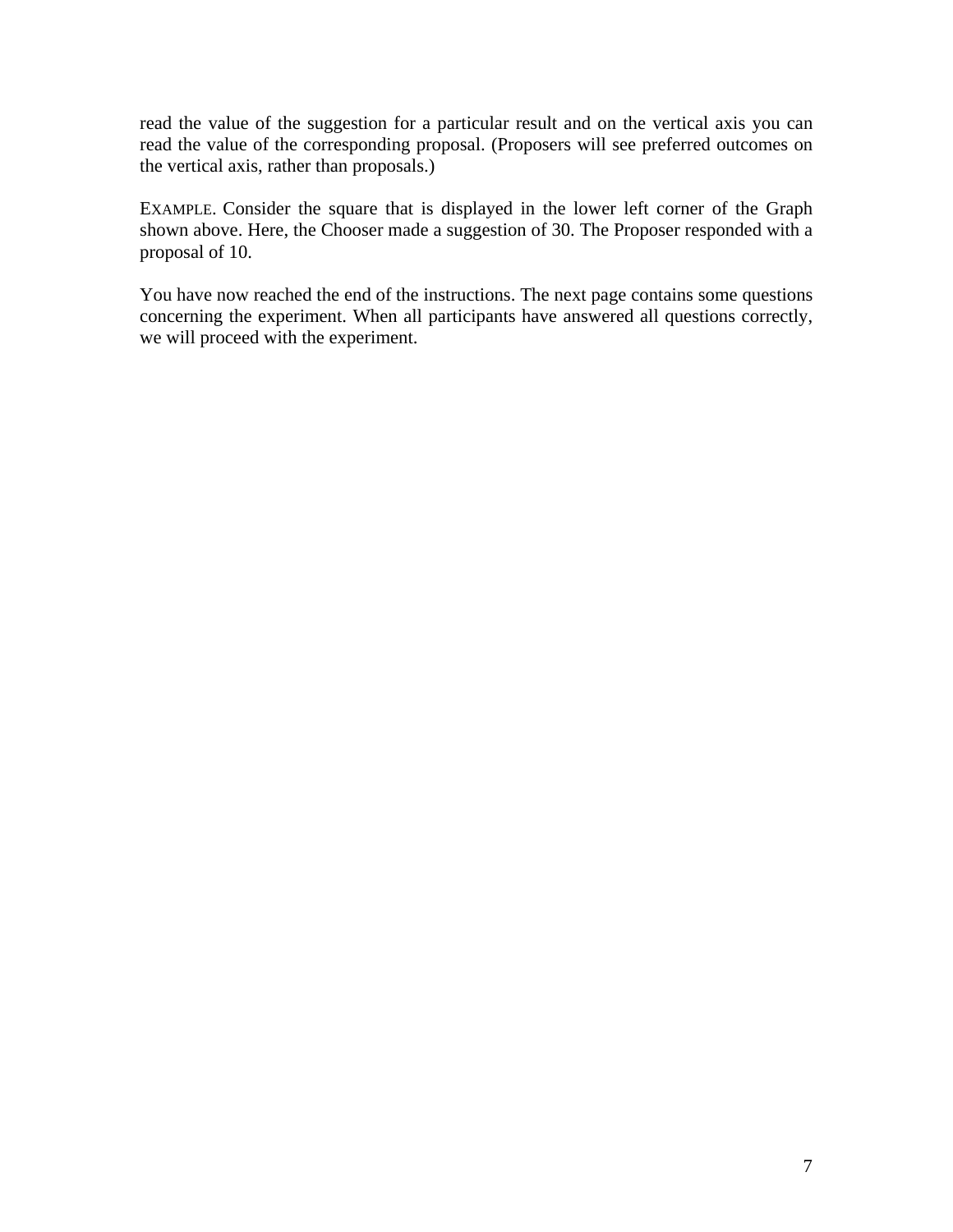read the value of the suggestion for a particular result and on the vertical axis you can read the value of the corresponding proposal. (Proposers will see preferred outcomes on the vertical axis, rather than proposals.)

EXAMPLE. Consider the square that is displayed in the lower left corner of the Graph shown above. Here, the Chooser made a suggestion of 30. The Proposer responded with a proposal of 10.

You have now reached the end of the instructions. The next page contains some questions concerning the experiment. When all participants have answered all questions correctly, we will proceed with the experiment.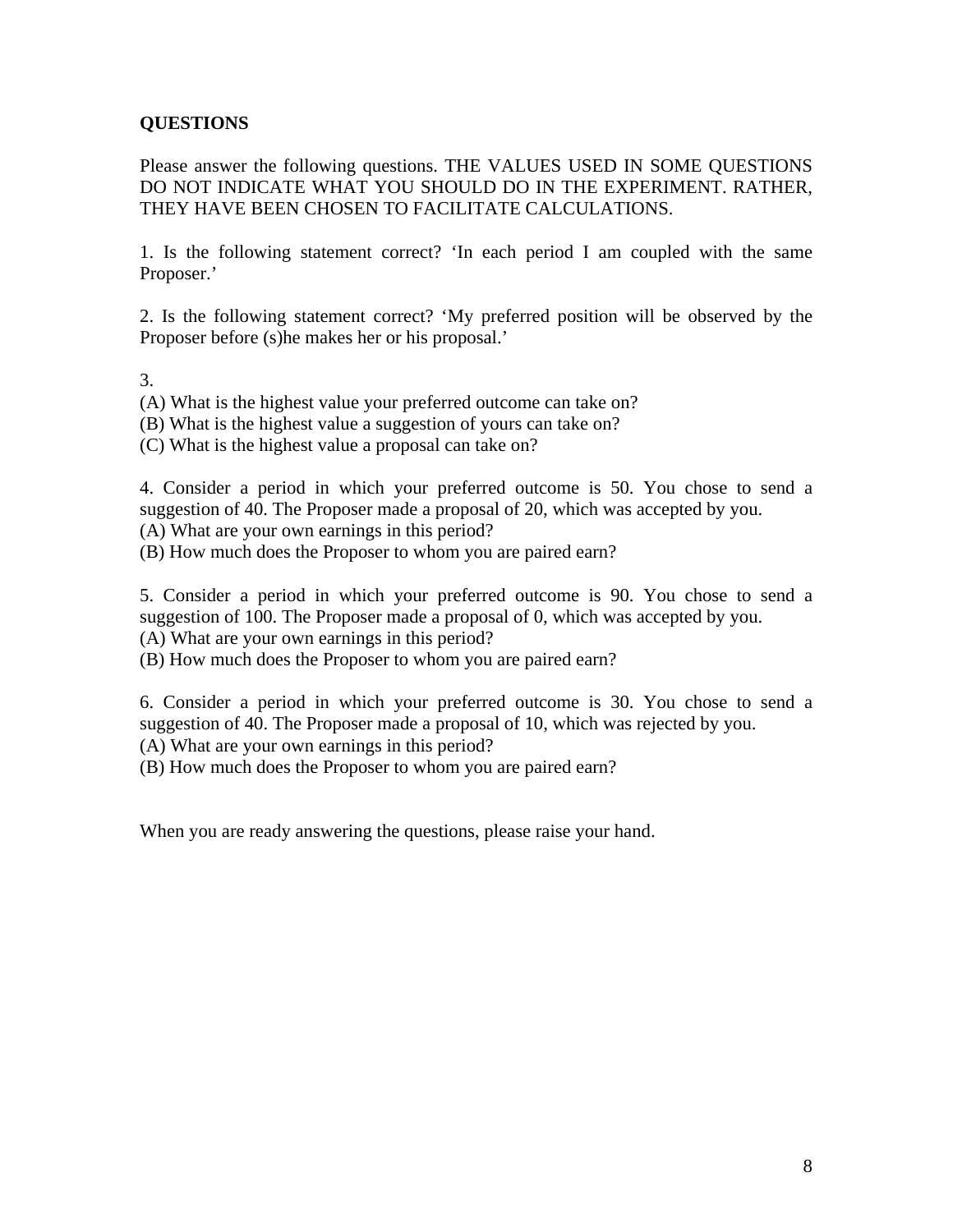**QUESTIONS**

Please answer the following questions. THE VALUES USED IN SOME QUESTIONS DO NOT INDICATE WHAT YOU SHOULD DO IN THE EXPERIMENT. RATHER, THEY HAVE BEEN CHOSEN TO FACILITATE CALCULATIONS.

1. Is the following statement correct? ‘In each period I am coupled with the same Proposer.’

2. Is the following statement correct? ‘My preferred position will be observed by the Proposer before (s)he makes her or his proposal.’

3.
(A) What is the highest value your preferred outcome can take on?
(B) What is the highest value a suggestion of yours can take on?
(C) What is the highest value a proposal can take on?

4. Consider a period in which your preferred outcome is 50. You chose to send a suggestion of 40. The Proposer made a proposal of 20, which was accepted by you.
(A) What are your own earnings in this period?
(B) How much does the Proposer to whom you are paired earn?

5. Consider a period in which your preferred outcome is 90. You chose to send a suggestion of 100. The Proposer made a proposal of 0, which was accepted by you.
(A) What are your own earnings in this period?
(B) How much does the Proposer to whom you are paired earn?

6. Consider a period in which your preferred outcome is 30. You chose to send a suggestion of 40. The Proposer made a proposal of 10, which was rejected by you.
(A) What are your own earnings in this period?
(B) How much does the Proposer to whom you are paired earn?

When you are ready answering the questions, please raise your hand.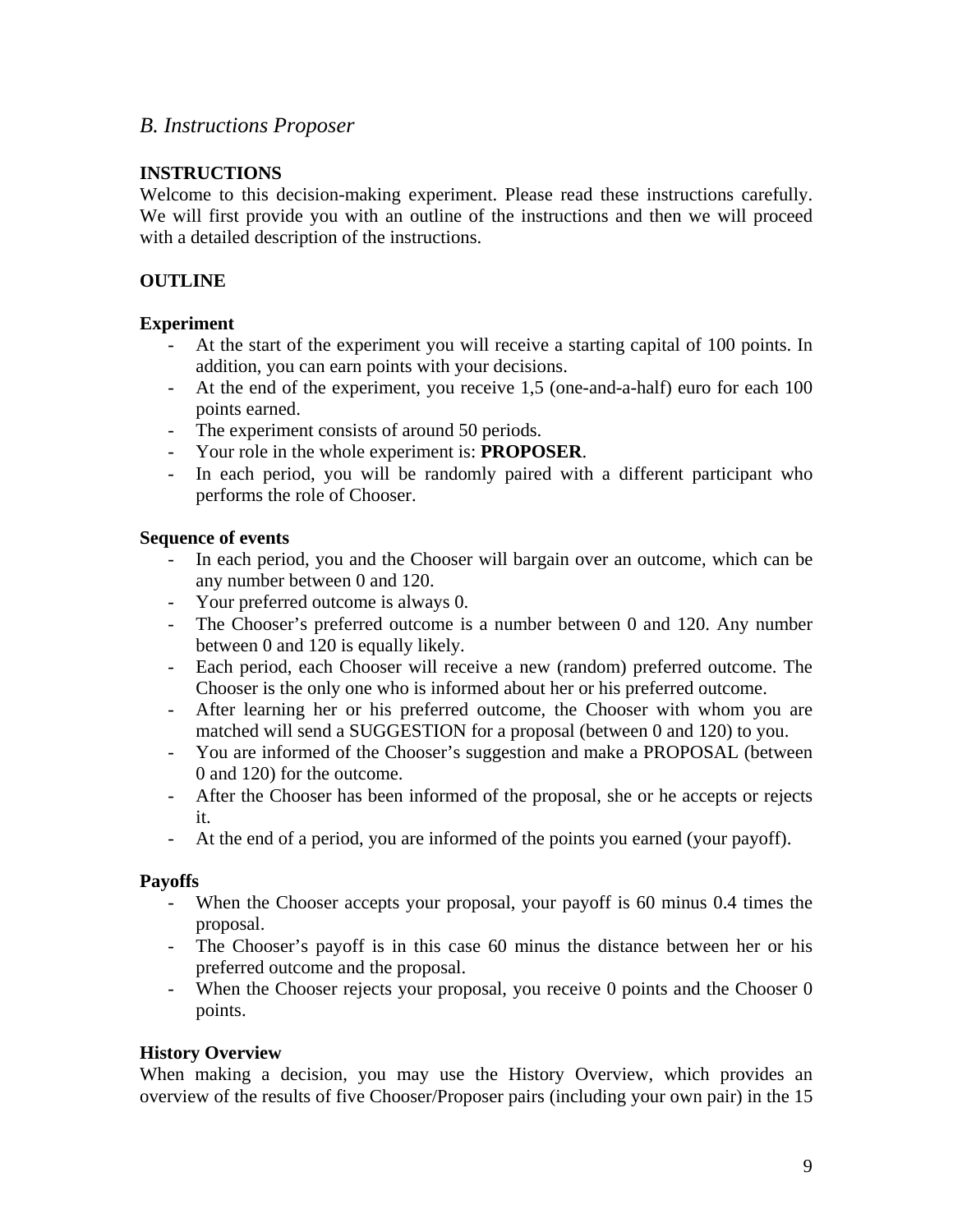## *B. Instructions Proposer*

**INSTRUCTIONS**

Welcome to this decision-making experiment. Please read these instructions carefully. We will first provide you with an outline of the instructions and then we will proceed with a detailed description of the instructions.

**OUTLINE**

**Experiment**

- At the start of the experiment you will receive a starting capital of 100 points. In addition, you can earn points with your decisions.
- At the end of the experiment, you receive 1,5 (one-and-a-half) euro for each 100 points earned.
- The experiment consists of around 50 periods.
- Your role in the whole experiment is: **PROPOSER**.
- In each period, you will be randomly paired with a different participant who performs the role of Chooser.

**Sequence of events**

- In each period, you and the Chooser will bargain over an outcome, which can be any number between 0 and 120.
- Your preferred outcome is always 0.
- The Chooser's preferred outcome is a number between 0 and 120. Any number between 0 and 120 is equally likely.
- Each period, each Chooser will receive a new (random) preferred outcome. The Chooser is the only one who is informed about her or his preferred outcome.
- After learning her or his preferred outcome, the Chooser with whom you are matched will send a SUGGESTION for a proposal (between 0 and 120) to you.
- You are informed of the Chooser's suggestion and make a PROPOSAL (between 0 and 120) for the outcome.
- After the Chooser has been informed of the proposal, she or he accepts or rejects it.
- At the end of a period, you are informed of the points you earned (your payoff).

**Payoffs**

- When the Chooser accepts your proposal, your payoff is 60 minus 0.4 times the proposal.
- The Chooser's payoff is in this case 60 minus the distance between her or his preferred outcome and the proposal.
- When the Chooser rejects your proposal, you receive 0 points and the Chooser 0 points.

**History Overview**

When making a decision, you may use the History Overview, which provides an overview of the results of five Chooser/Proposer pairs (including your own pair) in the 15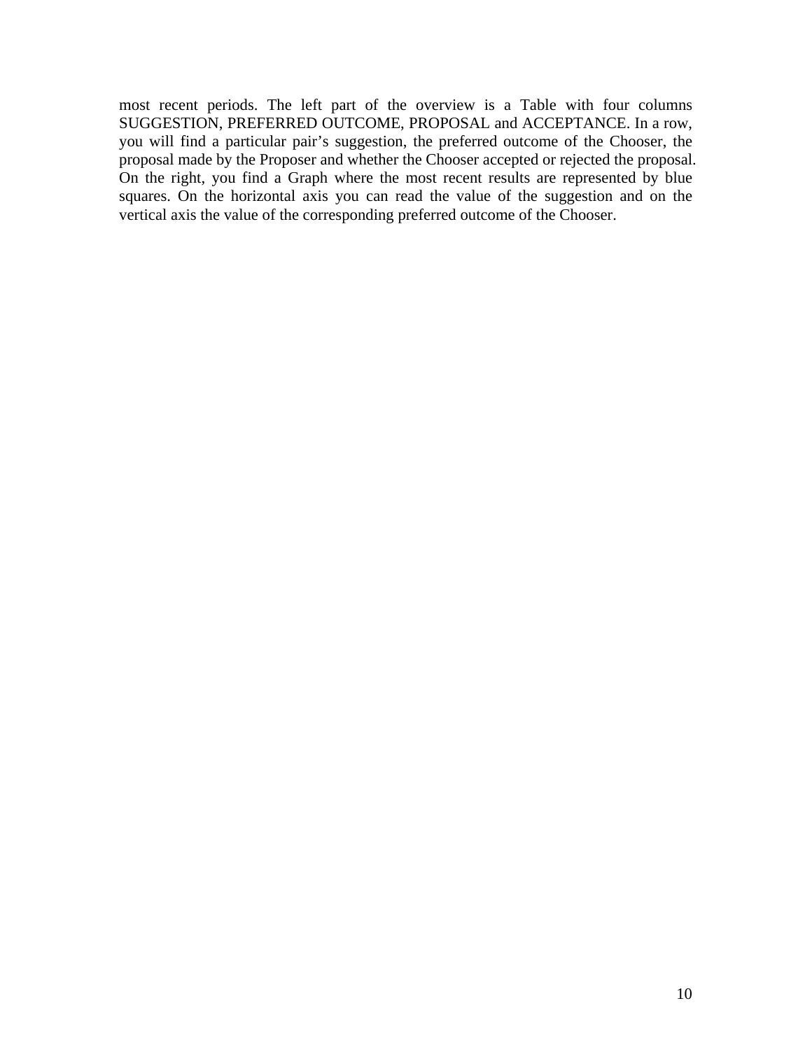most recent periods. The left part of the overview is a Table with four columns SUGGESTION, PREFERRED OUTCOME, PROPOSAL and ACCEPTANCE. In a row, you will find a particular pair's suggestion, the preferred outcome of the Chooser, the proposal made by the Proposer and whether the Chooser accepted or rejected the proposal. On the right, you find a Graph where the most recent results are represented by blue squares. On the horizontal axis you can read the value of the suggestion and on the vertical axis the value of the corresponding preferred outcome of the Chooser.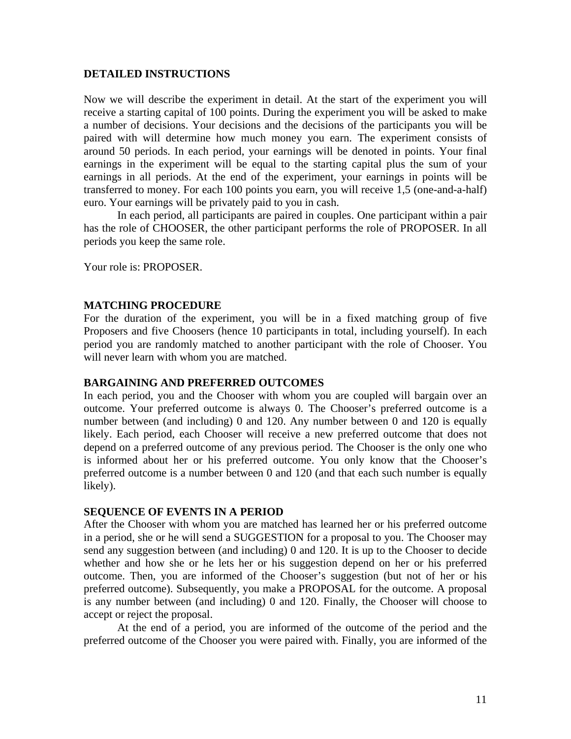**DETAILED INSTRUCTIONS**

Now we will describe the experiment in detail. At the start of the experiment you will receive a starting capital of 100 points. During the experiment you will be asked to make a number of decisions. Your decisions and the decisions of the participants you will be paired with will determine how much money you earn. The experiment consists of around 50 periods. In each period, your earnings will be denoted in points. Your final earnings in the experiment will be equal to the starting capital plus the sum of your earnings in all periods. At the end of the experiment, your earnings in points will be transferred to money. For each 100 points you earn, you will receive 1,5 (one-and-a-half) euro. Your earnings will be privately paid to you in cash.

In each period, all participants are paired in couples. One participant within a pair has the role of CHOOSER, the other participant performs the role of PROPOSER. In all periods you keep the same role.

Your role is: PROPOSER.

**MATCHING PROCEDURE**

For the duration of the experiment, you will be in a fixed matching group of five Proposers and five Choosers (hence 10 participants in total, including yourself). In each period you are randomly matched to another participant with the role of Chooser. You will never learn with whom you are matched.

**BARGAINING AND PREFERRED OUTCOMES**

In each period, you and the Chooser with whom you are coupled will bargain over an outcome. Your preferred outcome is always 0. The Chooser's preferred outcome is a number between (and including) 0 and 120. Any number between 0 and 120 is equally likely. Each period, each Chooser will receive a new preferred outcome that does not depend on a preferred outcome of any previous period. The Chooser is the only one who is informed about her or his preferred outcome. You only know that the Chooser's preferred outcome is a number between 0 and 120 (and that each such number is equally likely).

**SEQUENCE OF EVENTS IN A PERIOD**

After the Chooser with whom you are matched has learned her or his preferred outcome in a period, she or he will send a SUGGESTION for a proposal to you. The Chooser may send any suggestion between (and including) 0 and 120. It is up to the Chooser to decide whether and how she or he lets her or his suggestion depend on her or his preferred outcome. Then, you are informed of the Chooser's suggestion (but not of her or his preferred outcome). Subsequently, you make a PROPOSAL for the outcome. A proposal is any number between (and including) 0 and 120. Finally, the Chooser will choose to accept or reject the proposal.

At the end of a period, you are informed of the outcome of the period and the preferred outcome of the Chooser you were paired with. Finally, you are informed of the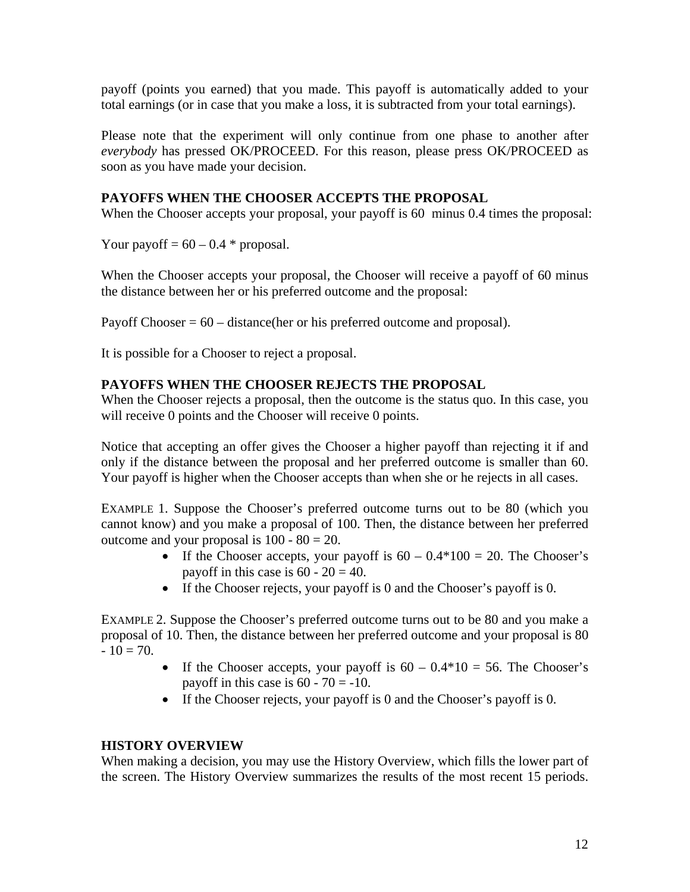payoff (points you earned) that you made. This payoff is automatically added to your total earnings (or in case that you make a loss, it is subtracted from your total earnings).

Please note that the experiment will only continue from one phase to another after *everybody* has pressed OK/PROCEED. For this reason, please press OK/PROCEED as soon as you have made your decision.

**PAYOFFS WHEN THE CHOOSER ACCEPTS THE PROPOSAL**

When the Chooser accepts your proposal, your payoff is 60 minus 0.4 times the proposal:

Your payoff = 60 – 0.4 * proposal.

When the Chooser accepts your proposal, the Chooser will receive a payoff of 60 minus the distance between her or his preferred outcome and the proposal:

Payoff Chooser = 60 – distance(her or his preferred outcome and proposal).

It is possible for a Chooser to reject a proposal.

**PAYOFFS WHEN THE CHOOSER REJECTS THE PROPOSAL**

When the Chooser rejects a proposal, then the outcome is the status quo. In this case, you will receive 0 points and the Chooser will receive 0 points.

Notice that accepting an offer gives the Chooser a higher payoff than rejecting it if and only if the distance between the proposal and her preferred outcome is smaller than 60. Your payoff is higher when the Chooser accepts than when she or he rejects in all cases.

EXAMPLE 1. Suppose the Chooser's preferred outcome turns out to be 80 (which you cannot know) and you make a proposal of 100. Then, the distance between her preferred outcome and your proposal is 100 - 80 = 20.

- If the Chooser accepts, your payoff is 60 – 0.4*100 = 20. The Chooser's payoff in this case is 60 - 20 = 40.
- If the Chooser rejects, your payoff is 0 and the Chooser's payoff is 0.

EXAMPLE 2. Suppose the Chooser's preferred outcome turns out to be 80 and you make a proposal of 10. Then, the distance between her preferred outcome and your proposal is 80 - 10 = 70.

- If the Chooser accepts, your payoff is 60 – 0.4*10 = 56. The Chooser's payoff in this case is 60 - 70 = -10.
- If the Chooser rejects, your payoff is 0 and the Chooser's payoff is 0.

**HISTORY OVERVIEW**

When making a decision, you may use the History Overview, which fills the lower part of the screen. The History Overview summarizes the results of the most recent 15 periods.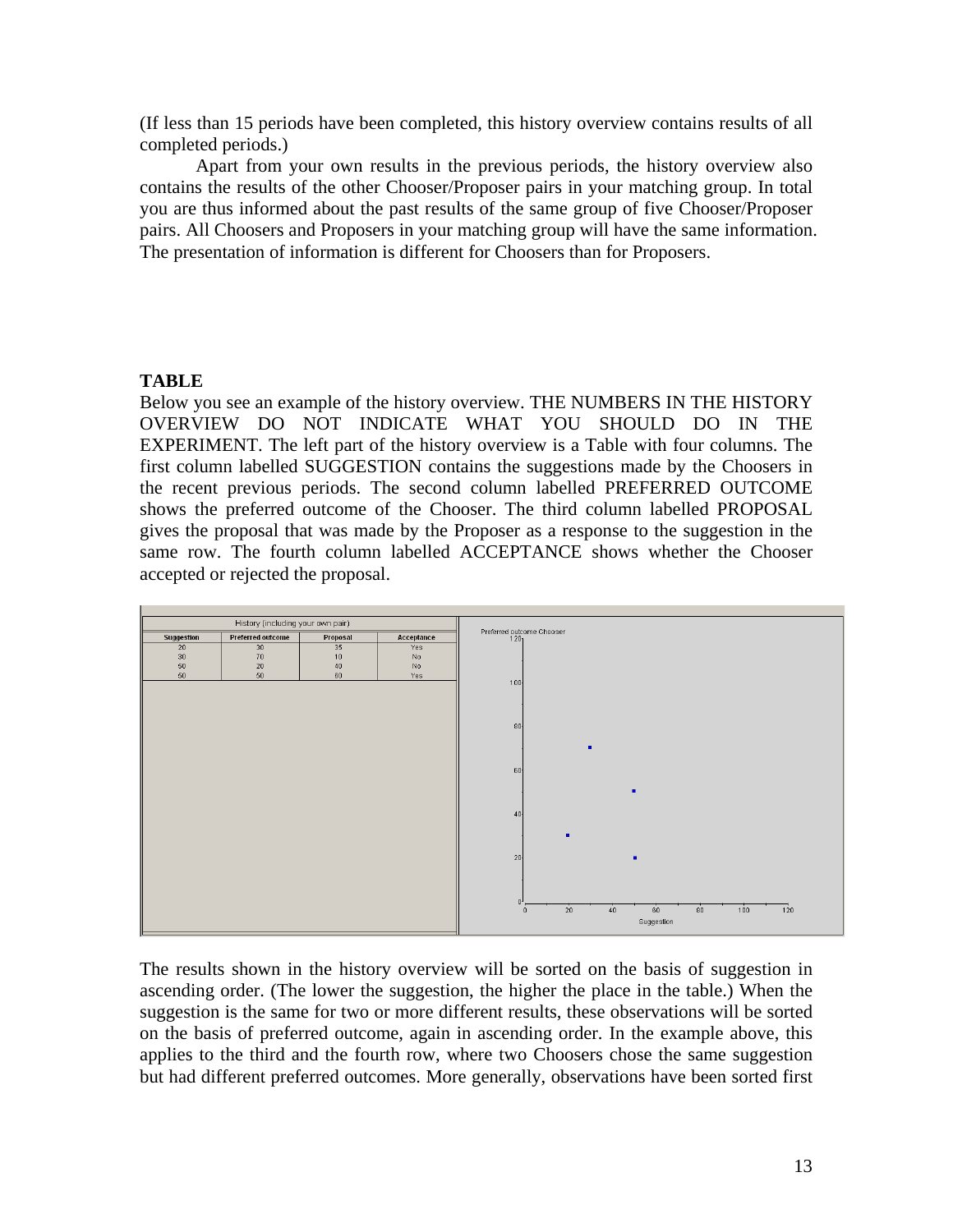(If less than 15 periods have been completed, this history overview contains results of all completed periods.)

Apart from your own results in the previous periods, the history overview also contains the results of the other Chooser/Proposer pairs in your matching group. In total you are thus informed about the past results of the same group of five Chooser/Proposer pairs. All Choosers and Proposers in your matching group will have the same information. The presentation of information is different for Choosers than for Proposers.

**TABLE**

Below you see an example of the history overview. THE NUMBERS IN THE HISTORY OVERVIEW DO NOT INDICATE WHAT YOU SHOULD DO IN THE EXPERIMENT. The left part of the history overview is a Table with four columns. The first column labelled SUGGESTION contains the suggestions made by the Choosers in the recent previous periods. The second column labelled PREFERRED OUTCOME shows the preferred outcome of the Chooser. The third column labelled PROPOSAL gives the proposal that was made by the Proposer as a response to the suggestion in the same row. The fourth column labelled ACCEPTANCE shows whether the Chooser accepted or rejected the proposal.

History (including your own pair)

| Suggestion | Preferred outcome | Proposal | Acceptance |
|---|---|---|---|
| 20 | 30 | 35 | Yes |
| 30 | 70 | 10 | No |
| 50 | 20 | 40 | No |
| 50 | 50 | 60 | Yes |

The results shown in the history overview will be sorted on the basis of suggestion in ascending order. (The lower the suggestion, the higher the place in the table.) When the suggestion is the same for two or more different results, these observations will be sorted on the basis of preferred outcome, again in ascending order. In the example above, this applies to the third and the fourth row, where two Choosers chose the same suggestion but had different preferred outcomes. More generally, observations have been sorted first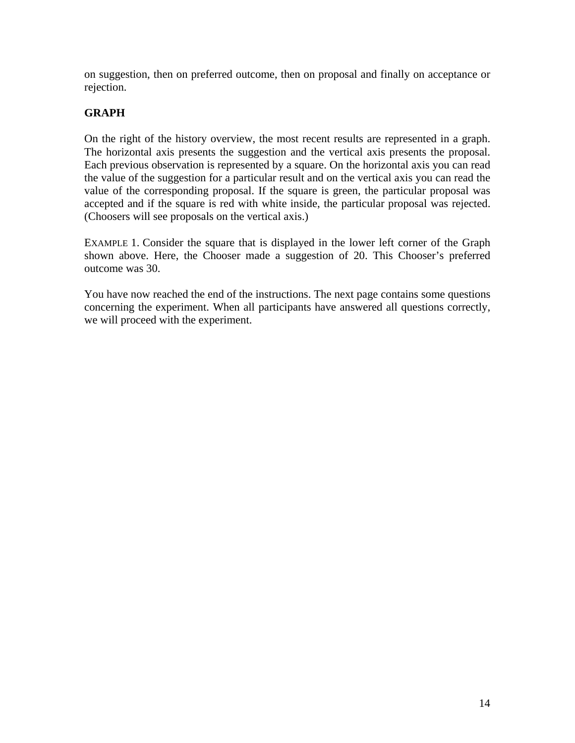on suggestion, then on preferred outcome, then on proposal and finally on acceptance or rejection.

**GRAPH**

On the right of the history overview, the most recent results are represented in a graph. The horizontal axis presents the suggestion and the vertical axis presents the proposal. Each previous observation is represented by a square. On the horizontal axis you can read the value of the suggestion for a particular result and on the vertical axis you can read the value of the corresponding proposal. If the square is green, the particular proposal was accepted and if the square is red with white inside, the particular proposal was rejected. (Choosers will see proposals on the vertical axis.)

EXAMPLE 1. Consider the square that is displayed in the lower left corner of the Graph shown above. Here, the Chooser made a suggestion of 20. This Chooser's preferred outcome was 30.

You have now reached the end of the instructions. The next page contains some questions concerning the experiment. When all participants have answered all questions correctly, we will proceed with the experiment.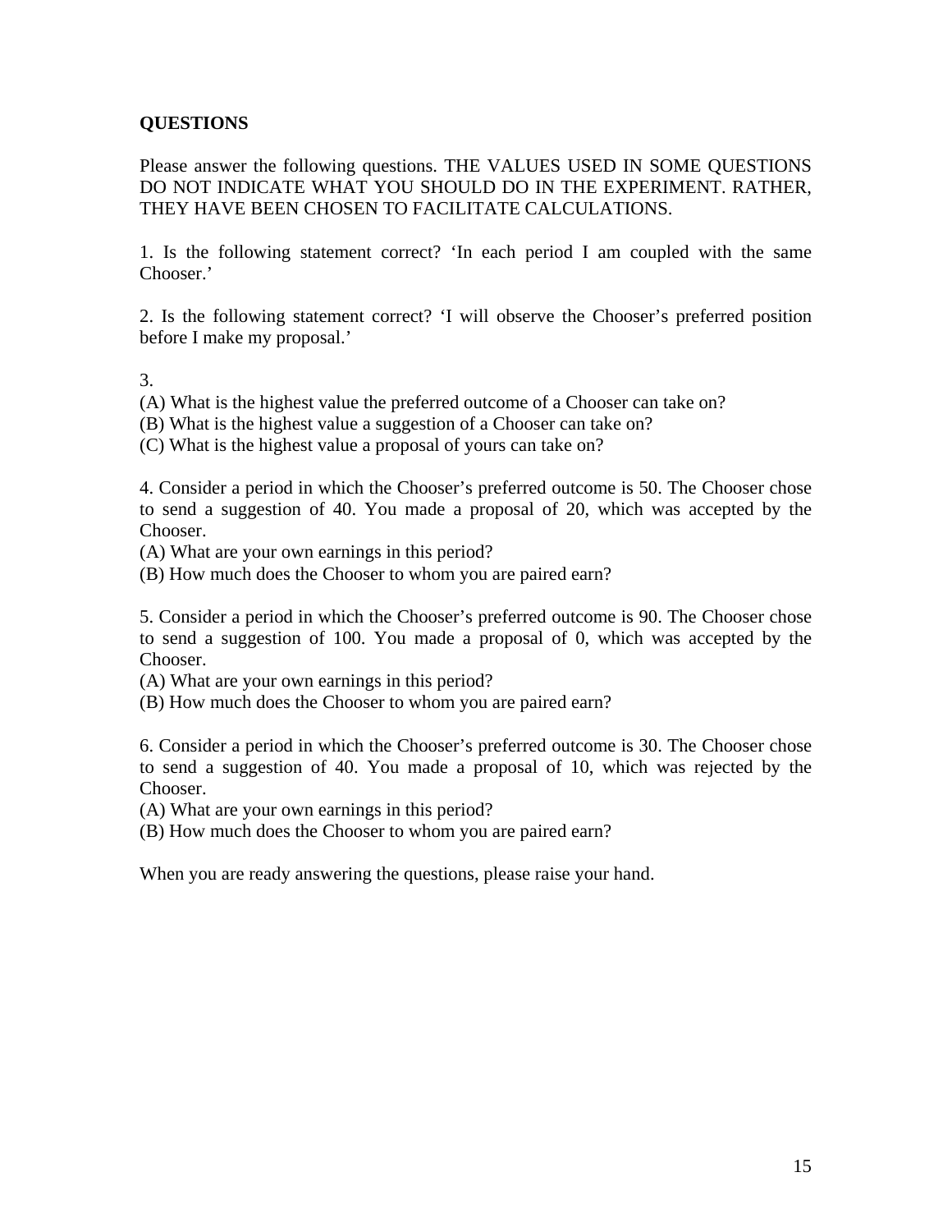**QUESTIONS**

Please answer the following questions. THE VALUES USED IN SOME QUESTIONS DO NOT INDICATE WHAT YOU SHOULD DO IN THE EXPERIMENT. RATHER, THEY HAVE BEEN CHOSEN TO FACILITATE CALCULATIONS.

1. Is the following statement correct? 'In each period I am coupled with the same Chooser.'

2. Is the following statement correct? 'I will observe the Chooser's preferred position before I make my proposal.'

3.
(A) What is the highest value the preferred outcome of a Chooser can take on?
(B) What is the highest value a suggestion of a Chooser can take on?
(C) What is the highest value a proposal of yours can take on?

4. Consider a period in which the Chooser's preferred outcome is 50. The Chooser chose to send a suggestion of 40. You made a proposal of 20, which was accepted by the Chooser.
(A) What are your own earnings in this period?
(B) How much does the Chooser to whom you are paired earn?

5. Consider a period in which the Chooser's preferred outcome is 90. The Chooser chose to send a suggestion of 100. You made a proposal of 0, which was accepted by the Chooser.
(A) What are your own earnings in this period?
(B) How much does the Chooser to whom you are paired earn?

6. Consider a period in which the Chooser's preferred outcome is 30. The Chooser chose to send a suggestion of 40. You made a proposal of 10, which was rejected by the Chooser.
(A) What are your own earnings in this period?
(B) How much does the Chooser to whom you are paired earn?

When you are ready answering the questions, please raise your hand.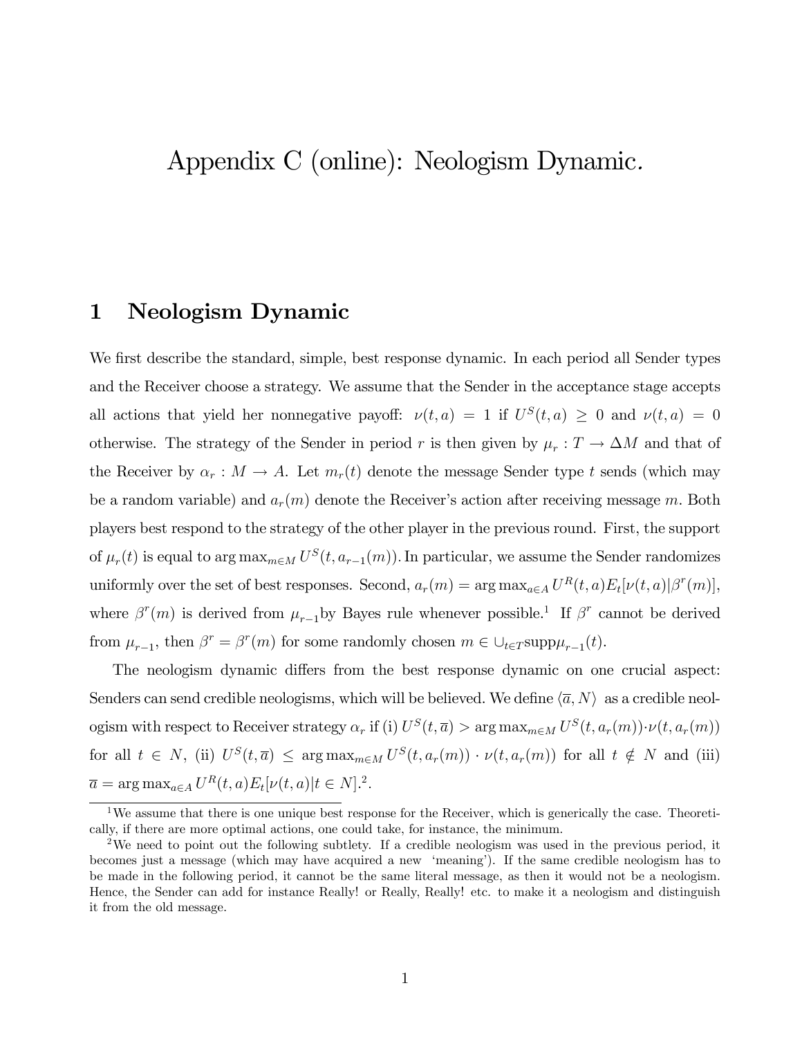# Appendix C (online): Neologism Dynamic.

## 1 Neologism Dynamic

We first describe the standard, simple, best response dynamic. In each period all Sender types and the Receiver choose a strategy. We assume that the Sender in the acceptance stage accepts all actions that yield her nonnegative payoff: $\nu(t,a) = 1$ if $U^S(t,a) \geq 0$ and $\nu(t,a) = 0$ otherwise. The strategy of the Sender in period $r$ is then given by $\mu_r : T \to \Delta M$ and that of the Receiver by $\alpha_r : M \to A$. Let $m_r(t)$ denote the message Sender type $t$ sends (which may be a random variable) and $a_r(m)$ denote the Receiver's action after receiving message $m$. Both players best respond to the strategy of the other player in the previous round. First, the support of $\mu_r(t)$ is equal to $\arg\max_{m \in M} U^S(t, a_{r-1}(m))$. In particular, we assume the Sender randomizes uniformly over the set of best responses. Second, $a_r(m) = \arg\max_{a \in A} U^R(t,a) E_t[\nu(t,a)|\beta^r(m)]$, where $\beta^r(m)$ is derived from $\mu_{r-1}$by Bayes rule whenever possible.[1] If $\beta^r$ cannot be derived from $\mu_{r-1}$, then $\beta^r = \beta^r(m)$ for some randomly chosen $m \in \cup_{t \in T} \text{supp}\mu_{r-1}(t)$.

The neologism dynamic differs from the best response dynamic on one crucial aspect: Senders can send credible neologisms, which will be believed. We define $\langle \overline{a}, N \rangle$ as a credible neologism with respect to Receiver strategy $\alpha_r$ if (i) $U^S(t, \overline{a}) > \arg\max_{m \in M} U^S(t, a_r(m)) \cdot \nu(t, a_r(m))$ for all $t \in N$, (ii) $U^S(t, \overline{a}) \leq \arg\max_{m \in M} U^S(t, a_r(m)) \cdot \nu(t, a_r(m))$ for all $t \notin N$ and (iii) $\overline{a} = \arg\max_{a \in A} U^R(t,a) E_t[\nu(t,a)|t \in N]$.[2].

---

[1] We assume that there is one unique best response for the Receiver, which is generically the case. Theoretically, if there are more optimal actions, one could take, for instance, the minimum.

[2] We need to point out the following subtlety. If a credible neologism was used in the previous period, it becomes just a message (which may have acquired a new 'meaning'). If the same credible neologism has to be made in the following period, it cannot be the same literal message, as then it would not be a neologism. Hence, the Sender can add for instance Really! or Really, Really! etc. to make it a neologism and distinguish it from the old message.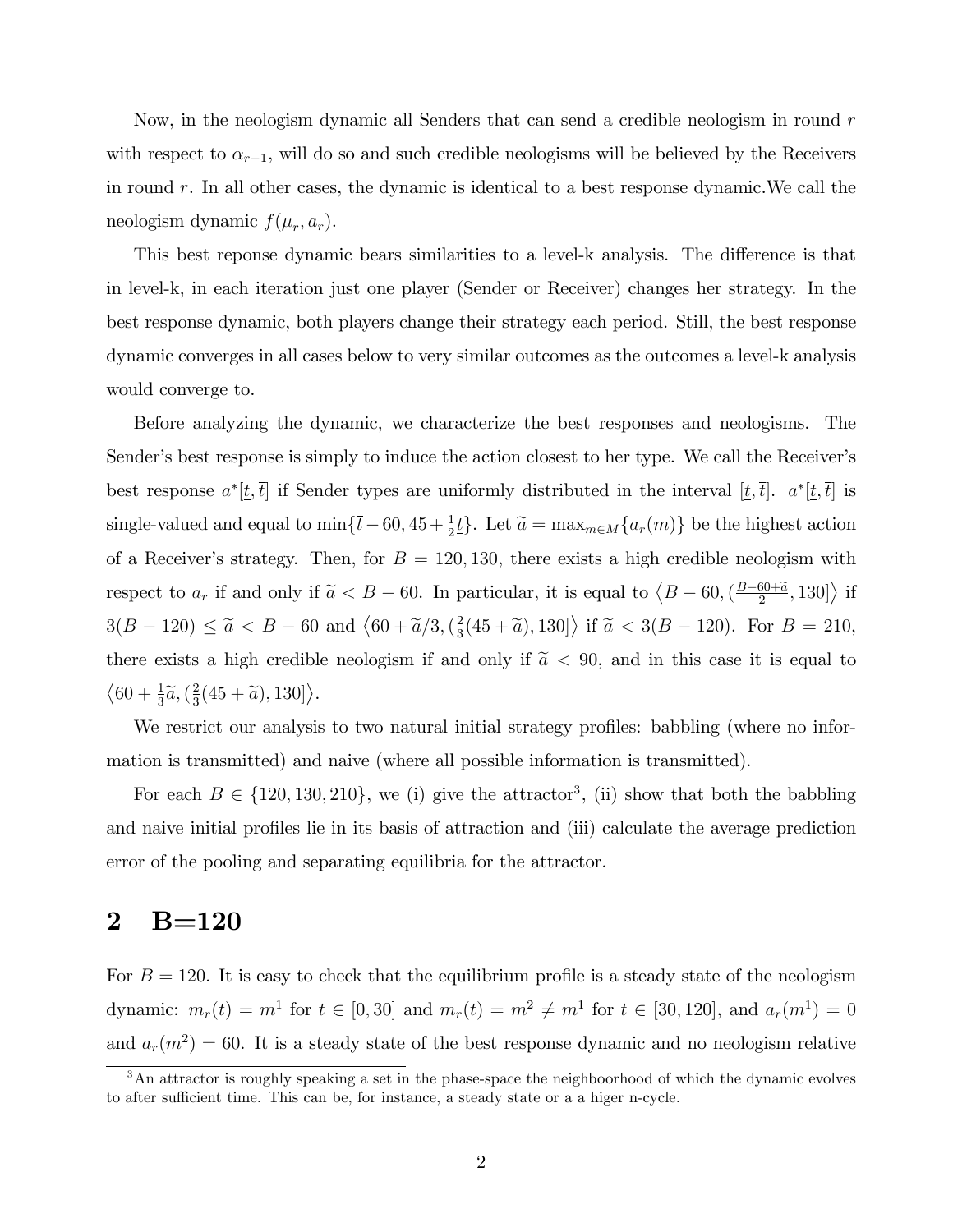Now, in the neologism dynamic all Senders that can send a credible neologism in round $r$ with respect to $\alpha_{r-1}$, will do so and such credible neologisms will be believed by the Receivers in round $r$. In all other cases, the dynamic is identical to a best response dynamic.We call the neologism dynamic $f(\mu_r, a_r)$.

This best reponse dynamic bears similarities to a level-k analysis. The difference is that in level-k, in each iteration just one player (Sender or Receiver) changes her strategy. In the best response dynamic, both players change their strategy each period. Still, the best response dynamic converges in all cases below to very similar outcomes as the outcomes a level-k analysis would converge to.

Before analyzing the dynamic, we characterize the best responses and neologisms. The Sender's best response is simply to induce the action closest to her type. We call the Receiver's best response $a^*[\underline{t}, \overline{t}]$ if Sender types are uniformly distributed in the interval $[\underline{t}, \overline{t}]$. $a^*[\underline{t}, \overline{t}]$ is single-valued and equal to $\min\{\overline{t} - 60, 45 + \frac{1}{2}\underline{t}\}$. Let $\widetilde{a} = \max_{m \in M}\{a_r(m)\}$ be the highest action of a Receiver's strategy. Then, for $B = 120, 130$, there exists a high credible neologism with respect to $a_r$ if and only if $\widetilde{a} < B - 60$. In particular, it is equal to $\left\langle B - 60, (\frac{B-60+\widetilde{a}}{2}, 130] \right\rangle$ if $3(B - 120) \leq \widetilde{a} < B - 60$ and $\left\langle 60 + \widetilde{a}/3, (\frac{2}{3}(45 + \widetilde{a}), 130] \right\rangle$ if $\widetilde{a} < 3(B - 120)$. For $B = 210$, there exists a high credible neologism if and only if $\widetilde{a} < 90$, and in this case it is equal to $\left\langle 60 + \frac{1}{3}\widetilde{a}, (\frac{2}{3}(45 + \widetilde{a}), 130] \right\rangle$.

We restrict our analysis to two natural initial strategy profiles: babbling (where no information is transmitted) and naive (where all possible information is transmitted).

For each $B \in \{120, 130, 210\}$, we (i) give the attractor[3], (ii) show that both the babbling and naive initial profiles lie in its basis of attraction and (iii) calculate the average prediction error of the pooling and separating equilibria for the attractor.

## 2 B=120

For $B = 120$. It is easy to check that the equilibrium profile is a steady state of the neologism dynamic: $m_r(t) = m^1$ for $t \in [0, 30]$ and $m_r(t) = m^2 \neq m^1$ for $t \in [30, 120]$, and $a_r(m^1) = 0$ and $a_r(m^2) = 60$. It is a steady state of the best response dynamic and no neologism relative

[3] An attractor is roughly speaking a set in the phase-space the neighboorhood of which the dynamic evolves to after sufficient time. This can be, for instance, a steady state or a a higer n-cycle.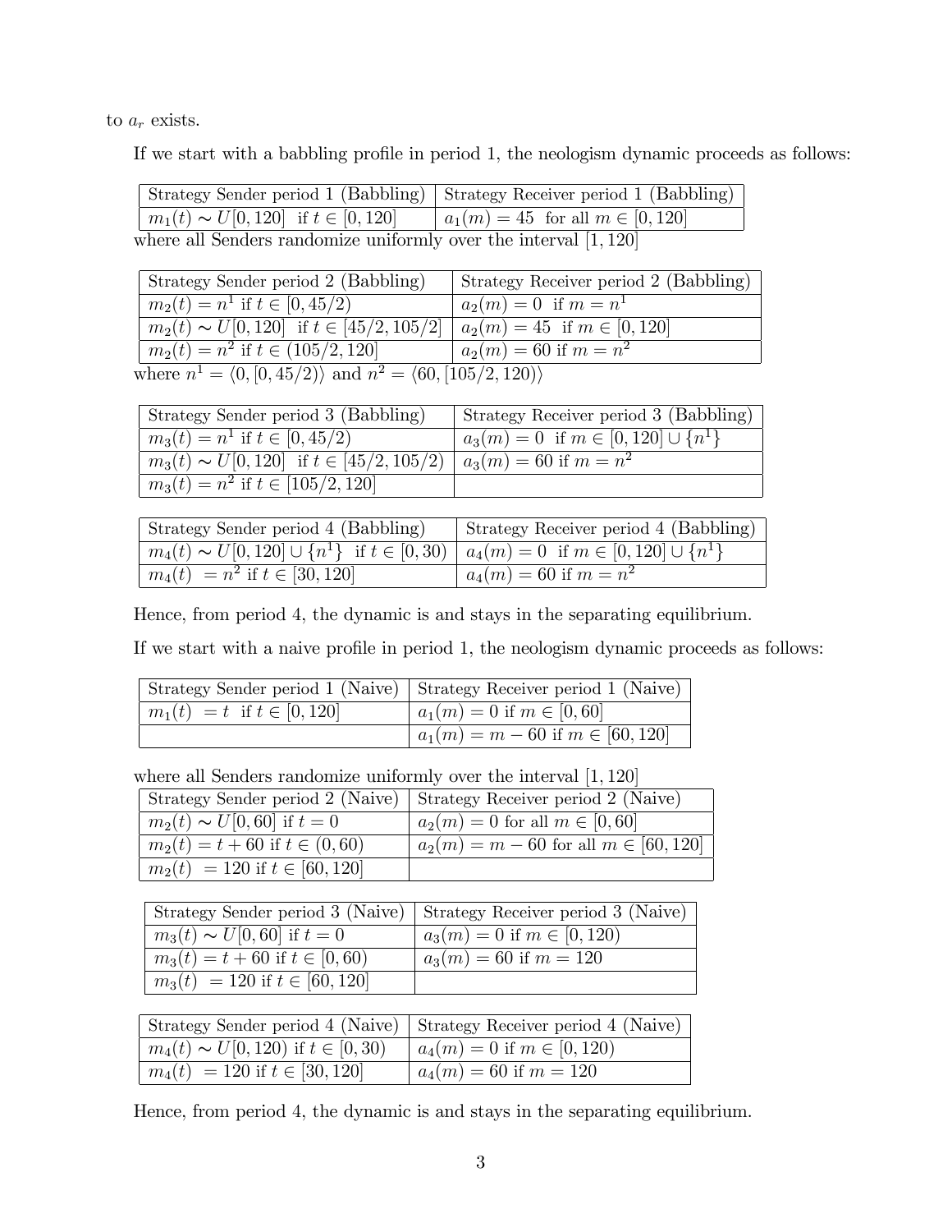to $a_r$ exists.

If we start with a babbling profile in period 1, the neologism dynamic proceeds as follows:

| Strategy Sender period 1 (Babbling) | Strategy Receiver period 1 (Babbling) |
|---|---|
| $m_1(t) \sim U[0,120]$ if $t \in [0,120]$ | $a_1(m) = 45$ for all $m \in [0,120]$ |

where all Senders randomize uniformly over the interval $[1,120]$

| Strategy Sender period 2 (Babbling) | Strategy Receiver period 2 (Babbling) |
|---|---|
| $m_2(t) = n^1$ if $t \in [0, 45/2)$ | $a_2(m) = 0$ if $m = n^1$ |
| $m_2(t) \sim U[0,120]$ if $t \in [45/2, 105/2]$ | $a_2(m) = 45$ if $m \in [0,120]$ |
| $m_2(t) = n^2$ if $t \in (105/2, 120]$ | $a_2(m) = 60$ if $m = n^2$ |

where $n^1 = \langle 0, [0, 45/2) \rangle$ and $n^2 = \langle 60, [105/2, 120) \rangle$

| Strategy Sender period 3 (Babbling) | Strategy Receiver period 3 (Babbling) |
|---|---|
| $m_3(t) = n^1$ if $t \in [0, 45/2)$ | $a_3(m) = 0$ if $m \in [0,120] \cup \{n^1\}$ |
| $m_3(t) \sim U[0,120]$ if $t \in [45/2, 105/2)$ | $a_3(m) = 60$ if $m = n^2$ |
| $m_3(t) = n^2$ if $t \in [105/2, 120]$ | |

| Strategy Sender period 4 (Babbling) | Strategy Receiver period 4 (Babbling) |
|---|---|
| $m_4(t) \sim U[0,120] \cup \{n^1\}$ if $t \in [0, 30)$ | $a_4(m) = 0$ if $m \in [0,120] \cup \{n^1\}$ |
| $m_4(t) = n^2$ if $t \in [30, 120]$ | $a_4(m) = 60$ if $m = n^2$ |

Hence, from period 4, the dynamic is and stays in the separating equilibrium.

If we start with a naive profile in period 1, the neologism dynamic proceeds as follows:

| Strategy Sender period 1 (Naive) | Strategy Receiver period 1 (Naive) |
|---|---|
| $m_1(t) = t$ if $t \in [0,120]$ | $a_1(m) = 0$ if $m \in [0, 60]$ |
| | $a_1(m) = m - 60$ if $m \in [60, 120]$ |

where all Senders randomize uniformly over the interval $[1,120]$

| Strategy Sender period 2 (Naive) | Strategy Receiver period 2 (Naive) |
|---|---|
| $m_2(t) \sim U[0, 60]$ if $t = 0$ | $a_2(m) = 0$ for all $m \in [0, 60]$ |
| $m_2(t) = t + 60$ if $t \in (0, 60)$ | $a_2(m) = m - 60$ for all $m \in [60, 120]$ |
| $m_2(t) = 120$ if $t \in [60, 120]$ | |

| Strategy Sender period 3 (Naive) | Strategy Receiver period 3 (Naive) |
|---|---|
| $m_3(t) \sim U[0, 60]$ if $t = 0$ | $a_3(m) = 0$ if $m \in [0, 120)$ |
| $m_3(t) = t + 60$ if $t \in [0, 60)$ | $a_3(m) = 60$ if $m = 120$ |
| $m_3(t) = 120$ if $t \in [60, 120]$ | |

| Strategy Sender period 4 (Naive) | Strategy Receiver period 4 (Naive) |
|---|---|
| $m_4(t) \sim U[0, 120)$ if $t \in [0, 30)$ | $a_4(m) = 0$ if $m \in [0, 120)$ |
| $m_4(t) = 120$ if $t \in [30, 120]$ | $a_4(m) = 60$ if $m = 120$ |

Hence, from period 4, the dynamic is and stays in the separating equilibrium.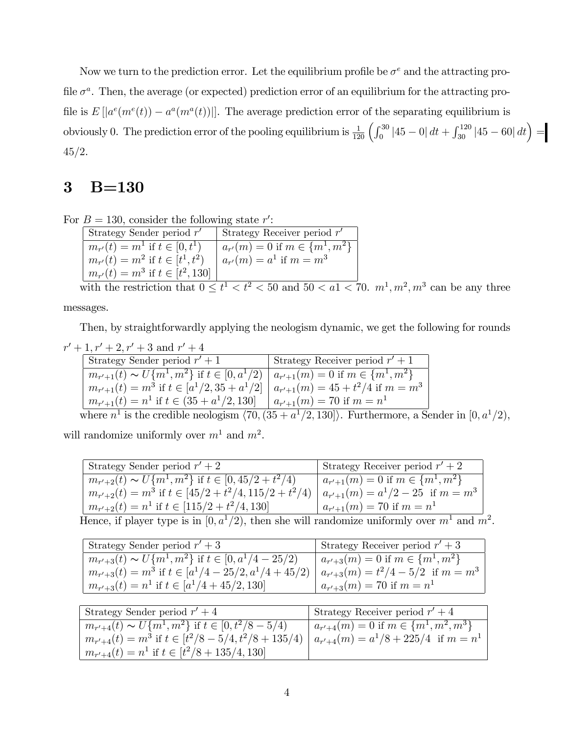Now we turn to the prediction error. Let the equilibrium profile be $\sigma^e$ and the attracting profile $\sigma^a$. Then, the average (or expected) prediction error of an equilibrium for the attracting profile is $E\left[|a^e(m^e(t)) - a^a(m^a(t))|\right]$. The average prediction error of the separating equilibrium is obviously 0. The prediction error of the pooling equilibrium is $\frac{1}{120}\left(\int_0^{30}|45-0|\,dt + \int_{30}^{120}|45-60|\,dt\right) = 45/2$.

# 3 B=130

For $B = 130$, consider the following state $r'$:

| Strategy Sender period $r'$ | Strategy Receiver period $r'$ |
|---|---|
| $m_{r'}(t) = m^1$ if $t \in [0, t^1)$ | $a_{r'}(m) = 0$ if $m \in \{m^1, m^2\}$ |
| $m_{r'}(t) = m^2$ if $t \in [t^1, t^2)$ | $a_{r'}(m) = a^1$ if $m = m^3$ |
| $m_{r'}(t) = m^3$ if $t \in [t^2, 130]$ | |

with the restriction that $0 \leq t^1 < t^2 < 50$ and $50 < a1 < 70$. $m^1, m^2, m^3$ can be any three messages.

Then, by straightforwardly applying the neologism dynamic, we get the following for rounds $r'+1, r'+2, r'+3$ and $r'+4$

| Strategy Sender period $r'+1$ | Strategy Receiver period $r'+1$ |
|---|---|
| $m_{r'+1}(t) \sim U\{m^1, m^2\}$ if $t \in [0, a^1/2)$ | $a_{r'+1}(m) = 0$ if $m \in \{m^1, m^2\}$ |
| $m_{r'+1}(t) = m^3$ if $t \in [a^1/2, 35 + a^1/2]$ | $a_{r'+1}(m) = 45 + t^2/4$ if $m = m^3$ |
| $m_{r'+1}(t) = n^1$ if $t \in (35 + a^1/2, 130]$ | $a_{r'+1}(m) = 70$ if $m = n^1$ |

where $n^1$ is the credible neologism $\langle 70, (35 + a^1/2, 130]\rangle$. Furthermore, a Sender in $[0, a^1/2)$, will randomize uniformly over $m^1$ and $m^2$.

| Strategy Sender period $r'+2$ | Strategy Receiver period $r'+2$ |
|---|---|
| $m_{r'+2}(t) \sim U\{m^1, m^2\}$ if $t \in [0, 45/2 + t^2/4)$ | $a_{r'+1}(m) = 0$ if $m \in \{m^1, m^2\}$ |
| $m_{r'+2}(t) = m^3$ if $t \in [45/2 + t^2/4, 115/2 + t^2/4)$ | $a_{r'+1}(m) = a^1/2 - 25$ if $m = m^3$ |
| $m_{r'+2}(t) = n^1$ if $t \in [115/2 + t^2/4, 130]$ | $a_{r'+1}(m) = 70$ if $m = n^1$ |

Hence, if player type is in $[0, a^1/2)$, then she will randomize uniformly over $m^1$ and $m^2$.

| Strategy Sender period $r'+3$ | Strategy Receiver period $r'+3$ |
|---|---|
| $m_{r'+3}(t) \sim U\{m^1, m^2\}$ if $t \in [0, a^1/4 - 25/2)$ | $a_{r'+3}(m) = 0$ if $m \in \{m^1, m^2\}$ |
| $m_{r'+3}(t) = m^3$ if $t \in [a^1/4 - 25/2, a^1/4 + 45/2)$ | $a_{r'+3}(m) = t^2/4 - 5/2$ if $m = m^3$ |
| $m_{r'+3}(t) = n^1$ if $t \in [a^1/4 + 45/2, 130]$ | $a_{r'+3}(m) = 70$ if $m = n^1$ |

| Strategy Sender period $r'+4$ | Strategy Receiver period $r'+4$ |
|---|---|
| $m_{r'+4}(t) \sim U\{m^1, m^2\}$ if $t \in [0, t^2/8 - 5/4)$ | $a_{r'+4}(m) = 0$ if $m \in \{m^1, m^2, m^3\}$ |
| $m_{r'+4}(t) = m^3$ if $t \in [t^2/8 - 5/4, t^2/8 + 135/4)$ | $a_{r'+4}(m) = a^1/8 + 225/4$ if $m = n^1$ |
| $m_{r'+4}(t) = n^1$ if $t \in [t^2/8 + 135/4, 130]$ | |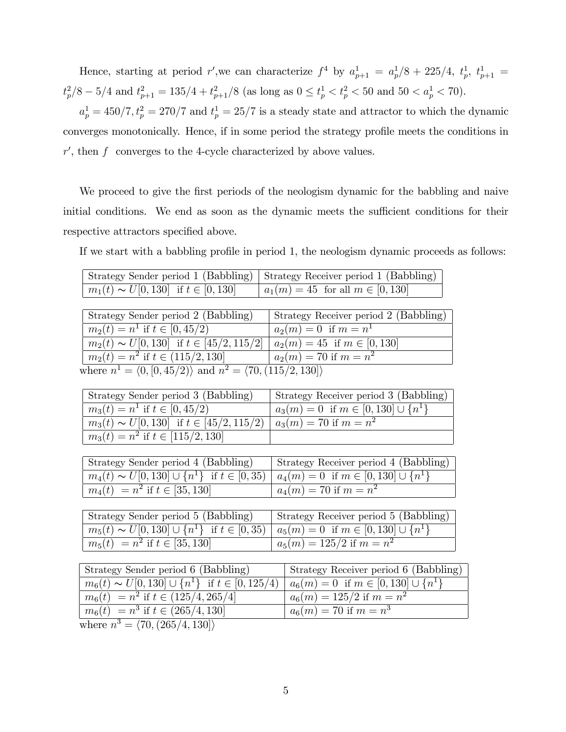Hence, starting at period $r'$,we can characterize $f^4$ by $a^1_{p+1} = a^1_p/8 + 225/4$, $t^1_p$, $t^1_{p+1} = t^2_p/8 - 5/4$ and $t^2_{p+1} = 135/4 + t^2_{p+1}/8$ (as long as $0 \leq t^1_p < t^2_p < 50$ and $50 < a^1_p < 70$).

$a^1_p = 450/7, t^2_p = 270/7$ and $t^1_p = 25/7$ is a steady state and attractor to which the dynamic converges monotonically. Hence, if in some period the strategy profile meets the conditions in $r'$, then $f$ converges to the 4-cycle characterized by above values.

We proceed to give the first periods of the neologism dynamic for the babbling and naive initial conditions. We end as soon as the dynamic meets the sufficient conditions for their respective attractors specified above.

If we start with a babbling profile in period 1, the neologism dynamic proceeds as follows:

| Strategy Sender period 1 (Babbling) | Strategy Receiver period 1 (Babbling) |
|---|---|
| $m_1(t) \sim U[0, 130]$ if $t \in [0, 130]$ | $a_1(m) = 45$ for all $m \in [0, 130]$ |

| Strategy Sender period 2 (Babbling) | Strategy Receiver period 2 (Babbling) |
|---|---|
| $m_2(t) = n^1$ if $t \in [0, 45/2)$ | $a_2(m) = 0$ if $m = n^1$ |
| $m_2(t) \sim U[0, 130]$ if $t \in [45/2, 115/2]$ | $a_2(m) = 45$ if $m \in [0, 130]$ |
| $m_2(t) = n^2$ if $t \in (115/2, 130]$ | $a_2(m) = 70$ if $m = n^2$ |

where $n^1 = \langle 0, [0, 45/2) \rangle$ and $n^2 = \langle 70, (115/2, 130] \rangle$

| Strategy Sender period 3 (Babbling) | Strategy Receiver period 3 (Babbling) |
|---|---|
| $m_3(t) = n^1$ if $t \in [0, 45/2)$ | $a_3(m) = 0$ if $m \in [0, 130] \cup \{n^1\}$ |
| $m_3(t) \sim U[0, 130]$ if $t \in [45/2, 115/2)$ | $a_3(m) = 70$ if $m = n^2$ |
| $m_3(t) = n^2$ if $t \in [115/2, 130]$ | |

| Strategy Sender period 4 (Babbling) | Strategy Receiver period 4 (Babbling) |
|---|---|
| $m_4(t) \sim U[0, 130] \cup \{n^1\}$ if $t \in [0, 35)$ | $a_4(m) = 0$ if $m \in [0, 130] \cup \{n^1\}$ |
| $m_4(t) = n^2$ if $t \in [35, 130]$ | $a_4(m) = 70$ if $m = n^2$ |

| Strategy Sender period 5 (Babbling) | Strategy Receiver period 5 (Babbling) |
|---|---|
| $m_5(t) \sim U[0, 130] \cup \{n^1\}$ if $t \in [0, 35)$ | $a_5(m) = 0$ if $m \in [0, 130] \cup \{n^1\}$ |
| $m_5(t) = n^2$ if $t \in [35, 130]$ | $a_5(m) = 125/2$ if $m = n^2$ |

| Strategy Sender period 6 (Babbling) | Strategy Receiver period 6 (Babbling) |
|---|---|
| $m_6(t) \sim U[0, 130] \cup \{n^1\}$ if $t \in [0, 125/4)$ | $a_6(m) = 0$ if $m \in [0, 130] \cup \{n^1\}$ |
| $m_6(t) = n^2$ if $t \in (125/4, 265/4]$ | $a_6(m) = 125/2$ if $m = n^2$ |
| $m_6(t) = n^3$ if $t \in (265/4, 130]$ | $a_6(m) = 70$ if $m = n^3$ |

where $n^3 = \langle 70, (265/4, 130] \rangle$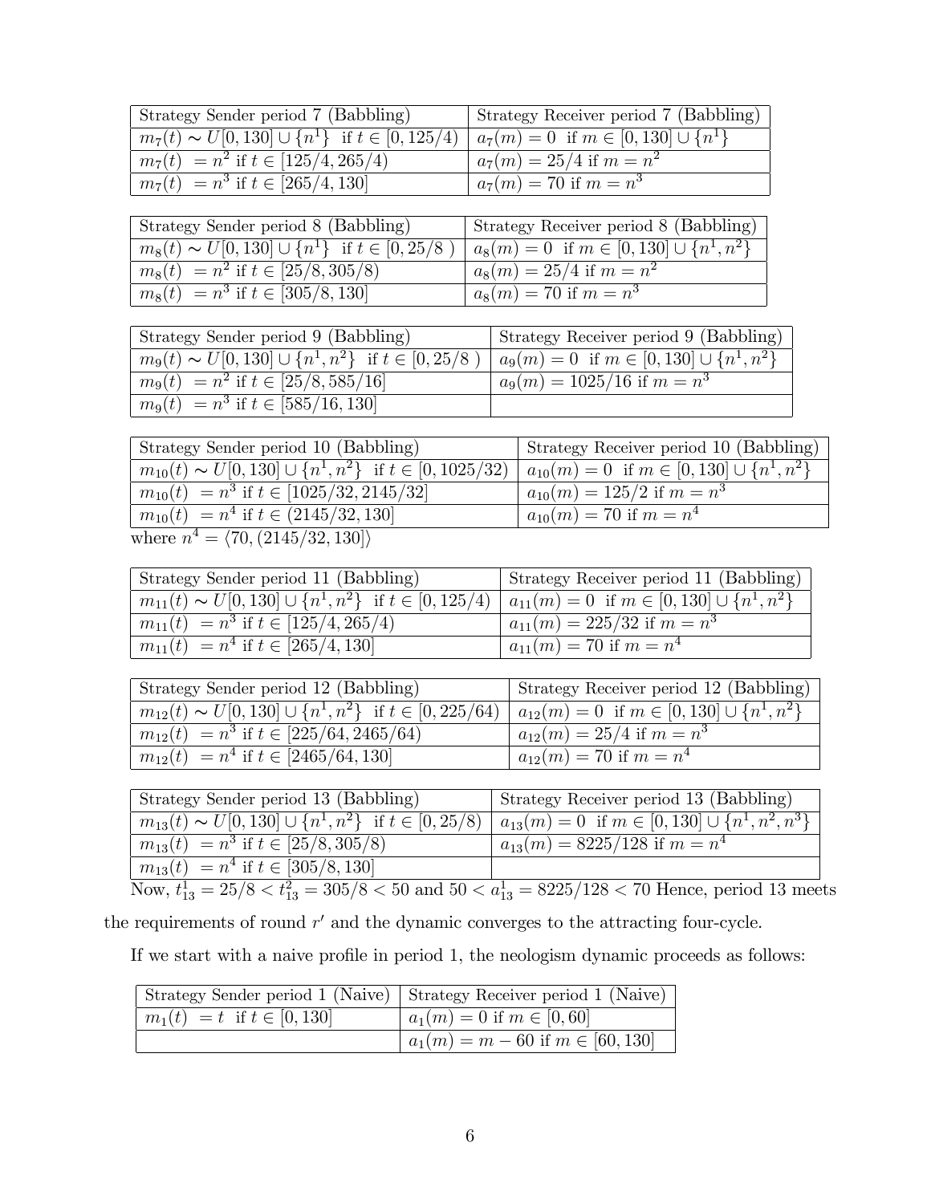| Strategy Sender period 7 (Babbling) | Strategy Receiver period 7 (Babbling) |
|---|---|
| $m_7(t) \sim U[0,130] \cup \{n^1\}$ if $t \in [0, 125/4)$ | $a_7(m) = 0$ if $m \in [0,130] \cup \{n^1\}$ |
| $m_7(t) = n^2$ if $t \in [125/4, 265/4)$ | $a_7(m) = 25/4$ if $m = n^2$ |
| $m_7(t) = n^3$ if $t \in [265/4, 130]$ | $a_7(m) = 70$ if $m = n^3$ |

| Strategy Sender period 8 (Babbling) | Strategy Receiver period 8 (Babbling) |
|---|---|
| $m_8(t) \sim U[0,130] \cup \{n^1\}$ if $t \in [0, 25/8)$ | $a_8(m) = 0$ if $m \in [0,130] \cup \{n^1, n^2\}$ |
| $m_8(t) = n^2$ if $t \in [25/8, 305/8)$ | $a_8(m) = 25/4$ if $m = n^2$ |
| $m_8(t) = n^3$ if $t \in [305/8, 130]$ | $a_8(m) = 70$ if $m = n^3$ |

| Strategy Sender period 9 (Babbling) | Strategy Receiver period 9 (Babbling) |
|---|---|
| $m_9(t) \sim U[0,130] \cup \{n^1, n^2\}$ if $t \in [0, 25/8)$ | $a_9(m) = 0$ if $m \in [0,130] \cup \{n^1, n^2\}$ |
| $m_9(t) = n^2$ if $t \in [25/8, 585/16]$ | $a_9(m) = 1025/16$ if $m = n^3$ |
| $m_9(t) = n^3$ if $t \in [585/16, 130]$ | |

| Strategy Sender period 10 (Babbling) | Strategy Receiver period 10 (Babbling) |
|---|---|
| $m_{10}(t) \sim U[0,130] \cup \{n^1, n^2\}$ if $t \in [0, 1025/32)$ | $a_{10}(m) = 0$ if $m \in [0,130] \cup \{n^1, n^2\}$ |
| $m_{10}(t) = n^3$ if $t \in [1025/32, 2145/32]$ | $a_{10}(m) = 125/2$ if $m = n^3$ |
| $m_{10}(t) = n^4$ if $t \in (2145/32, 130]$ | $a_{10}(m) = 70$ if $m = n^4$ |

where $n^4 = \langle 70, (2145/32, 130] \rangle$

| Strategy Sender period 11 (Babbling) | Strategy Receiver period 11 (Babbling) |
|---|---|
| $m_{11}(t) \sim U[0,130] \cup \{n^1, n^2\}$ if $t \in [0, 125/4)$ | $a_{11}(m) = 0$ if $m \in [0,130] \cup \{n^1, n^2\}$ |
| $m_{11}(t) = n^3$ if $t \in [125/4, 265/4)$ | $a_{11}(m) = 225/32$ if $m = n^3$ |
| $m_{11}(t) = n^4$ if $t \in [265/4, 130]$ | $a_{11}(m) = 70$ if $m = n^4$ |

| Strategy Sender period 12 (Babbling) | Strategy Receiver period 12 (Babbling) |
|---|---|
| $m_{12}(t) \sim U[0,130] \cup \{n^1, n^2\}$ if $t \in [0, 225/64)$ | $a_{12}(m) = 0$ if $m \in [0,130] \cup \{n^1, n^2\}$ |
| $m_{12}(t) = n^3$ if $t \in [225/64, 2465/64)$ | $a_{12}(m) = 25/4$ if $m = n^3$ |
| $m_{12}(t) = n^4$ if $t \in [2465/64, 130]$ | $a_{12}(m) = 70$ if $m = n^4$ |

| Strategy Sender period 13 (Babbling) | Strategy Receiver period 13 (Babbling) |
|---|---|
| $m_{13}(t) \sim U[0,130] \cup \{n^1, n^2\}$ if $t \in [0, 25/8)$ | $a_{13}(m) = 0$ if $m \in [0,130] \cup \{n^1, n^2, n^3\}$ |
| $m_{13}(t) = n^3$ if $t \in [25/8, 305/8)$ | $a_{13}(m) = 8225/128$ if $m = n^4$ |
| $m_{13}(t) = n^4$ if $t \in [305/8, 130]$ | |

Now, $t^1_{13} = 25/8 < t^2_{13} = 305/8 < 50$ and $50 < a^1_{13} = 8225/128 < 70$ Hence, period 13 meets the requirements of round $r'$ and the dynamic converges to the attracting four-cycle.

If we start with a naive profile in period 1, the neologism dynamic proceeds as follows:

| Strategy Sender period 1 (Naive) | Strategy Receiver period 1 (Naive) |
|---|---|
| $m_1(t) = t$ if $t \in [0, 130]$ | $a_1(m) = 0$ if $m \in [0, 60]$ |
| | $a_1(m) = m - 60$ if $m \in [60, 130]$ |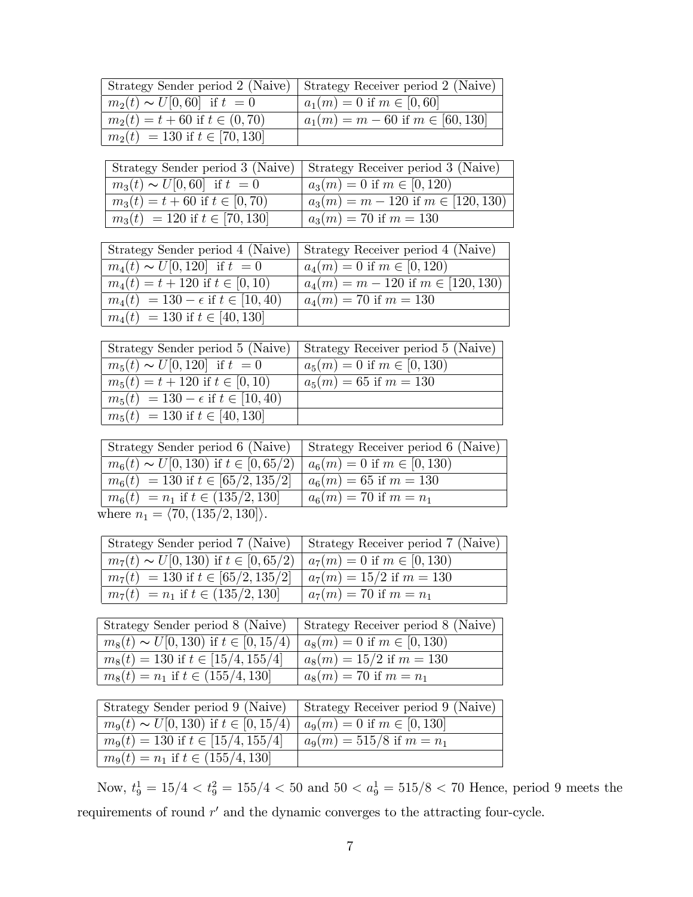| Strategy Sender period 2 (Naive) | Strategy Receiver period 2 (Naive) |
| --- | --- |
| $m_2(t) \sim U[0,60]$ if $t = 0$ | $a_1(m) = 0$ if $m \in [0,60]$ |
| $m_2(t) = t + 60$ if $t \in (0,70)$ | $a_1(m) = m - 60$ if $m \in [60,130]$ |
| $m_2(t) = 130$ if $t \in [70,130]$ | |

| Strategy Sender period 3 (Naive) | Strategy Receiver period 3 (Naive) |
| --- | --- |
| $m_3(t) \sim U[0,60]$ if $t = 0$ | $a_3(m) = 0$ if $m \in [0,120)$ |
| $m_3(t) = t + 60$ if $t \in [0,70)$ | $a_3(m) = m - 120$ if $m \in [120,130)$ |
| $m_3(t) = 120$ if $t \in [70,130]$ | $a_3(m) = 70$ if $m = 130$ |

| Strategy Sender period 4 (Naive) | Strategy Receiver period 4 (Naive) |
| --- | --- |
| $m_4(t) \sim U[0,120]$ if $t = 0$ | $a_4(m) = 0$ if $m \in [0,120)$ |
| $m_4(t) = t + 120$ if $t \in [0,10)$ | $a_4(m) = m - 120$ if $m \in [120,130)$ |
| $m_4(t) = 130 - \epsilon$ if $t \in [10,40)$ | $a_4(m) = 70$ if $m = 130$ |
| $m_4(t) = 130$ if $t \in [40,130]$ | |

| Strategy Sender period 5 (Naive) | Strategy Receiver period 5 (Naive) |
| --- | --- |
| $m_5(t) \sim U[0,120]$ if $t = 0$ | $a_5(m) = 0$ if $m \in [0,130)$ |
| $m_5(t) = t + 120$ if $t \in [0,10)$ | $a_5(m) = 65$ if $m = 130$ |
| $m_5(t) = 130 - \epsilon$ if $t \in [10,40)$ | |
| $m_5(t) = 130$ if $t \in [40,130]$ | |

| Strategy Sender period 6 (Naive) | Strategy Receiver period 6 (Naive) |
| --- | --- |
| $m_6(t) \sim U[0,130)$ if $t \in [0,65/2)$ | $a_6(m) = 0$ if $m \in [0,130)$ |
| $m_6(t) = 130$ if $t \in [65/2,135/2]$ | $a_6(m) = 65$ if $m = 130$ |
| $m_6(t) = n_1$ if $t \in (135/2,130]$ | $a_6(m) = 70$ if $m = n_1$ |

where $n_1 = \langle 70, (135/2, 130] \rangle$.

| Strategy Sender period 7 (Naive) | Strategy Receiver period 7 (Naive) |
| --- | --- |
| $m_7(t) \sim U[0,130)$ if $t \in [0,65/2)$ | $a_7(m) = 0$ if $m \in [0,130)$ |
| $m_7(t) = 130$ if $t \in [65/2,135/2]$ | $a_7(m) = 15/2$ if $m = 130$ |
| $m_7(t) = n_1$ if $t \in (135/2,130]$ | $a_7(m) = 70$ if $m = n_1$ |

| Strategy Sender period 8 (Naive) | Strategy Receiver period 8 (Naive) |
| --- | --- |
| $m_8(t) \sim U[0,130)$ if $t \in [0,15/4)$ | $a_8(m) = 0$ if $m \in [0,130)$ |
| $m_8(t) = 130$ if $t \in [15/4,155/4]$ | $a_8(m) = 15/2$ if $m = 130$ |
| $m_8(t) = n_1$ if $t \in (155/4,130]$ | $a_8(m) = 70$ if $m = n_1$ |

| Strategy Sender period 9 (Naive) | Strategy Receiver period 9 (Naive) |
| --- | --- |
| $m_9(t) \sim U[0,130)$ if $t \in [0,15/4)$ | $a_9(m) = 0$ if $m \in [0,130]$ |
| $m_9(t) = 130$ if $t \in [15/4,155/4]$ | $a_9(m) = 515/8$ if $m = n_1$ |
| $m_9(t) = n_1$ if $t \in (155/4,130]$ | |

Now, $t_9^1 = 15/4 < t_9^2 = 155/4 < 50$ and $50 < a_9^1 = 515/8 < 70$ Hence, period 9 meets the requirements of round $r'$ and the dynamic converges to the attracting four-cycle.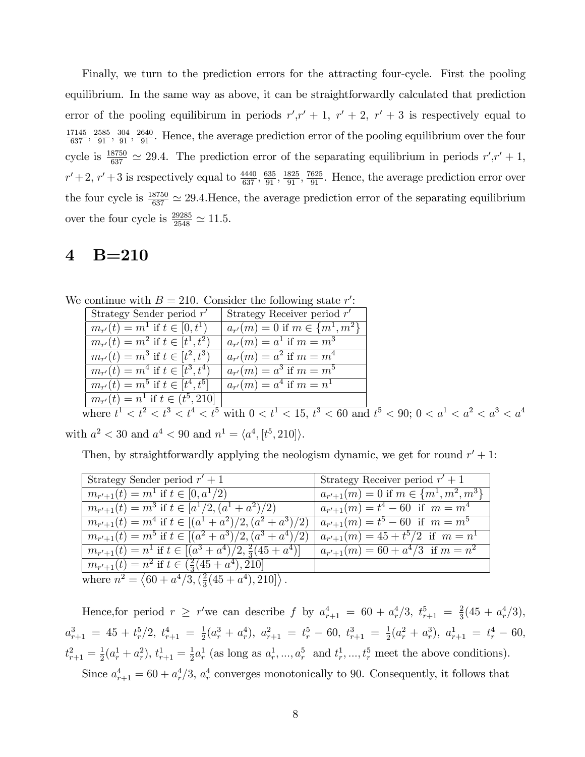Finally, we turn to the prediction errors for the attracting four-cycle. First the pooling equilibrium. In the same way as above, it can be straightforwardly calculated that prediction error of the pooling equilibirum in periods $r'$,$r'+1$, $r'+2$, $r'+3$ is respectively equal to $\frac{17145}{637}$, $\frac{2585}{91}$, $\frac{304}{91}$, $\frac{2640}{91}$. Hence, the average prediction error of the pooling equilibrium over the four cycle is $\frac{18750}{637} \simeq 29.4$. The prediction error of the separating equilibrium in periods $r'$,$r'+1$, $r'+2$, $r'+3$ is respectively equal to $\frac{4440}{637}$, $\frac{635}{91}$, $\frac{1825}{91}$, $\frac{7625}{91}$. Hence, the average prediction error over the four cycle is $\frac{18750}{637} \simeq 29.4$.Hence, the average prediction error of the separating equilibrium over the four cycle is $\frac{29285}{2548} \simeq 11.5$.

# 4 B=210

We continue with $B = 210$. Consider the following state $r'$:

| Strategy Sender period $r'$ | Strategy Receiver period $r'$ |
|---|---|
| $m_{r'}(t) = m^1$ if $t \in [0, t^1)$ | $a_{r'}(m) = 0$ if $m \in \{m^1, m^2\}$ |
| $m_{r'}(t) = m^2$ if $t \in [t^1, t^2)$ | $a_{r'}(m) = a^1$ if $m = m^3$ |
| $m_{r'}(t) = m^3$ if $t \in [t^2, t^3)$ | $a_{r'}(m) = a^2$ if $m = m^4$ |
| $m_{r'}(t) = m^4$ if $t \in [t^3, t^4)$ | $a_{r'}(m) = a^3$ if $m = m^5$ |
| $m_{r'}(t) = m^5$ if $t \in [t^4, t^5]$ | $a_{r'}(m) = a^4$ if $m = n^1$ |
| $m_{r'}(t) = n^1$ if $t \in (t^5, 210]$ | |

where $t^1 < t^2 < t^3 < t^4 < t^5$ with $0 < t^1 < 15$, $t^3 < 60$ and $t^5 < 90$; $0 < a^1 < a^2 < a^3 < a^4$ with $a^2 < 30$ and $a^4 < 90$ and $n^1 = \langle a^4, [t^5, 210] \rangle$.

Then, by straightforwardly applying the neologism dynamic, we get for round $r'+1$:

| Strategy Sender period $r'+1$ | Strategy Receiver period $r'+1$ |
|---|---|
| $m_{r'+1}(t) = m^1$ if $t \in [0, a^1/2)$ | $a_{r'+1}(m) = 0$ if $m \in \{m^1, m^2, m^3\}$ |
| $m_{r'+1}(t) = m^3$ if $t \in [a^1/2, (a^1+a^2)/2)$ | $a_{r'+1}(m) = t^4 - 60$ if $m = m^4$ |
| $m_{r'+1}(t) = m^4$ if $t \in [(a^1+a^2)/2, (a^2+a^3)/2)$ | $a_{r'+1}(m) = t^5 - 60$ if $m = m^5$ |
| $m_{r'+1}(t) = m^5$ if $t \in [(a^2+a^3)/2, (a^3+a^4)/2)$ | $a_{r'+1}(m) = 45 + t^5/2$ if $m = n^1$ |
| $m_{r'+1}(t) = n^1$ if $t \in [(a^3+a^4)/2, \frac{2}{3}(45 + a^4)]$ | $a_{r'+1}(m) = 60 + a^4/3$ if $m = n^2$ |
| $m_{r'+1}(t) = n^2$ if $t \in (\frac{2}{3}(45 + a^4), 210]$ | |

where $n^2 = \left\langle 60 + a^4/3, (\frac{2}{3}(45 + a^4), 210] \right\rangle$.

Hence,for period $r \geq r'$we can describe $f$ by $a^4_{r+1} = 60 + a^4_r/3$, $t^5_{r+1} = \frac{2}{3}(45 + a^4_r/3)$, $a^3_{r+1} = 45 + t^5_r/2$, $t^4_{r+1} = \frac{1}{2}(a^3_r + a^4_r)$, $a^2_{r+1} = t^5_r - 60$, $t^3_{r+1} = \frac{1}{2}(a^2_r + a^3_r)$, $a^1_{r+1} = t^4_r - 60$, $t^2_{r+1} = \frac{1}{2}(a^1_r + a^2_r)$, $t^1_{r+1} = \frac{1}{2}a^1_r$ (as long as $a^1_r, ..., a^5_r$ and $t^1_r, ..., t^5_r$ meet the above conditions).

Since $a^4_{r+1} = 60 + a^4_r/3$, $a^4_r$ converges monotonically to 90. Consequently, it follows that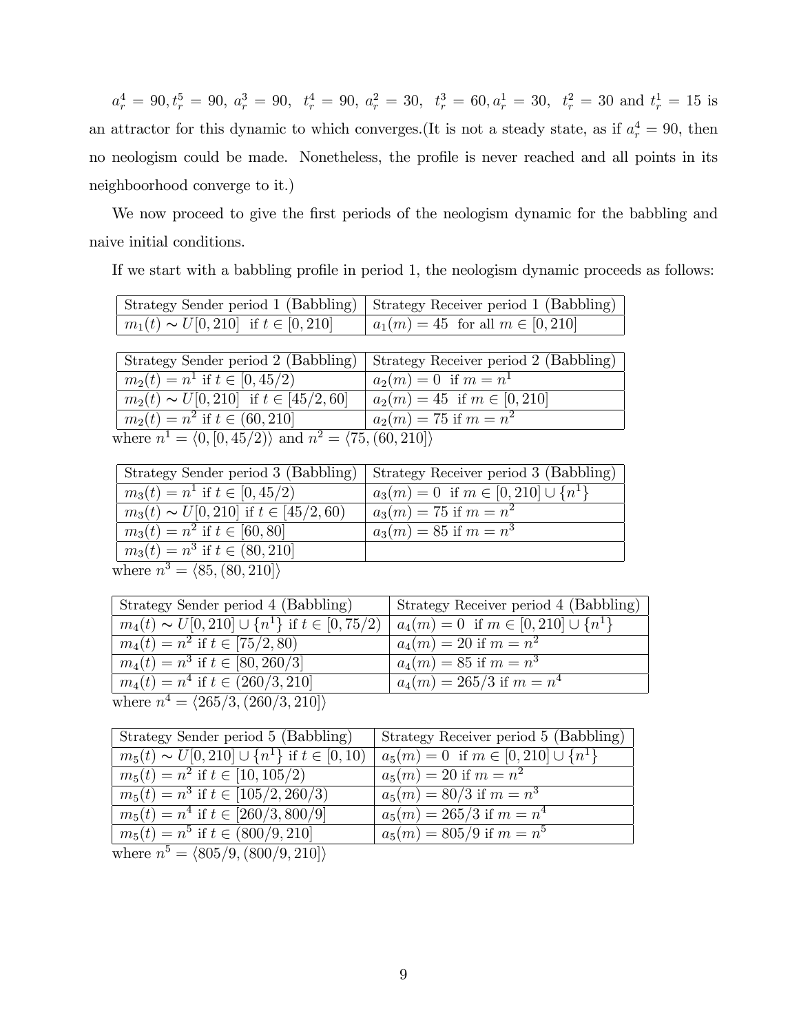$a_r^4 = 90, t_r^5 = 90,\ a_r^3 = 90,\ \ t_r^4 = 90,\ a_r^2 = 30,\ \ t_r^3 = 60, a_r^1 = 30,\ \ t_r^2 = 30$ and $t_r^1 = 15$ is an attractor for this dynamic to which converges.(It is not a steady state, as if $a_r^4 = 90$, then no neologism could be made. Nonetheless, the profile is never reached and all points in its neighboorhood converge to it.)

We now proceed to give the first periods of the neologism dynamic for the babbling and naive initial conditions.

If we start with a babbling profile in period 1, the neologism dynamic proceeds as follows:

| Strategy Sender period 1 (Babbling) | Strategy Receiver period 1 (Babbling) |
|---|---|
| $m_1(t) \sim U[0, 210]$ if $t \in [0, 210]$ | $a_1(m) = 45$ for all $m \in [0, 210]$ |

| Strategy Sender period 2 (Babbling) | Strategy Receiver period 2 (Babbling) |
|---|---|
| $m_2(t) = n^1$ if $t \in [0, 45/2)$ | $a_2(m) = 0$ if $m = n^1$ |
| $m_2(t) \sim U[0, 210]$ if $t \in [45/2, 60]$ | $a_2(m) = 45$ if $m \in [0, 210]$ |
| $m_2(t) = n^2$ if $t \in (60, 210]$ | $a_2(m) = 75$ if $m = n^2$ |

where $n^1 = \langle 0, [0, 45/2) \rangle$ and $n^2 = \langle 75, (60, 210] \rangle$

| Strategy Sender period 3 (Babbling) | Strategy Receiver period 3 (Babbling) |
|---|---|
| $m_3(t) = n^1$ if $t \in [0, 45/2)$ | $a_3(m) = 0$ if $m \in [0, 210] \cup \{n^1\}$ |
| $m_3(t) \sim U[0, 210]$ if $t \in [45/2, 60)$ | $a_3(m) = 75$ if $m = n^2$ |
| $m_3(t) = n^2$ if $t \in [60, 80]$ | $a_3(m) = 85$ if $m = n^3$ |
| $m_3(t) = n^3$ if $t \in (80, 210]$ | |

where $n^3 = \langle 85, (80, 210] \rangle$

| Strategy Sender period 4 (Babbling) | Strategy Receiver period 4 (Babbling) |
|---|---|
| $m_4(t) \sim U[0, 210] \cup \{n^1\}$ if $t \in [0, 75/2)$ | $a_4(m) = 0$ if $m \in [0, 210] \cup \{n^1\}$ |
| $m_4(t) = n^2$ if $t \in [75/2, 80)$ | $a_4(m) = 20$ if $m = n^2$ |
| $m_4(t) = n^3$ if $t \in [80, 260/3]$ | $a_4(m) = 85$ if $m = n^3$ |
| $m_4(t) = n^4$ if $t \in (260/3, 210]$ | $a_4(m) = 265/3$ if $m = n^4$ |

where $n^4 = \langle 265/3, (260/3, 210] \rangle$

| Strategy Sender period 5 (Babbling) | Strategy Receiver period 5 (Babbling) |
|---|---|
| $m_5(t) \sim U[0, 210] \cup \{n^1\}$ if $t \in [0, 10)$ | $a_5(m) = 0$ if $m \in [0, 210] \cup \{n^1\}$ |
| $m_5(t) = n^2$ if $t \in [10, 105/2)$ | $a_5(m) = 20$ if $m = n^2$ |
| $m_5(t) = n^3$ if $t \in [105/2, 260/3)$ | $a_5(m) = 80/3$ if $m = n^3$ |
| $m_5(t) = n^4$ if $t \in [260/3, 800/9]$ | $a_5(m) = 265/3$ if $m = n^4$ |
| $m_5(t) = n^5$ if $t \in (800/9, 210]$ | $a_5(m) = 805/9$ if $m = n^5$ |

where $n^5 = \langle 805/9, (800/9, 210] \rangle$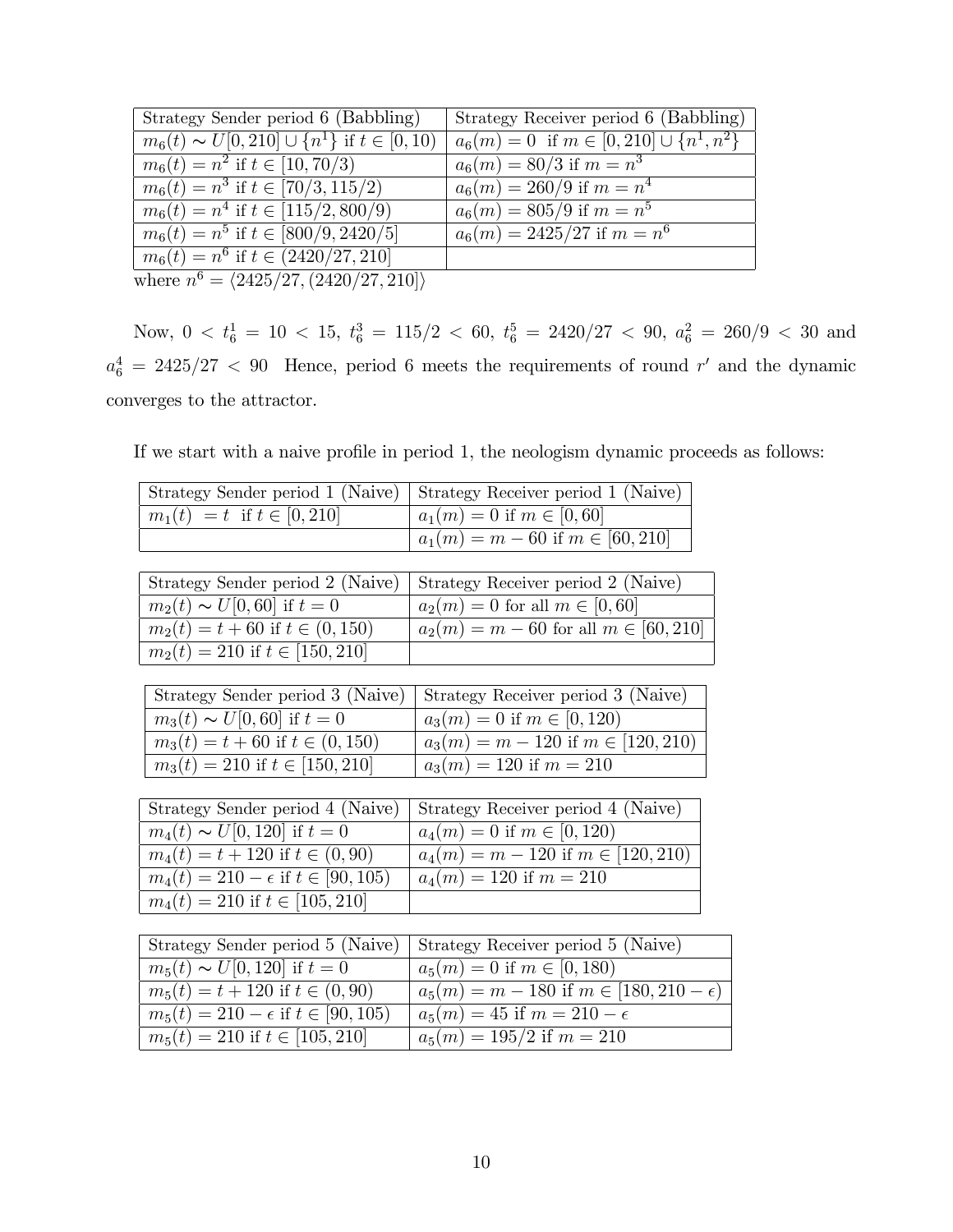| Strategy Sender period 6 (Babbling) | Strategy Receiver period 6 (Babbling) |
|---|---|
| $m_6(t) \sim U[0,210] \cup \{n^1\}$ if $t \in [0,10)$ | $a_6(m) = 0$ if $m \in [0,210] \cup \{n^1, n^2\}$ |
| $m_6(t) = n^2$ if $t \in [10, 70/3)$ | $a_6(m) = 80/3$ if $m = n^3$ |
| $m_6(t) = n^3$ if $t \in [70/3, 115/2)$ | $a_6(m) = 260/9$ if $m = n^4$ |
| $m_6(t) = n^4$ if $t \in [115/2, 800/9)$ | $a_6(m) = 805/9$ if $m = n^5$ |
| $m_6(t) = n^5$ if $t \in [800/9, 2420/5]$ | $a_6(m) = 2425/27$ if $m = n^6$ |
| $m_6(t) = n^6$ if $t \in (2420/27, 210]$ | |

where $n^6 = \langle 2425/27, (2420/27, 210] \rangle$

Now, $0 < t_6^1 = 10 < 15$, $t_6^3 = 115/2 < 60$, $t_6^5 = 2420/27 < 90$, $a_6^2 = 260/9 < 30$ and $a_6^4 = 2425/27 < 90$ Hence, period 6 meets the requirements of round $r'$ and the dynamic converges to the attractor.

If we start with a naive profile in period 1, the neologism dynamic proceeds as follows:

| Strategy Sender period 1 (Naive) | Strategy Receiver period 1 (Naive) |
|---|---|
| $m_1(t) = t$ if $t \in [0,210]$ | $a_1(m) = 0$ if $m \in [0,60]$ |
| | $a_1(m) = m - 60$ if $m \in [60,210]$ |

| Strategy Sender period 2 (Naive) | Strategy Receiver period 2 (Naive) |
|---|---|
| $m_2(t) \sim U[0,60]$ if $t = 0$ | $a_2(m) = 0$ for all $m \in [0,60]$ |
| $m_2(t) = t + 60$ if $t \in (0,150)$ | $a_2(m) = m - 60$ for all $m \in [60,210]$ |
| $m_2(t) = 210$ if $t \in [150,210]$ | |

| Strategy Sender period 3 (Naive) | Strategy Receiver period 3 (Naive) |
|---|---|
| $m_3(t) \sim U[0,60]$ if $t = 0$ | $a_3(m) = 0$ if $m \in [0,120)$ |
| $m_3(t) = t + 60$ if $t \in (0,150)$ | $a_3(m) = m - 120$ if $m \in [120,210)$ |
| $m_3(t) = 210$ if $t \in [150,210]$ | $a_3(m) = 120$ if $m = 210$ |

| Strategy Sender period 4 (Naive) | Strategy Receiver period 4 (Naive) |
|---|---|
| $m_4(t) \sim U[0,120]$ if $t = 0$ | $a_4(m) = 0$ if $m \in [0,120)$ |
| $m_4(t) = t + 120$ if $t \in (0,90)$ | $a_4(m) = m - 120$ if $m \in [120,210)$ |
| $m_4(t) = 210 - \epsilon$ if $t \in [90,105)$ | $a_4(m) = 120$ if $m = 210$ |
| $m_4(t) = 210$ if $t \in [105,210]$ | |

| Strategy Sender period 5 (Naive) | Strategy Receiver period 5 (Naive) |
|---|---|
| $m_5(t) \sim U[0,120]$ if $t = 0$ | $a_5(m) = 0$ if $m \in [0,180)$ |
| $m_5(t) = t + 120$ if $t \in (0,90)$ | $a_5(m) = m - 180$ if $m \in [180, 210 - \epsilon)$ |
| $m_5(t) = 210 - \epsilon$ if $t \in [90,105)$ | $a_5(m) = 45$ if $m = 210 - \epsilon$ |
| $m_5(t) = 210$ if $t \in [105,210]$ | $a_5(m) = 195/2$ if $m = 210$ |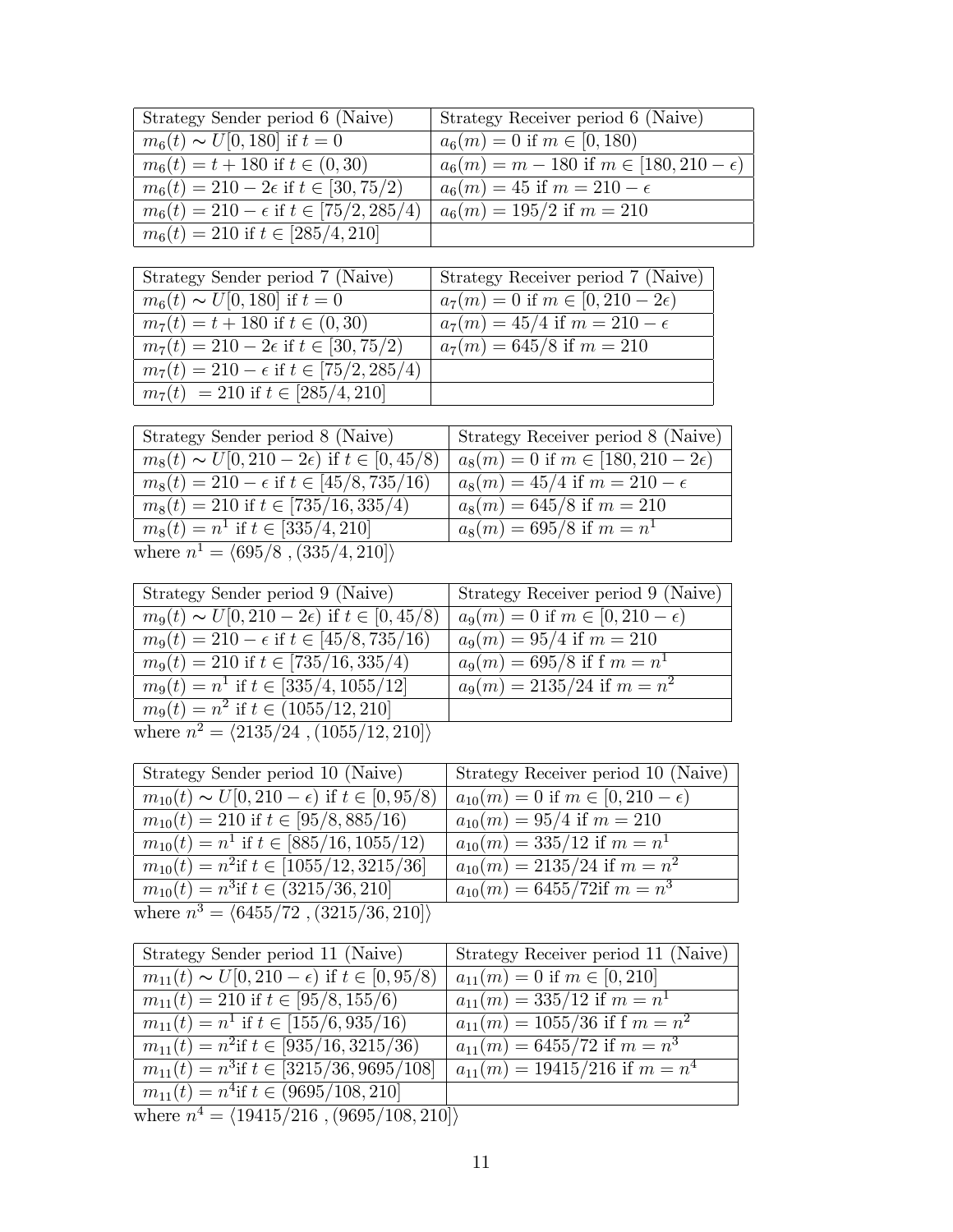| Strategy Sender period 6 (Naive) | Strategy Receiver period 6 (Naive) |
| --- | --- |
| $m_6(t) \sim U[0, 180]$ if $t = 0$ | $a_6(m) = 0$ if $m \in [0, 180)$ |
| $m_6(t) = t + 180$ if $t \in (0, 30)$ | $a_6(m) = m - 180$ if $m \in [180, 210 - \epsilon)$ |
| $m_6(t) = 210 - 2\epsilon$ if $t \in [30, 75/2)$ | $a_6(m) = 45$ if $m = 210 - \epsilon$ |
| $m_6(t) = 210 - \epsilon$ if $t \in [75/2, 285/4)$ | $a_6(m) = 195/2$ if $m = 210$ |
| $m_6(t) = 210$ if $t \in [285/4, 210]$ | |

| Strategy Sender period 7 (Naive) | Strategy Receiver period 7 (Naive) |
| --- | --- |
| $m_6(t) \sim U[0, 180]$ if $t = 0$ | $a_7(m) = 0$ if $m \in [0, 210 - 2\epsilon)$ |
| $m_7(t) = t + 180$ if $t \in (0, 30)$ | $a_7(m) = 45/4$ if $m = 210 - \epsilon$ |
| $m_7(t) = 210 - 2\epsilon$ if $t \in [30, 75/2)$ | $a_7(m) = 645/8$ if $m = 210$ |
| $m_7(t) = 210 - \epsilon$ if $t \in [75/2, 285/4)$ | |
| $m_7(t) = 210$ if $t \in [285/4, 210]$ | |

| Strategy Sender period 8 (Naive) | Strategy Receiver period 8 (Naive) |
| --- | --- |
| $m_8(t) \sim U[0, 210 - 2\epsilon)$ if $t \in [0, 45/8)$ | $a_8(m) = 0$ if $m \in [180, 210 - 2\epsilon)$ |
| $m_8(t) = 210 - \epsilon$ if $t \in [45/8, 735/16)$ | $a_8(m) = 45/4$ if $m = 210 - \epsilon$ |
| $m_8(t) = 210$ if $t \in [735/16, 335/4)$ | $a_8(m) = 645/8$ if $m = 210$ |
| $m_8(t) = n^1$ if $t \in [335/4, 210]$ | $a_8(m) = 695/8$ if $m = n^1$ |

where $n^1 = \langle 695/8 \ , (335/4, 210] \rangle$

| Strategy Sender period 9 (Naive) | Strategy Receiver period 9 (Naive) |
| --- | --- |
| $m_9(t) \sim U[0, 210 - 2\epsilon)$ if $t \in [0, 45/8)$ | $a_9(m) = 0$ if $m \in [0, 210 - \epsilon)$ |
| $m_9(t) = 210 - \epsilon$ if $t \in [45/8, 735/16)$ | $a_9(m) = 95/4$ if $m = 210$ |
| $m_9(t) = 210$ if $t \in [735/16, 335/4)$ | $a_9(m) = 695/8$ if f $m = n^1$ |
| $m_9(t) = n^1$ if $t \in [335/4, 1055/12]$ | $a_9(m) = 2135/24$ if $m = n^2$ |
| $m_9(t) = n^2$ if $t \in (1055/12, 210]$ | |

where $n^2 = \langle 2135/24 \ , (1055/12, 210] \rangle$

| Strategy Sender period 10 (Naive) | Strategy Receiver period 10 (Naive) |
| --- | --- |
| $m_{10}(t) \sim U[0, 210 - \epsilon)$ if $t \in [0, 95/8)$ | $a_{10}(m) = 0$ if $m \in [0, 210 - \epsilon)$ |
| $m_{10}(t) = 210$ if $t \in [95/8, 885/16)$ | $a_{10}(m) = 95/4$ if $m = 210$ |
| $m_{10}(t) = n^1$ if $t \in [885/16, 1055/12)$ | $a_{10}(m) = 335/12$ if $m = n^1$ |
| $m_{10}(t) = n^2$if $t \in [1055/12, 3215/36]$ | $a_{10}(m) = 2135/24$ if $m = n^2$ |
| $m_{10}(t) = n^3$if $t \in (3215/36, 210]$ | $a_{10}(m) = 6455/72$if $m = n^3$ |

where $n^3 = \langle 6455/72 \ , (3215/36, 210] \rangle$

| Strategy Sender period 11 (Naive) | Strategy Receiver period 11 (Naive) |
| --- | --- |
| $m_{11}(t) \sim U[0, 210 - \epsilon)$ if $t \in [0, 95/8)$ | $a_{11}(m) = 0$ if $m \in [0, 210]$ |
| $m_{11}(t) = 210$ if $t \in [95/8, 155/6)$ | $a_{11}(m) = 335/12$ if $m = n^1$ |
| $m_{11}(t) = n^1$ if $t \in [155/6, 935/16)$ | $a_{11}(m) = 1055/36$ if f $m = n^2$ |
| $m_{11}(t) = n^2$if $t \in [935/16, 3215/36)$ | $a_{11}(m) = 6455/72$ if $m = n^3$ |
| $m_{11}(t) = n^3$if $t \in [3215/36, 9695/108]$ | $a_{11}(m) = 19415/216$ if $m = n^4$ |
| $m_{11}(t) = n^4$if $t \in (9695/108, 210]$ | |

where $n^4 = \langle 19415/216 \ , (9695/108, 210] \rangle$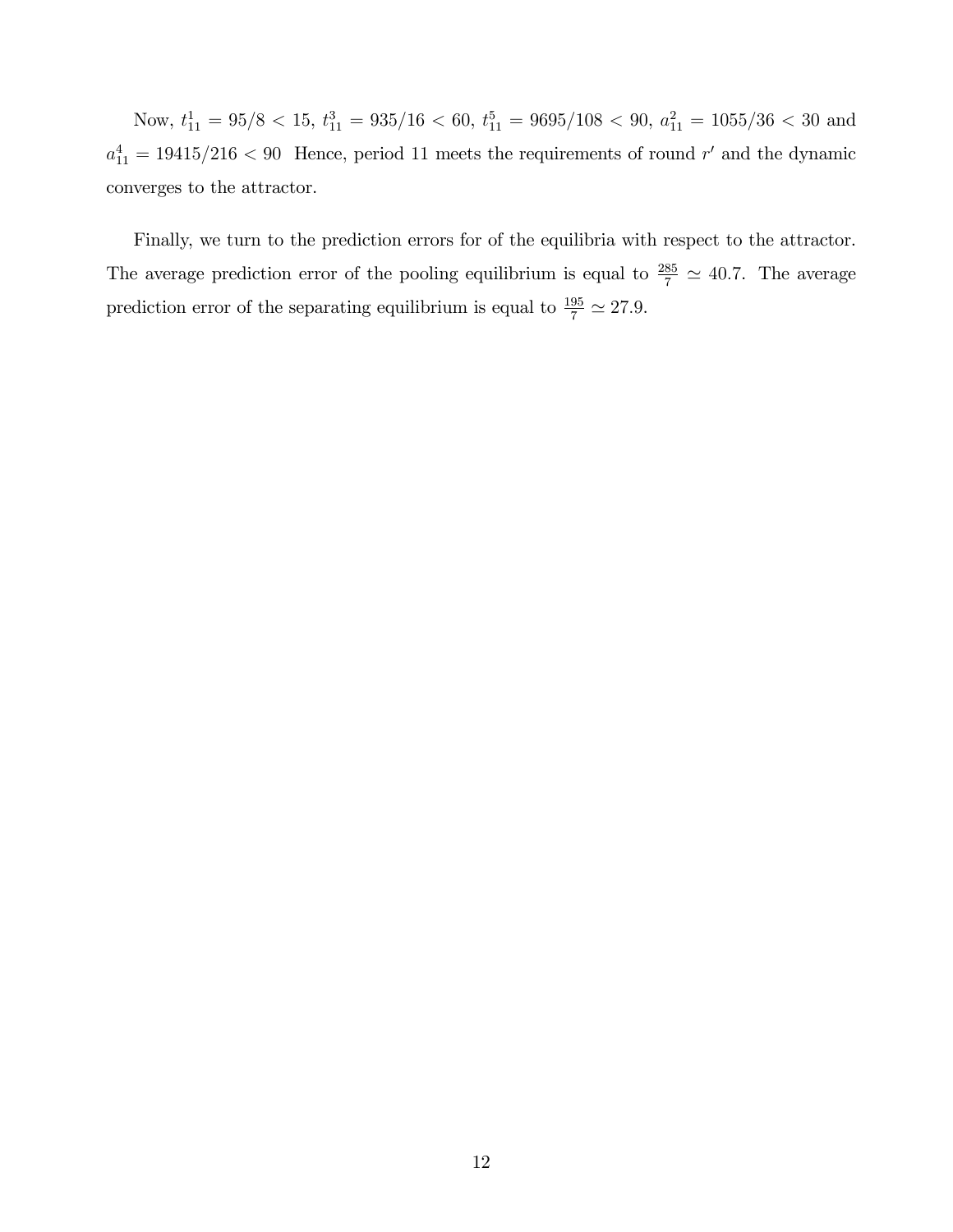Now, $t^1_{11} = 95/8 < 15$, $t^3_{11} = 935/16 < 60$, $t^5_{11} = 9695/108 < 90$, $a^2_{11} = 1055/36 < 30$ and $a^4_{11} = 19415/216 < 90$ Hence, period 11 meets the requirements of round $r'$ and the dynamic converges to the attractor.

Finally, we turn to the prediction errors for of the equilibria with respect to the attractor. The average prediction error of the pooling equilibrium is equal to $\frac{285}{7} \simeq 40.7$. The average prediction error of the separating equilibrium is equal to $\frac{195}{7} \simeq 27.9$.